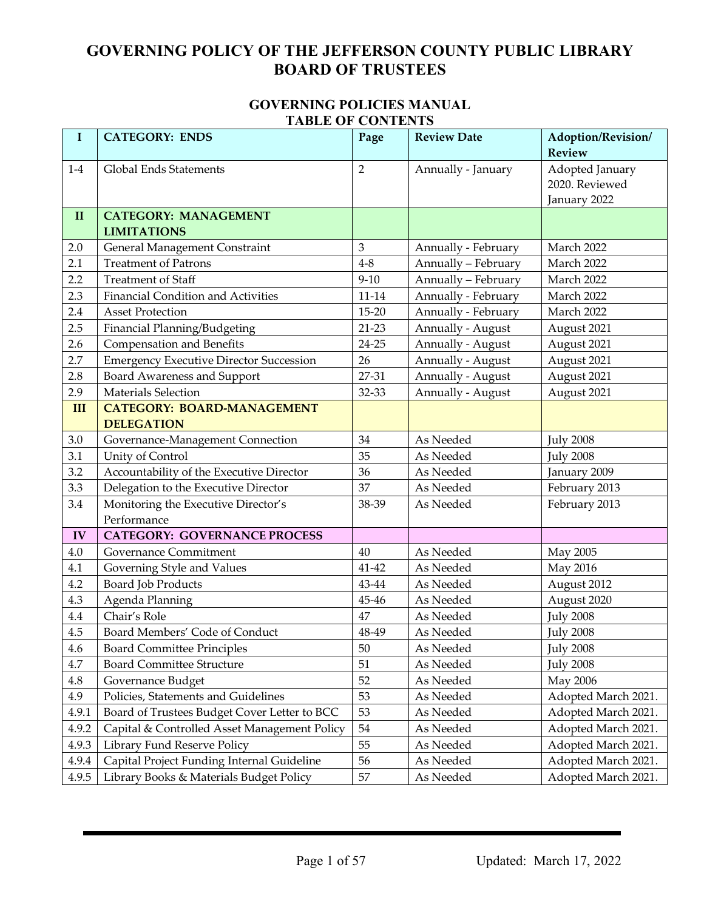# GOVERNING POLICY OF THE JEFFERSON COUNTY PUBLIC LIBRARY BOARD OF TRUSTEES

## GOVERNING POLICIES MANUAL
## TABLE OF CONTENTS

| I | CATEGORY: ENDS | Page | Review Date | Adoption/Revision/ Review |
|---|---|---|---|---|
| 1-4 | Global Ends Statements | 2 | Annually - January | Adopted January 2020. Reviewed January 2022 |
| **II** | **CATEGORY: MANAGEMENT LIMITATIONS** | | | |
| 2.0 | General Management Constraint | 3 | Annually - February | March 2022 |
| 2.1 | Treatment of Patrons | 4-8 | Annually – February | March 2022 |
| 2.2 | Treatment of Staff | 9-10 | Annually – February | March 2022 |
| 2.3 | Financial Condition and Activities | 11-14 | Annually - February | March 2022 |
| 2.4 | Asset Protection | 15-20 | Annually - February | March 2022 |
| 2.5 | Financial Planning/Budgeting | 21-23 | Annually - August | August 2021 |
| 2.6 | Compensation and Benefits | 24-25 | Annually - August | August 2021 |
| 2.7 | Emergency Executive Director Succession | 26 | Annually - August | August 2021 |
| 2.8 | Board Awareness and Support | 27-31 | Annually - August | August 2021 |
| 2.9 | Materials Selection | 32-33 | Annually - August | August 2021 |
| **III** | **CATEGORY: BOARD-MANAGEMENT DELEGATION** | | | |
| 3.0 | Governance-Management Connection | 34 | As Needed | July 2008 |
| 3.1 | Unity of Control | 35 | As Needed | July 2008 |
| 3.2 | Accountability of the Executive Director | 36 | As Needed | January 2009 |
| 3.3 | Delegation to the Executive Director | 37 | As Needed | February 2013 |
| 3.4 | Monitoring the Executive Director's Performance | 38-39 | As Needed | February 2013 |
| **IV** | **CATEGORY: GOVERNANCE PROCESS** | | | |
| 4.0 | Governance Commitment | 40 | As Needed | May 2005 |
| 4.1 | Governing Style and Values | 41-42 | As Needed | May 2016 |
| 4.2 | Board Job Products | 43-44 | As Needed | August 2012 |
| 4.3 | Agenda Planning | 45-46 | As Needed | August 2020 |
| 4.4 | Chair's Role | 47 | As Needed | July 2008 |
| 4.5 | Board Members' Code of Conduct | 48-49 | As Needed | July 2008 |
| 4.6 | Board Committee Principles | 50 | As Needed | July 2008 |
| 4.7 | Board Committee Structure | 51 | As Needed | July 2008 |
| 4.8 | Governance Budget | 52 | As Needed | May 2006 |
| 4.9 | Policies, Statements and Guidelines | 53 | As Needed | Adopted March 2021. |
| 4.9.1 | Board of Trustees Budget Cover Letter to BCC | 53 | As Needed | Adopted March 2021. |
| 4.9.2 | Capital & Controlled Asset Management Policy | 54 | As Needed | Adopted March 2021. |
| 4.9.3 | Library Fund Reserve Policy | 55 | As Needed | Adopted March 2021. |
| 4.9.4 | Capital Project Funding Internal Guideline | 56 | As Needed | Adopted March 2021. |
| 4.9.5 | Library Books & Materials Budget Policy | 57 | As Needed | Adopted March 2021. |

Updated: March 17, 2022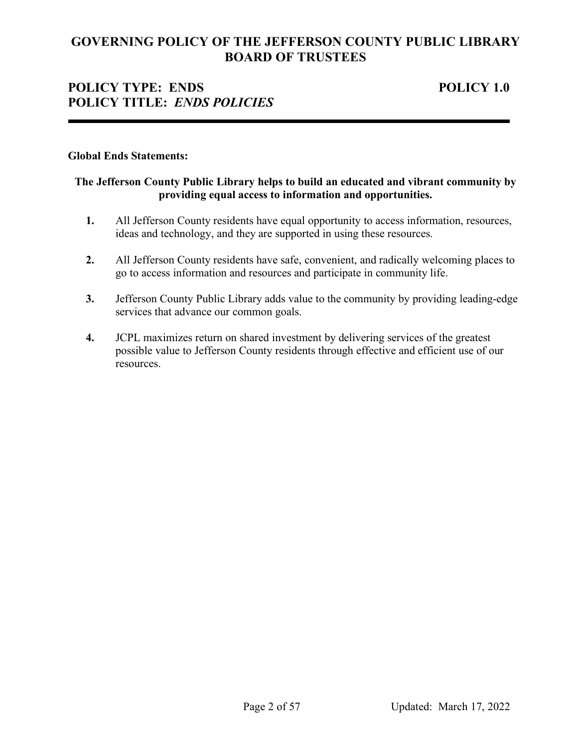# GOVERNING POLICY OF THE JEFFERSON COUNTY PUBLIC LIBRARY BOARD OF TRUSTEES

## POLICY TYPE: ENDS — POLICY 1.0
## POLICY TITLE: *ENDS POLICIES*

---

**Global Ends Statements:**

**The Jefferson County Public Library helps to build an educated and vibrant community by providing equal access to information and opportunities.**

1. All Jefferson County residents have equal opportunity to access information, resources, ideas and technology, and they are supported in using these resources.

2. All Jefferson County residents have safe, convenient, and radically welcoming places to go to access information and resources and participate in community life.

3. Jefferson County Public Library adds value to the community by providing leading-edge services that advance our common goals.

4. JCPL maximizes return on shared investment by delivering services of the greatest possible value to Jefferson County residents through effective and efficient use of our resources.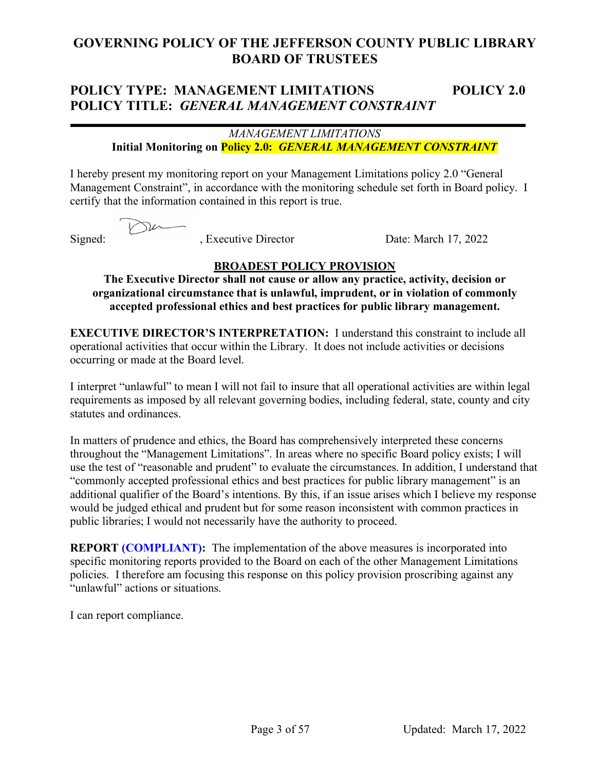# GOVERNING POLICY OF THE JEFFERSON COUNTY PUBLIC LIBRARY BOARD OF TRUSTEES

## POLICY TYPE: MANAGEMENT LIMITATIONS POLICY 2.0
## POLICY TITLE: *GENERAL MANAGEMENT CONSTRAINT*

---

*MANAGEMENT LIMITATIONS*

**Initial Monitoring on Policy 2.0: *GENERAL MANAGEMENT CONSTRAINT***

I hereby present my monitoring report on your Management Limitations policy 2.0 "General Management Constraint", in accordance with the monitoring schedule set forth in Board policy. I certify that the information contained in this report is true.

Signed: ____________, Executive Director Date: March 17, 2022

**BROADEST POLICY PROVISION**

**The Executive Director shall not cause or allow any practice, activity, decision or organizational circumstance that is unlawful, imprudent, or in violation of commonly accepted professional ethics and best practices for public library management.**

**EXECUTIVE DIRECTOR'S INTERPRETATION:** I understand this constraint to include all operational activities that occur within the Library. It does not include activities or decisions occurring or made at the Board level.

I interpret "unlawful" to mean I will not fail to insure that all operational activities are within legal requirements as imposed by all relevant governing bodies, including federal, state, county and city statutes and ordinances.

In matters of prudence and ethics, the Board has comprehensively interpreted these concerns throughout the "Management Limitations". In areas where no specific Board policy exists; I will use the test of "reasonable and prudent" to evaluate the circumstances. In addition, I understand that "commonly accepted professional ethics and best practices for public library management" is an additional qualifier of the Board's intentions. By this, if an issue arises which I believe my response would be judged ethical and prudent but for some reason inconsistent with common practices in public libraries; I would not necessarily have the authority to proceed.

**REPORT (COMPLIANT):** The implementation of the above measures is incorporated into specific monitoring reports provided to the Board on each of the other Management Limitations policies. I therefore am focusing this response on this policy provision proscribing against any "unlawful" actions or situations.

I can report compliance.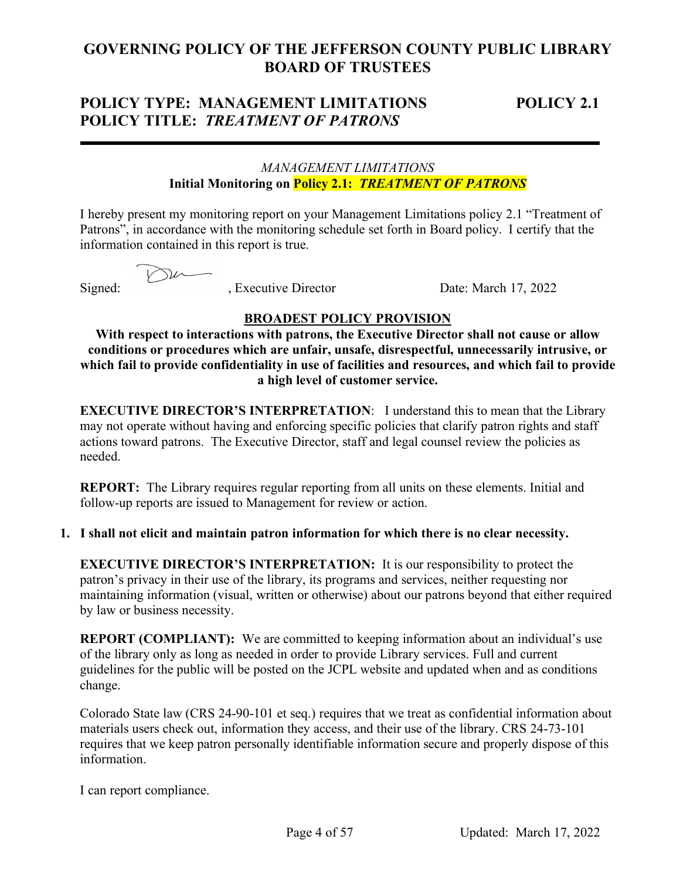# GOVERNING POLICY OF THE JEFFERSON COUNTY PUBLIC LIBRARY BOARD OF TRUSTEES

## POLICY TYPE: MANAGEMENT LIMITATIONS — POLICY 2.1
## POLICY TITLE: *TREATMENT OF PATRONS*

---

*MANAGEMENT LIMITATIONS*

**Initial Monitoring on Policy 2.1: *TREATMENT OF PATRONS***

I hereby present my monitoring report on your Management Limitations policy 2.1 "Treatment of Patrons", in accordance with the monitoring schedule set forth in Board policy. I certify that the information contained in this report is true.

Signed: , Executive Director Date: March 17, 2022

**BROADEST POLICY PROVISION**

**With respect to interactions with patrons, the Executive Director shall not cause or allow conditions or procedures which are unfair, unsafe, disrespectful, unnecessarily intrusive, or which fail to provide confidentiality in use of facilities and resources, and which fail to provide a high level of customer service.**

**EXECUTIVE DIRECTOR'S INTERPRETATION**: I understand this to mean that the Library may not operate without having and enforcing specific policies that clarify patron rights and staff actions toward patrons. The Executive Director, staff and legal counsel review the policies as needed.

**REPORT:** The Library requires regular reporting from all units on these elements. Initial and follow-up reports are issued to Management for review or action.

1. **I shall not elicit and maintain patron information for which there is no clear necessity.**

   **EXECUTIVE DIRECTOR'S INTERPRETATION:** It is our responsibility to protect the patron's privacy in their use of the library, its programs and services, neither requesting nor maintaining information (visual, written or otherwise) about our patrons beyond that either required by law or business necessity.

   **REPORT (COMPLIANT):** We are committed to keeping information about an individual's use of the library only as long as needed in order to provide Library services. Full and current guidelines for the public will be posted on the JCPL website and updated when and as conditions change.

   Colorado State law (CRS 24-90-101 et seq.) requires that we treat as confidential information about materials users check out, information they access, and their use of the library. CRS 24-73-101 requires that we keep patron personally identifiable information secure and properly dispose of this information.

   I can report compliance.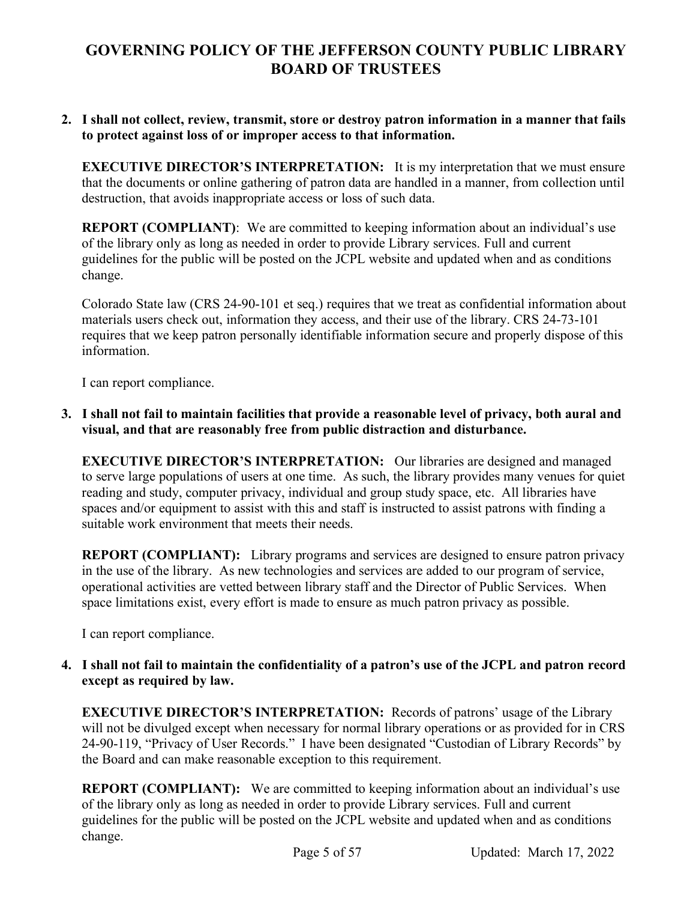2. **I shall not collect, review, transmit, store or destroy patron information in a manner that fails to protect against loss of or improper access to that information.**

   **EXECUTIVE DIRECTOR'S INTERPRETATION:** It is my interpretation that we must ensure that the documents or online gathering of patron data are handled in a manner, from collection until destruction, that avoids inappropriate access or loss of such data.

   **REPORT (COMPLIANT)**: We are committed to keeping information about an individual's use of the library only as long as needed in order to provide Library services. Full and current guidelines for the public will be posted on the JCPL website and updated when and as conditions change.

   Colorado State law (CRS 24-90-101 et seq.) requires that we treat as confidential information about materials users check out, information they access, and their use of the library. CRS 24-73-101 requires that we keep patron personally identifiable information secure and properly dispose of this information.

   I can report compliance.

3. **I shall not fail to maintain facilities that provide a reasonable level of privacy, both aural and visual, and that are reasonably free from public distraction and disturbance.**

   **EXECUTIVE DIRECTOR'S INTERPRETATION:** Our libraries are designed and managed to serve large populations of users at one time. As such, the library provides many venues for quiet reading and study, computer privacy, individual and group study space, etc. All libraries have spaces and/or equipment to assist with this and staff is instructed to assist patrons with finding a suitable work environment that meets their needs.

   **REPORT (COMPLIANT):** Library programs and services are designed to ensure patron privacy in the use of the library. As new technologies and services are added to our program of service, operational activities are vetted between library staff and the Director of Public Services. When space limitations exist, every effort is made to ensure as much patron privacy as possible.

   I can report compliance.

4. **I shall not fail to maintain the confidentiality of a patron's use of the JCPL and patron record except as required by law.**

   **EXECUTIVE DIRECTOR'S INTERPRETATION:** Records of patrons' usage of the Library will not be divulged except when necessary for normal library operations or as provided for in CRS 24-90-119, "Privacy of User Records." I have been designated "Custodian of Library Records" by the Board and can make reasonable exception to this requirement.

   **REPORT (COMPLIANT):** We are committed to keeping information about an individual's use of the library only as long as needed in order to provide Library services. Full and current guidelines for the public will be posted on the JCPL website and updated when and as conditions change.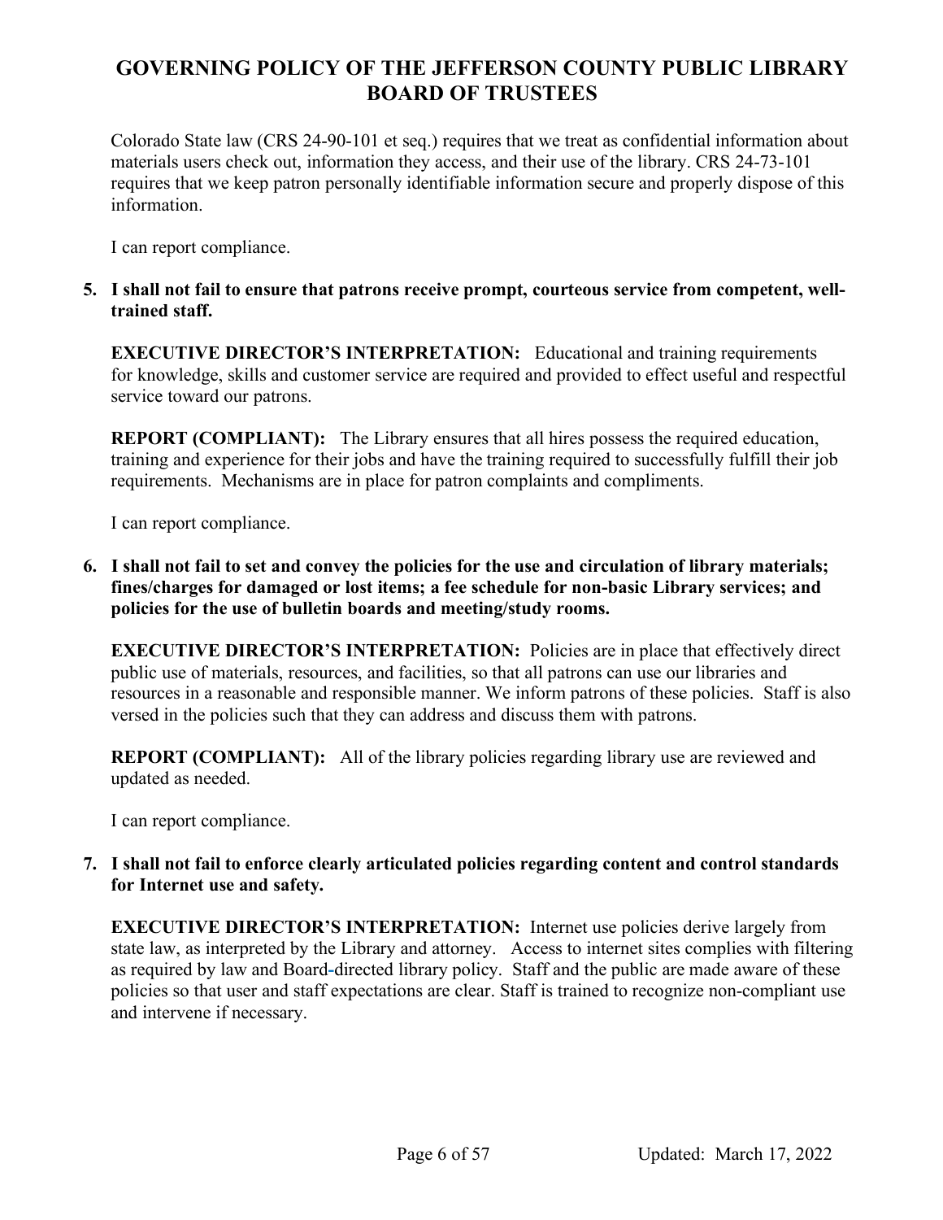Colorado State law (CRS 24-90-101 et seq.) requires that we treat as confidential information about materials users check out, information they access, and their use of the library. CRS 24-73-101 requires that we keep patron personally identifiable information secure and properly dispose of this information.

I can report compliance.

5. **I shall not fail to ensure that patrons receive prompt, courteous service from competent, well-trained staff.**

   **EXECUTIVE DIRECTOR'S INTERPRETATION:** Educational and training requirements for knowledge, skills and customer service are required and provided to effect useful and respectful service toward our patrons.

   **REPORT (COMPLIANT):** The Library ensures that all hires possess the required education, training and experience for their jobs and have the training required to successfully fulfill their job requirements. Mechanisms are in place for patron complaints and compliments.

   I can report compliance.

6. **I shall not fail to set and convey the policies for the use and circulation of library materials; fines/charges for damaged or lost items; a fee schedule for non-basic Library services; and policies for the use of bulletin boards and meeting/study rooms.**

   **EXECUTIVE DIRECTOR'S INTERPRETATION:** Policies are in place that effectively direct public use of materials, resources, and facilities, so that all patrons can use our libraries and resources in a reasonable and responsible manner. We inform patrons of these policies. Staff is also versed in the policies such that they can address and discuss them with patrons.

   **REPORT (COMPLIANT):** All of the library policies regarding library use are reviewed and updated as needed.

   I can report compliance.

7. **I shall not fail to enforce clearly articulated policies regarding content and control standards for Internet use and safety.**

   **EXECUTIVE DIRECTOR'S INTERPRETATION:** Internet use policies derive largely from state law, as interpreted by the Library and attorney. Access to internet sites complies with filtering as required by law and Board-directed library policy. Staff and the public are made aware of these policies so that user and staff expectations are clear. Staff is trained to recognize non-compliant use and intervene if necessary.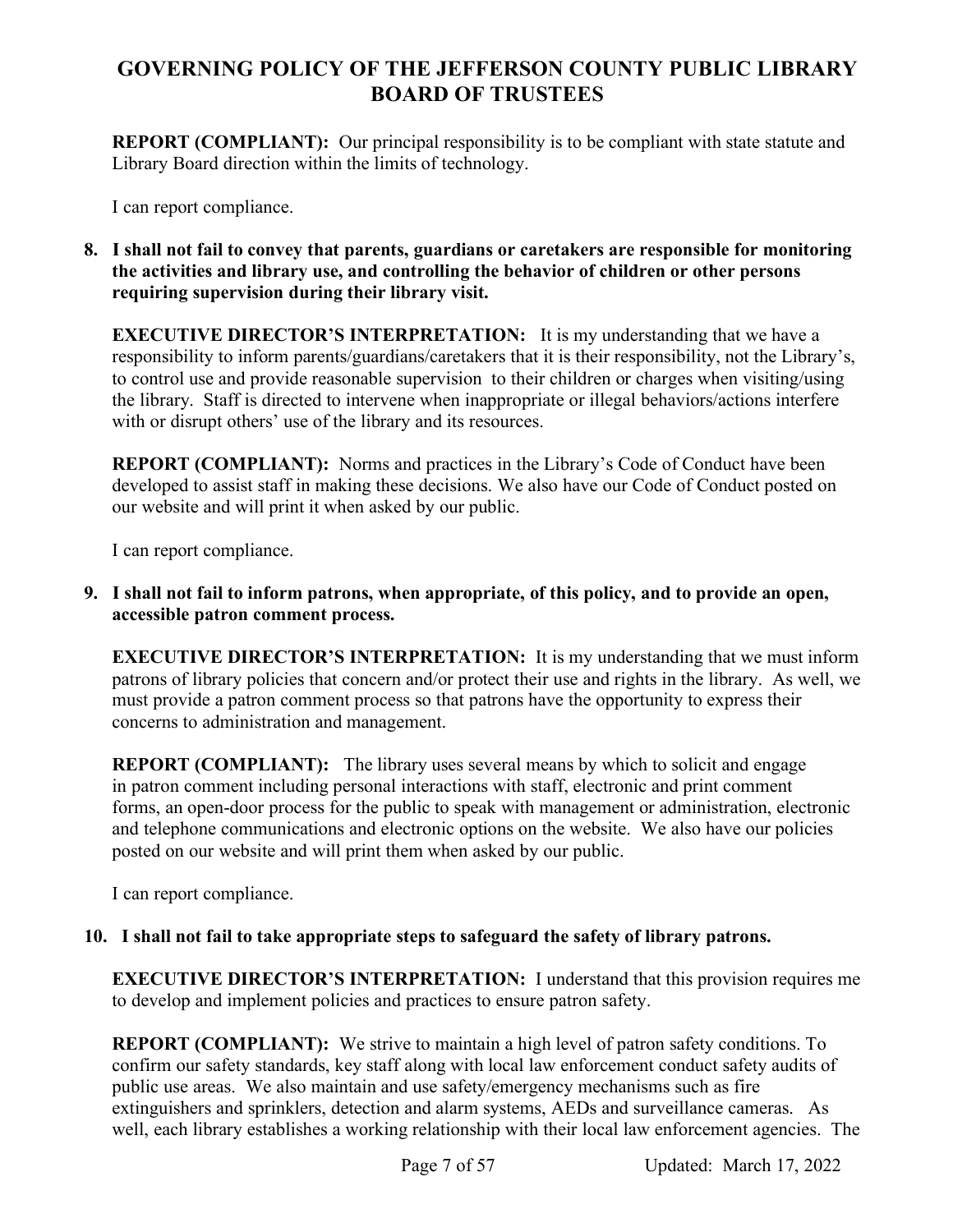**REPORT (COMPLIANT):** Our principal responsibility is to be compliant with state statute and Library Board direction within the limits of technology.

I can report compliance.

**8. I shall not fail to convey that parents, guardians or caretakers are responsible for monitoring the activities and library use, and controlling the behavior of children or other persons requiring supervision during their library visit.**

**EXECUTIVE DIRECTOR'S INTERPRETATION:** It is my understanding that we have a responsibility to inform parents/guardians/caretakers that it is their responsibility, not the Library's, to control use and provide reasonable supervision to their children or charges when visiting/using the library. Staff is directed to intervene when inappropriate or illegal behaviors/actions interfere with or disrupt others' use of the library and its resources.

**REPORT (COMPLIANT):** Norms and practices in the Library's Code of Conduct have been developed to assist staff in making these decisions. We also have our Code of Conduct posted on our website and will print it when asked by our public.

I can report compliance.

**9. I shall not fail to inform patrons, when appropriate, of this policy, and to provide an open, accessible patron comment process.**

**EXECUTIVE DIRECTOR'S INTERPRETATION:** It is my understanding that we must inform patrons of library policies that concern and/or protect their use and rights in the library. As well, we must provide a patron comment process so that patrons have the opportunity to express their concerns to administration and management.

**REPORT (COMPLIANT):** The library uses several means by which to solicit and engage in patron comment including personal interactions with staff, electronic and print comment forms, an open-door process for the public to speak with management or administration, electronic and telephone communications and electronic options on the website. We also have our policies posted on our website and will print them when asked by our public.

I can report compliance.

**10. I shall not fail to take appropriate steps to safeguard the safety of library patrons.**

**EXECUTIVE DIRECTOR'S INTERPRETATION:** I understand that this provision requires me to develop and implement policies and practices to ensure patron safety.

**REPORT (COMPLIANT):** We strive to maintain a high level of patron safety conditions. To confirm our safety standards, key staff along with local law enforcement conduct safety audits of public use areas. We also maintain and use safety/emergency mechanisms such as fire extinguishers and sprinklers, detection and alarm systems, AEDs and surveillance cameras. As well, each library establishes a working relationship with their local law enforcement agencies. The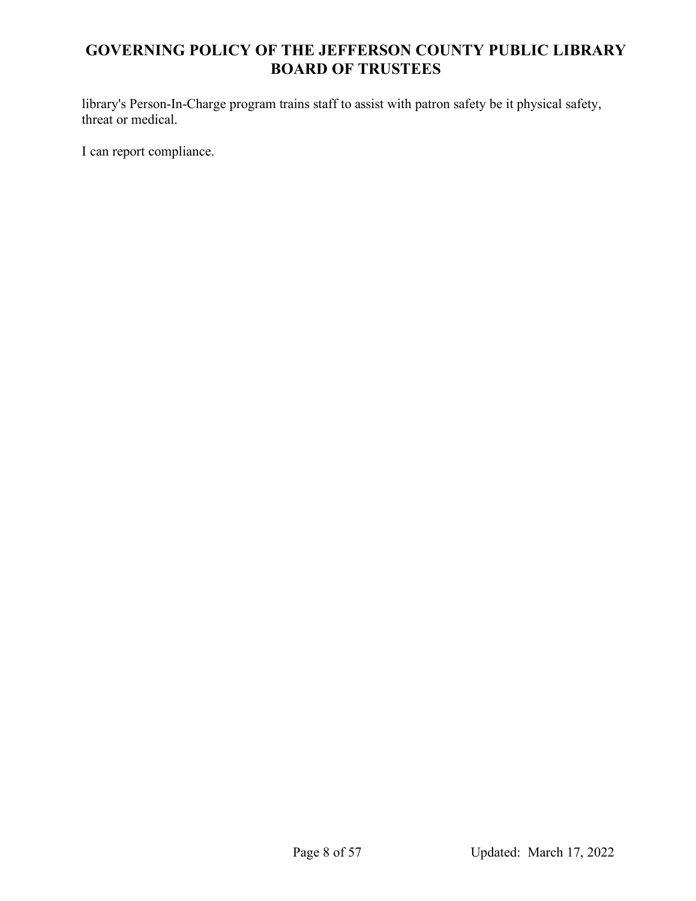library's Person-In-Charge program trains staff to assist with patron safety be it physical safety, threat or medical.

I can report compliance.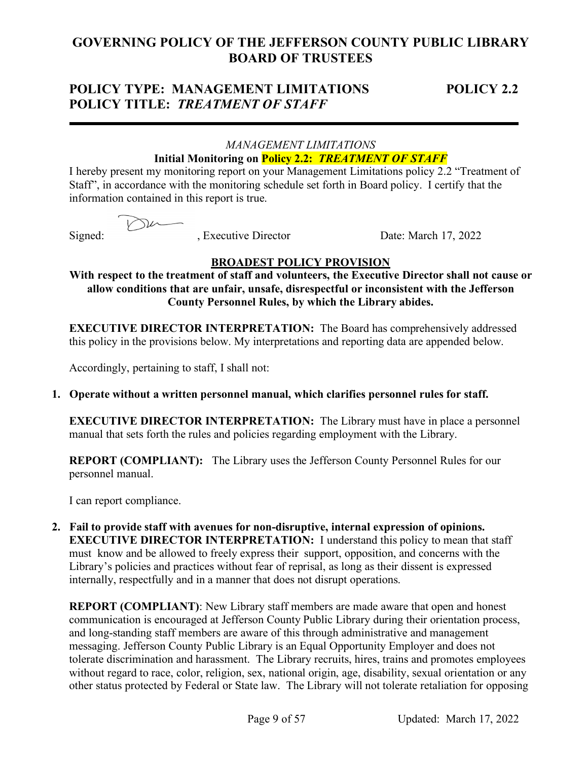# GOVERNING POLICY OF THE JEFFERSON COUNTY PUBLIC LIBRARY BOARD OF TRUSTEES

## POLICY TYPE: MANAGEMENT LIMITATIONS — POLICY 2.2
## POLICY TITLE: *TREATMENT OF STAFF*

---

*MANAGEMENT LIMITATIONS*

**Initial Monitoring on Policy 2.2: *TREATMENT OF STAFF***

I hereby present my monitoring report on your Management Limitations policy 2.2 "Treatment of Staff", in accordance with the monitoring schedule set forth in Board policy. I certify that the information contained in this report is true.

Signed: , Executive Director        Date: March 17, 2022

**BROADEST POLICY PROVISION**

**With respect to the treatment of staff and volunteers, the Executive Director shall not cause or allow conditions that are unfair, unsafe, disrespectful or inconsistent with the Jefferson County Personnel Rules, by which the Library abides.**

**EXECUTIVE DIRECTOR INTERPRETATION:** The Board has comprehensively addressed this policy in the provisions below. My interpretations and reporting data are appended below.

Accordingly, pertaining to staff, I shall not:

1. **Operate without a written personnel manual, which clarifies personnel rules for staff.**

   **EXECUTIVE DIRECTOR INTERPRETATION:** The Library must have in place a personnel manual that sets forth the rules and policies regarding employment with the Library.

   **REPORT (COMPLIANT):** The Library uses the Jefferson County Personnel Rules for our personnel manual.

   I can report compliance.

2. **Fail to provide staff with avenues for non-disruptive, internal expression of opinions.**
   **EXECUTIVE DIRECTOR INTERPRETATION:** I understand this policy to mean that staff must know and be allowed to freely express their support, opposition, and concerns with the Library's policies and practices without fear of reprisal, as long as their dissent is expressed internally, respectfully and in a manner that does not disrupt operations.

   **REPORT (COMPLIANT)**: New Library staff members are made aware that open and honest communication is encouraged at Jefferson County Public Library during their orientation process, and long-standing staff members are aware of this through administrative and management messaging. Jefferson County Public Library is an Equal Opportunity Employer and does not tolerate discrimination and harassment. The Library recruits, hires, trains and promotes employees without regard to race, color, religion, sex, national origin, age, disability, sexual orientation or any other status protected by Federal or State law. The Library will not tolerate retaliation for opposing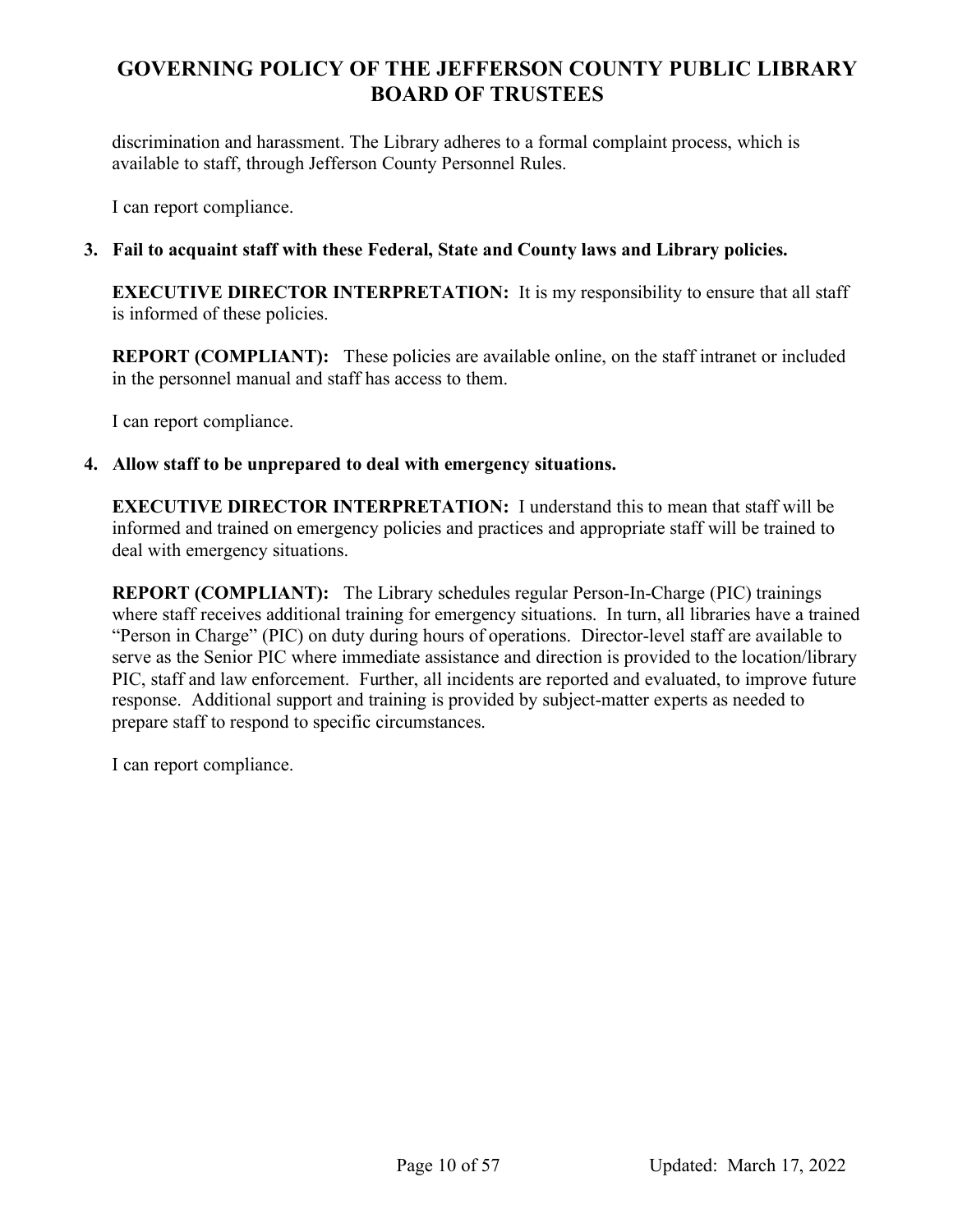discrimination and harassment. The Library adheres to a formal complaint process, which is available to staff, through Jefferson County Personnel Rules.

I can report compliance.

3. **Fail to acquaint staff with these Federal, State and County laws and Library policies.**

   **EXECUTIVE DIRECTOR INTERPRETATION:** It is my responsibility to ensure that all staff is informed of these policies.

   **REPORT (COMPLIANT):** These policies are available online, on the staff intranet or included in the personnel manual and staff has access to them.

   I can report compliance.

4. **Allow staff to be unprepared to deal with emergency situations.**

   **EXECUTIVE DIRECTOR INTERPRETATION:** I understand this to mean that staff will be informed and trained on emergency policies and practices and appropriate staff will be trained to deal with emergency situations.

   **REPORT (COMPLIANT):** The Library schedules regular Person-In-Charge (PIC) trainings where staff receives additional training for emergency situations. In turn, all libraries have a trained "Person in Charge" (PIC) on duty during hours of operations. Director-level staff are available to serve as the Senior PIC where immediate assistance and direction is provided to the location/library PIC, staff and law enforcement. Further, all incidents are reported and evaluated, to improve future response. Additional support and training is provided by subject-matter experts as needed to prepare staff to respond to specific circumstances.

   I can report compliance.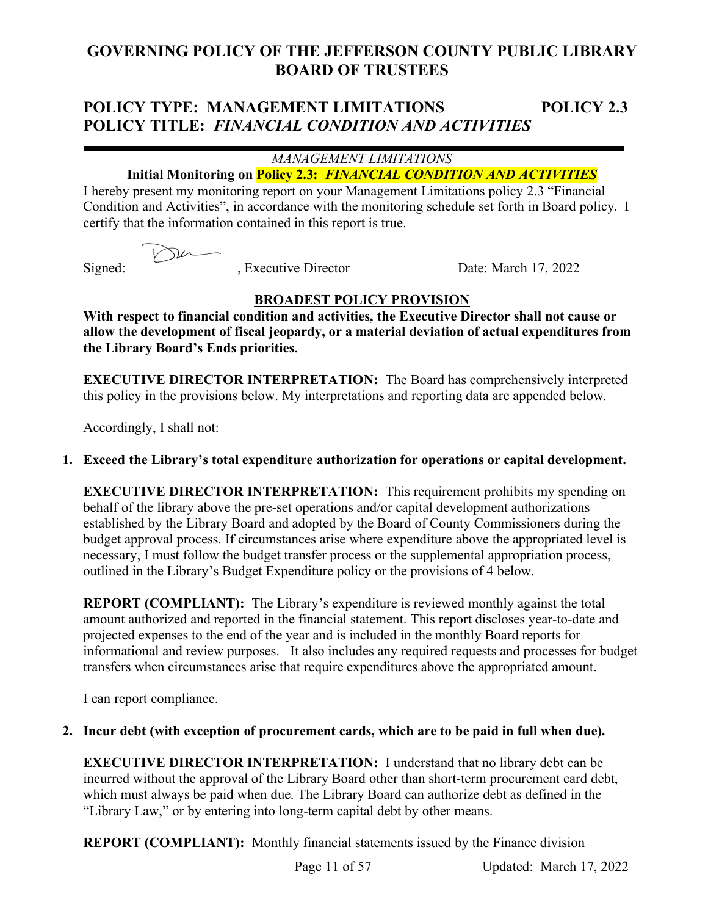# GOVERNING POLICY OF THE JEFFERSON COUNTY PUBLIC LIBRARY BOARD OF TRUSTEES

## POLICY TYPE: MANAGEMENT LIMITATIONS POLICY 2.3
## POLICY TITLE: *FINANCIAL CONDITION AND ACTIVITIES*

---

*MANAGEMENT LIMITATIONS*

**Initial Monitoring on Policy 2.3: *FINANCIAL CONDITION AND ACTIVITIES***

I hereby present my monitoring report on your Management Limitations policy 2.3 "Financial Condition and Activities", in accordance with the monitoring schedule set forth in Board policy. I certify that the information contained in this report is true.

Signed: , Executive Director Date: March 17, 2022

**BROADEST POLICY PROVISION**

**With respect to financial condition and activities, the Executive Director shall not cause or allow the development of fiscal jeopardy, or a material deviation of actual expenditures from the Library Board's Ends priorities.**

**EXECUTIVE DIRECTOR INTERPRETATION:** The Board has comprehensively interpreted this policy in the provisions below. My interpretations and reporting data are appended below.

Accordingly, I shall not:

1. **Exceed the Library's total expenditure authorization for operations or capital development.**

   **EXECUTIVE DIRECTOR INTERPRETATION:** This requirement prohibits my spending on behalf of the library above the pre-set operations and/or capital development authorizations established by the Library Board and adopted by the Board of County Commissioners during the budget approval process. If circumstances arise where expenditure above the appropriated level is necessary, I must follow the budget transfer process or the supplemental appropriation process, outlined in the Library's Budget Expenditure policy or the provisions of 4 below.

   **REPORT (COMPLIANT):** The Library's expenditure is reviewed monthly against the total amount authorized and reported in the financial statement. This report discloses year-to-date and projected expenses to the end of the year and is included in the monthly Board reports for informational and review purposes. It also includes any required requests and processes for budget transfers when circumstances arise that require expenditures above the appropriated amount.

   I can report compliance.

2. **Incur debt (with exception of procurement cards, which are to be paid in full when due).**

   **EXECUTIVE DIRECTOR INTERPRETATION:** I understand that no library debt can be incurred without the approval of the Library Board other than short-term procurement card debt, which must always be paid when due. The Library Board can authorize debt as defined in the "Library Law," or by entering into long-term capital debt by other means.

   **REPORT (COMPLIANT):** Monthly financial statements issued by the Finance division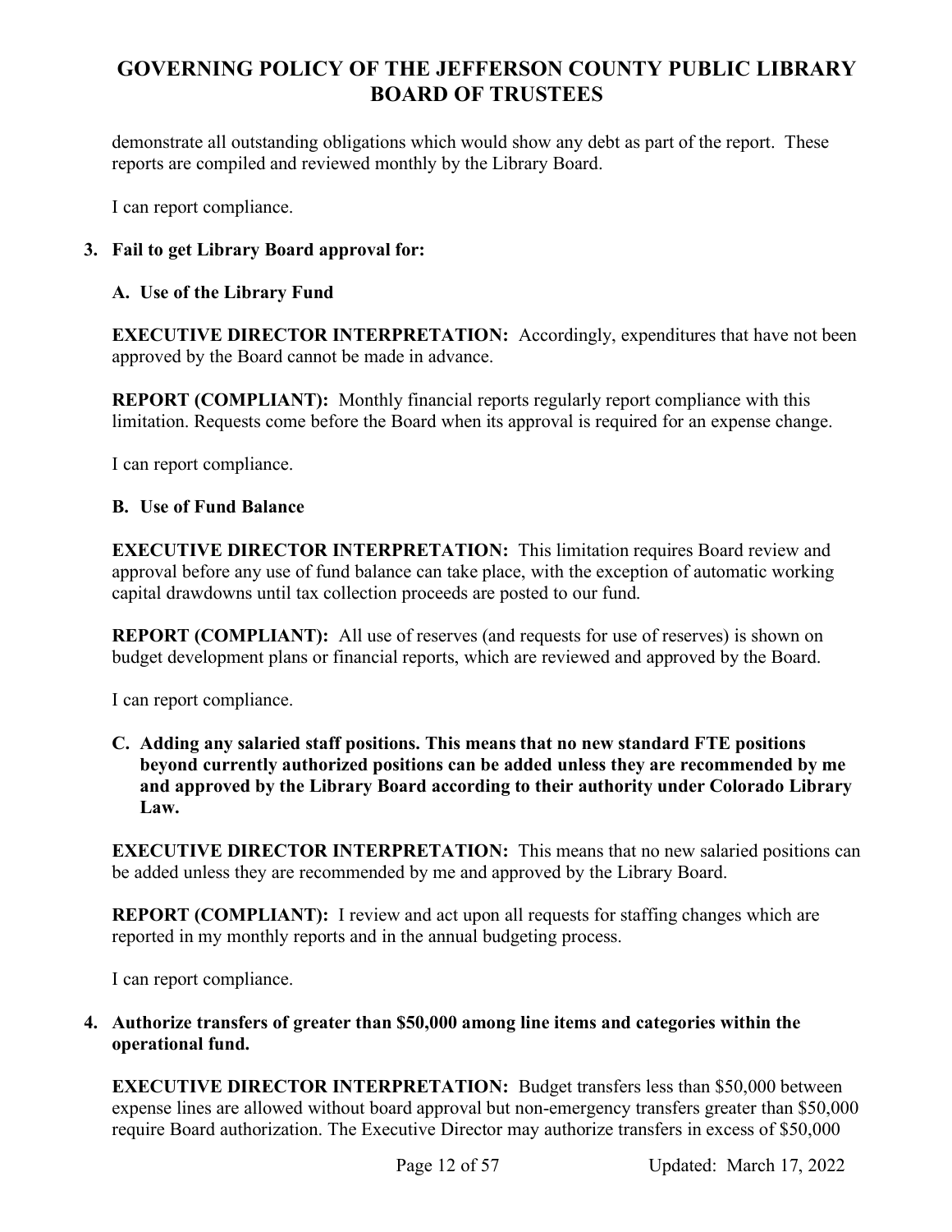demonstrate all outstanding obligations which would show any debt as part of the report. These reports are compiled and reviewed monthly by the Library Board.

I can report compliance.

**3. Fail to get Library Board approval for:**

**A. Use of the Library Fund**

**EXECUTIVE DIRECTOR INTERPRETATION:** Accordingly, expenditures that have not been approved by the Board cannot be made in advance.

**REPORT (COMPLIANT):** Monthly financial reports regularly report compliance with this limitation. Requests come before the Board when its approval is required for an expense change.

I can report compliance.

**B. Use of Fund Balance**

**EXECUTIVE DIRECTOR INTERPRETATION:** This limitation requires Board review and approval before any use of fund balance can take place, with the exception of automatic working capital drawdowns until tax collection proceeds are posted to our fund.

**REPORT (COMPLIANT):** All use of reserves (and requests for use of reserves) is shown on budget development plans or financial reports, which are reviewed and approved by the Board.

I can report compliance.

**C. Adding any salaried staff positions. This means that no new standard FTE positions beyond currently authorized positions can be added unless they are recommended by me and approved by the Library Board according to their authority under Colorado Library Law.**

**EXECUTIVE DIRECTOR INTERPRETATION:** This means that no new salaried positions can be added unless they are recommended by me and approved by the Library Board.

**REPORT (COMPLIANT):** I review and act upon all requests for staffing changes which are reported in my monthly reports and in the annual budgeting process.

I can report compliance.

**4. Authorize transfers of greater than $50,000 among line items and categories within the operational fund.**

**EXECUTIVE DIRECTOR INTERPRETATION:** Budget transfers less than $50,000 between expense lines are allowed without board approval but non-emergency transfers greater than $50,000 require Board authorization. The Executive Director may authorize transfers in excess of $50,000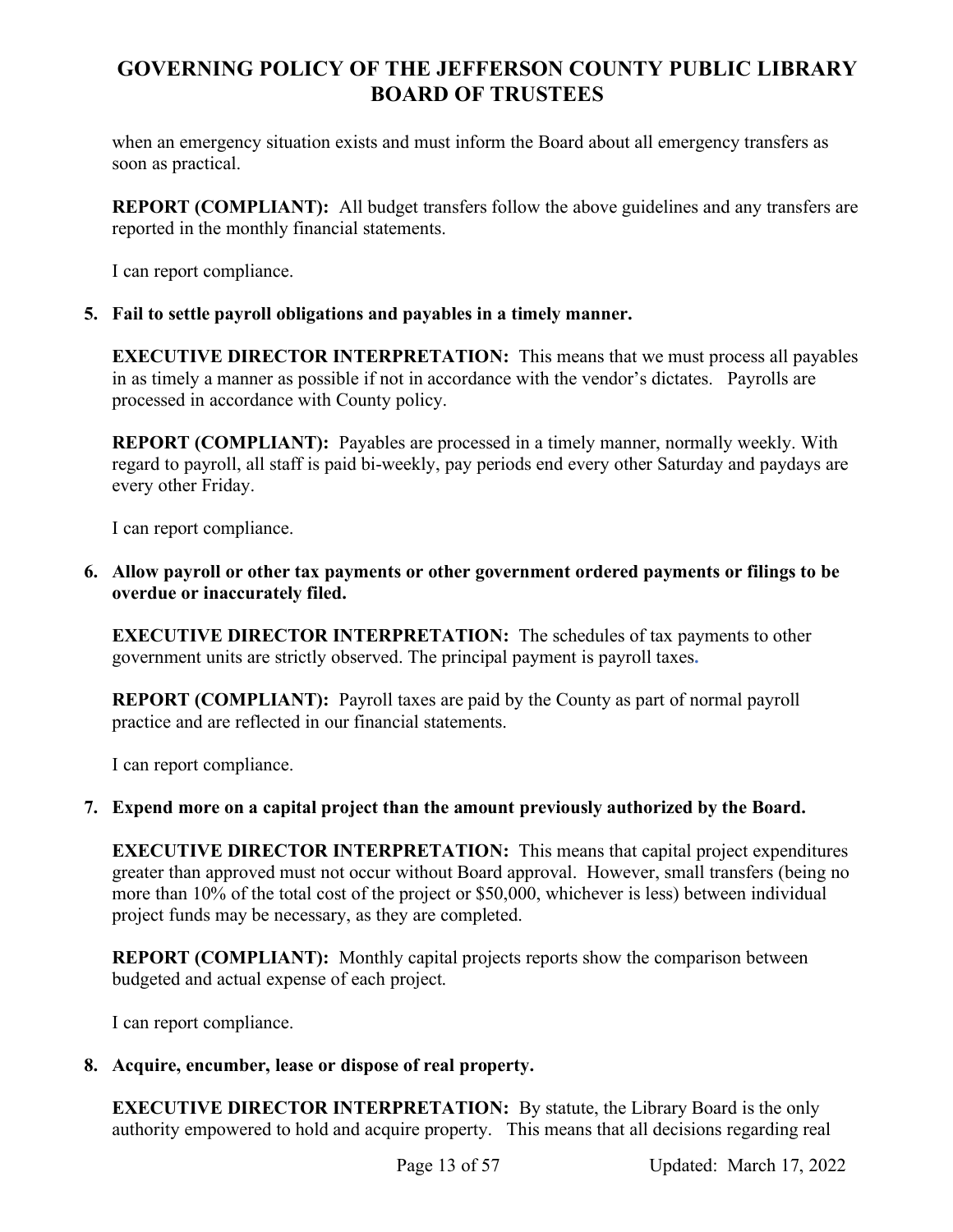when an emergency situation exists and must inform the Board about all emergency transfers as soon as practical.

**REPORT (COMPLIANT):** All budget transfers follow the above guidelines and any transfers are reported in the monthly financial statements.

I can report compliance.

**5. Fail to settle payroll obligations and payables in a timely manner.**

**EXECUTIVE DIRECTOR INTERPRETATION:** This means that we must process all payables in as timely a manner as possible if not in accordance with the vendor's dictates. Payrolls are processed in accordance with County policy.

**REPORT (COMPLIANT):** Payables are processed in a timely manner, normally weekly. With regard to payroll, all staff is paid bi-weekly, pay periods end every other Saturday and paydays are every other Friday.

I can report compliance.

**6. Allow payroll or other tax payments or other government ordered payments or filings to be overdue or inaccurately filed.**

**EXECUTIVE DIRECTOR INTERPRETATION:** The schedules of tax payments to other government units are strictly observed. The principal payment is payroll taxes.

**REPORT (COMPLIANT):** Payroll taxes are paid by the County as part of normal payroll practice and are reflected in our financial statements.

I can report compliance.

**7. Expend more on a capital project than the amount previously authorized by the Board.**

**EXECUTIVE DIRECTOR INTERPRETATION:** This means that capital project expenditures greater than approved must not occur without Board approval. However, small transfers (being no more than 10% of the total cost of the project or $50,000, whichever is less) between individual project funds may be necessary, as they are completed.

**REPORT (COMPLIANT):** Monthly capital projects reports show the comparison between budgeted and actual expense of each project.

I can report compliance.

**8. Acquire, encumber, lease or dispose of real property.**

**EXECUTIVE DIRECTOR INTERPRETATION:** By statute, the Library Board is the only authority empowered to hold and acquire property. This means that all decisions regarding real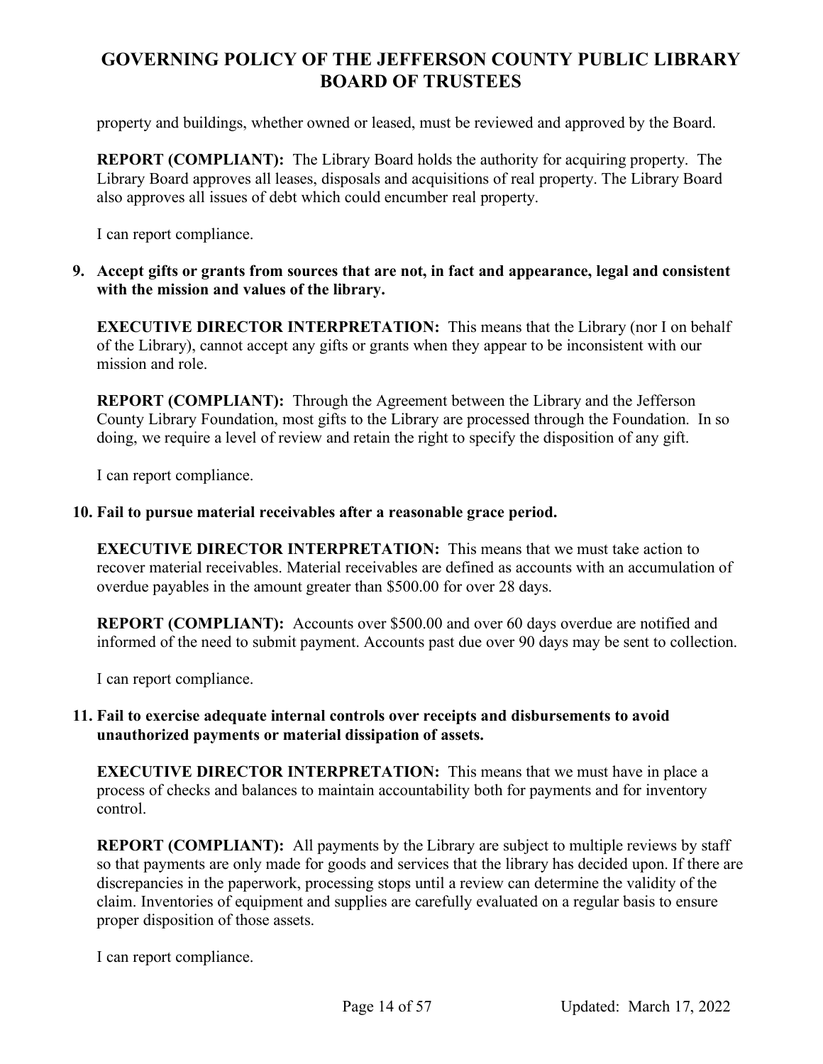property and buildings, whether owned or leased, must be reviewed and approved by the Board.

**REPORT (COMPLIANT):** The Library Board holds the authority for acquiring property. The Library Board approves all leases, disposals and acquisitions of real property. The Library Board also approves all issues of debt which could encumber real property.

I can report compliance.

**9. Accept gifts or grants from sources that are not, in fact and appearance, legal and consistent with the mission and values of the library.**

**EXECUTIVE DIRECTOR INTERPRETATION:** This means that the Library (nor I on behalf of the Library), cannot accept any gifts or grants when they appear to be inconsistent with our mission and role.

**REPORT (COMPLIANT):** Through the Agreement between the Library and the Jefferson County Library Foundation, most gifts to the Library are processed through the Foundation. In so doing, we require a level of review and retain the right to specify the disposition of any gift.

I can report compliance.

**10. Fail to pursue material receivables after a reasonable grace period.**

**EXECUTIVE DIRECTOR INTERPRETATION:** This means that we must take action to recover material receivables. Material receivables are defined as accounts with an accumulation of overdue payables in the amount greater than $500.00 for over 28 days.

**REPORT (COMPLIANT):** Accounts over $500.00 and over 60 days overdue are notified and informed of the need to submit payment. Accounts past due over 90 days may be sent to collection.

I can report compliance.

**11. Fail to exercise adequate internal controls over receipts and disbursements to avoid unauthorized payments or material dissipation of assets.**

**EXECUTIVE DIRECTOR INTERPRETATION:** This means that we must have in place a process of checks and balances to maintain accountability both for payments and for inventory control.

**REPORT (COMPLIANT):** All payments by the Library are subject to multiple reviews by staff so that payments are only made for goods and services that the library has decided upon. If there are discrepancies in the paperwork, processing stops until a review can determine the validity of the claim. Inventories of equipment and supplies are carefully evaluated on a regular basis to ensure proper disposition of those assets.

I can report compliance.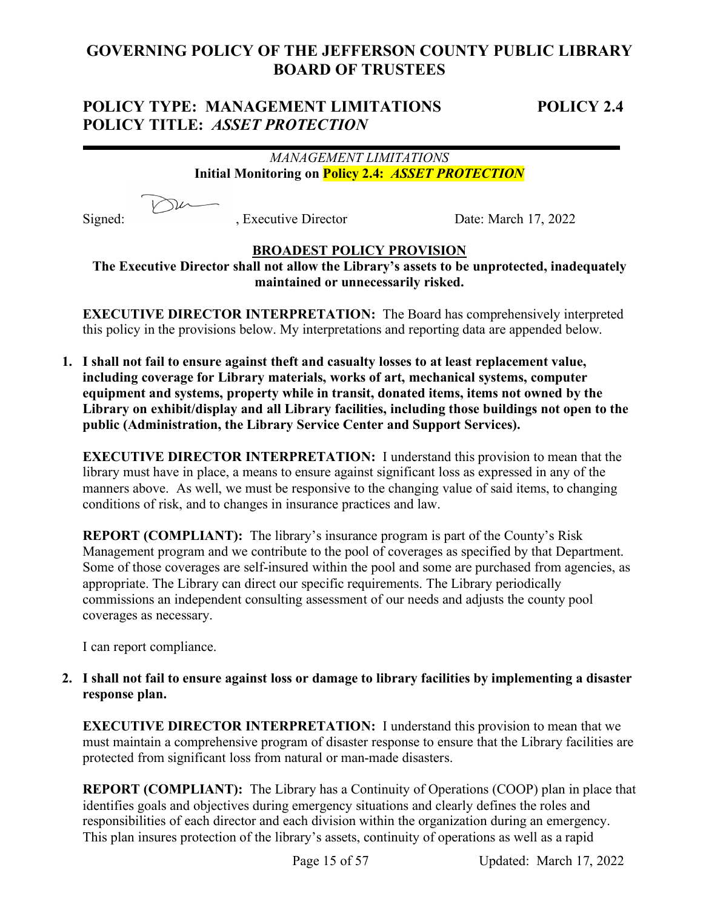# GOVERNING POLICY OF THE JEFFERSON COUNTY PUBLIC LIBRARY BOARD OF TRUSTEES

## POLICY TYPE: MANAGEMENT LIMITATIONS — POLICY 2.4
## POLICY TITLE: *ASSET PROTECTION*

---

*MANAGEMENT LIMITATIONS*
**Initial Monitoring on Policy 2.4: *ASSET PROTECTION***

Signed: , Executive Director    Date: March 17, 2022

**BROADEST POLICY PROVISION**

**The Executive Director shall not allow the Library's assets to be unprotected, inadequately maintained or unnecessarily risked.**

**EXECUTIVE DIRECTOR INTERPRETATION:** The Board has comprehensively interpreted this policy in the provisions below. My interpretations and reporting data are appended below.

1. **I shall not fail to ensure against theft and casualty losses to at least replacement value, including coverage for Library materials, works of art, mechanical systems, computer equipment and systems, property while in transit, donated items, items not owned by the Library on exhibit/display and all Library facilities, including those buildings not open to the public (Administration, the Library Service Center and Support Services).**

   **EXECUTIVE DIRECTOR INTERPRETATION:** I understand this provision to mean that the library must have in place, a means to ensure against significant loss as expressed in any of the manners above. As well, we must be responsive to the changing value of said items, to changing conditions of risk, and to changes in insurance practices and law.

   **REPORT (COMPLIANT):** The library's insurance program is part of the County's Risk Management program and we contribute to the pool of coverages as specified by that Department. Some of those coverages are self-insured within the pool and some are purchased from agencies, as appropriate. The Library can direct our specific requirements. The Library periodically commissions an independent consulting assessment of our needs and adjusts the county pool coverages as necessary.

   I can report compliance.

2. **I shall not fail to ensure against loss or damage to library facilities by implementing a disaster response plan.**

   **EXECUTIVE DIRECTOR INTERPRETATION:** I understand this provision to mean that we must maintain a comprehensive program of disaster response to ensure that the Library facilities are protected from significant loss from natural or man-made disasters.

   **REPORT (COMPLIANT):** The Library has a Continuity of Operations (COOP) plan in place that identifies goals and objectives during emergency situations and clearly defines the roles and responsibilities of each director and each division within the organization during an emergency. This plan insures protection of the library's assets, continuity of operations as well as a rapid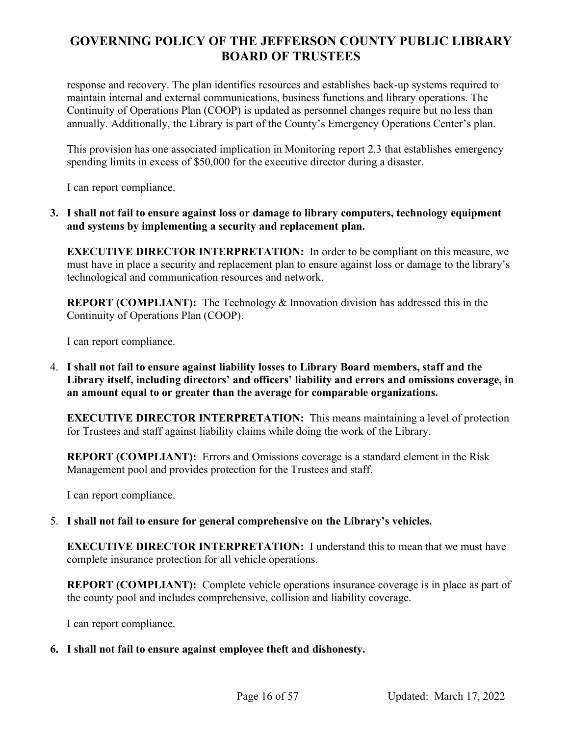response and recovery. The plan identifies resources and establishes back-up systems required to maintain internal and external communications, business functions and library operations. The Continuity of Operations Plan (COOP) is updated as personnel changes require but no less than annually. Additionally, the Library is part of the County's Emergency Operations Center's plan.

This provision has one associated implication in Monitoring report 2.3 that establishes emergency spending limits in excess of $50,000 for the executive director during a disaster.

I can report compliance.

3. **I shall not fail to ensure against loss or damage to library computers, technology equipment and systems by implementing a security and replacement plan.**

   **EXECUTIVE DIRECTOR INTERPRETATION:** In order to be compliant on this measure, we must have in place a security and replacement plan to ensure against loss or damage to the library's technological and communication resources and network.

   **REPORT (COMPLIANT):** The Technology & Innovation division has addressed this in the Continuity of Operations Plan (COOP).

   I can report compliance.

4. **I shall not fail to ensure against liability losses to Library Board members, staff and the Library itself, including directors' and officers' liability and errors and omissions coverage, in an amount equal to or greater than the average for comparable organizations.**

   **EXECUTIVE DIRECTOR INTERPRETATION:** This means maintaining a level of protection for Trustees and staff against liability claims while doing the work of the Library.

   **REPORT (COMPLIANT):** Errors and Omissions coverage is a standard element in the Risk Management pool and provides protection for the Trustees and staff.

   I can report compliance.

5. **I shall not fail to ensure for general comprehensive on the Library's vehicles.**

   **EXECUTIVE DIRECTOR INTERPRETATION:** I understand this to mean that we must have complete insurance protection for all vehicle operations.

   **REPORT (COMPLIANT):** Complete vehicle operations insurance coverage is in place as part of the county pool and includes comprehensive, collision and liability coverage.

   I can report compliance.

6. **I shall not fail to ensure against employee theft and dishonesty.**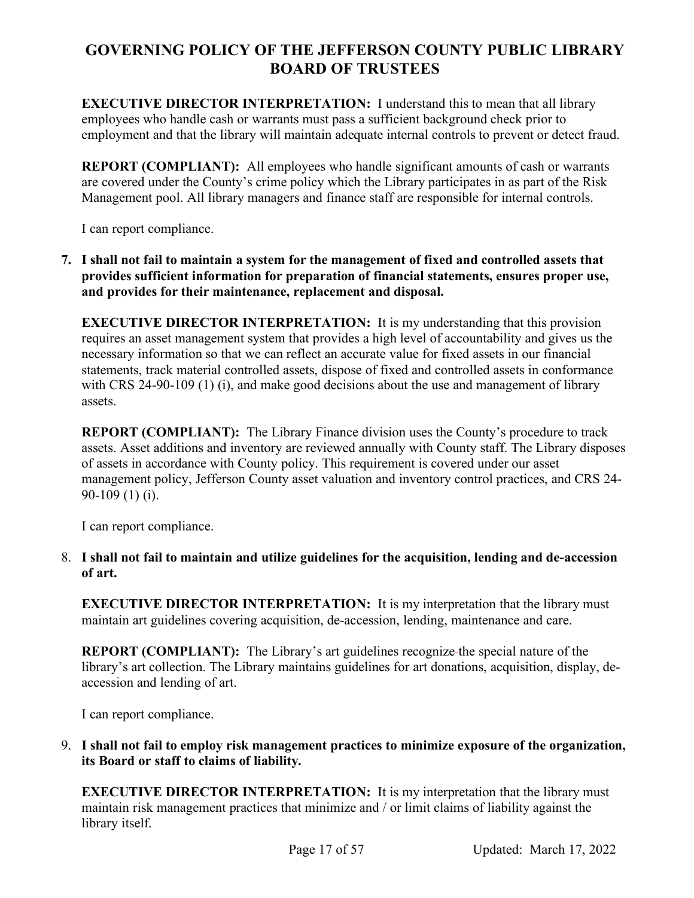**EXECUTIVE DIRECTOR INTERPRETATION:** I understand this to mean that all library employees who handle cash or warrants must pass a sufficient background check prior to employment and that the library will maintain adequate internal controls to prevent or detect fraud.

**REPORT (COMPLIANT):** All employees who handle significant amounts of cash or warrants are covered under the County's crime policy which the Library participates in as part of the Risk Management pool. All library managers and finance staff are responsible for internal controls.

I can report compliance.

7. **I shall not fail to maintain a system for the management of fixed and controlled assets that provides sufficient information for preparation of financial statements, ensures proper use, and provides for their maintenance, replacement and disposal.**

   **EXECUTIVE DIRECTOR INTERPRETATION:** It is my understanding that this provision requires an asset management system that provides a high level of accountability and gives us the necessary information so that we can reflect an accurate value for fixed assets in our financial statements, track material controlled assets, dispose of fixed and controlled assets in conformance with CRS 24-90-109 (1) (i), and make good decisions about the use and management of library assets.

   **REPORT (COMPLIANT):** The Library Finance division uses the County's procedure to track assets. Asset additions and inventory are reviewed annually with County staff. The Library disposes of assets in accordance with County policy. This requirement is covered under our asset management policy, Jefferson County asset valuation and inventory control practices, and CRS 24-90-109 (1) (i).

   I can report compliance.

8. **I shall not fail to maintain and utilize guidelines for the acquisition, lending and de-accession of art.**

   **EXECUTIVE DIRECTOR INTERPRETATION:** It is my interpretation that the library must maintain art guidelines covering acquisition, de-accession, lending, maintenance and care.

   **REPORT (COMPLIANT):** The Library's art guidelines recognize the special nature of the library's art collection. The Library maintains guidelines for art donations, acquisition, display, de-accession and lending of art.

   I can report compliance.

9. **I shall not fail to employ risk management practices to minimize exposure of the organization, its Board or staff to claims of liability.**

   **EXECUTIVE DIRECTOR INTERPRETATION:** It is my interpretation that the library must maintain risk management practices that minimize and / or limit claims of liability against the library itself.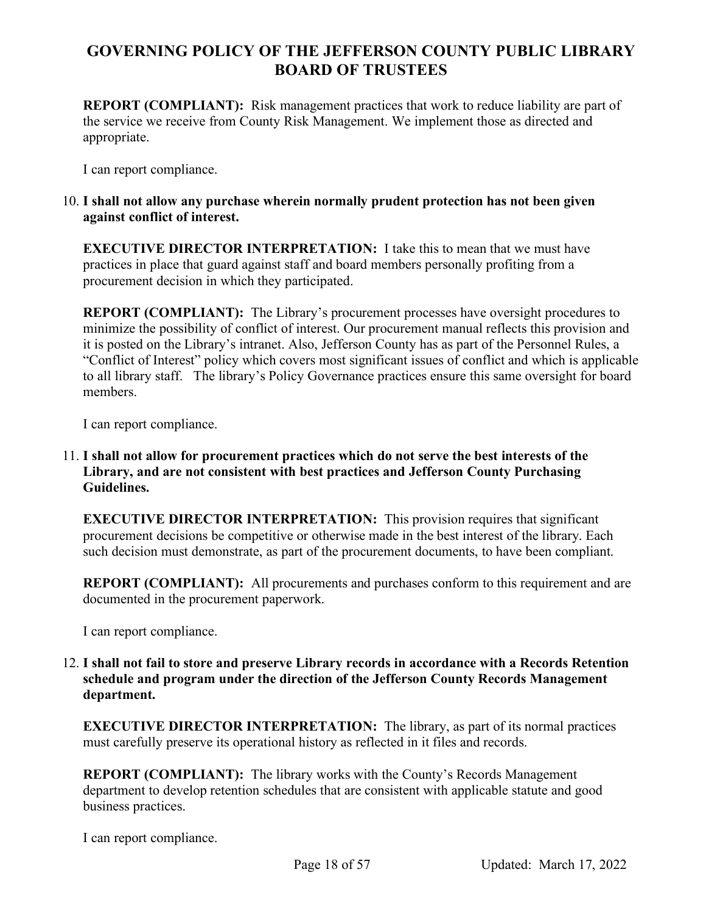**REPORT (COMPLIANT):** Risk management practices that work to reduce liability are part of the service we receive from County Risk Management. We implement those as directed and appropriate.

I can report compliance.

10. **I shall not allow any purchase wherein normally prudent protection has not been given against conflict of interest.**

    **EXECUTIVE DIRECTOR INTERPRETATION:** I take this to mean that we must have practices in place that guard against staff and board members personally profiting from a procurement decision in which they participated.

    **REPORT (COMPLIANT):** The Library's procurement processes have oversight procedures to minimize the possibility of conflict of interest. Our procurement manual reflects this provision and it is posted on the Library's intranet. Also, Jefferson County has as part of the Personnel Rules, a "Conflict of Interest" policy which covers most significant issues of conflict and which is applicable to all library staff. The library's Policy Governance practices ensure this same oversight for board members.

    I can report compliance.

11. **I shall not allow for procurement practices which do not serve the best interests of the Library, and are not consistent with best practices and Jefferson County Purchasing Guidelines.**

    **EXECUTIVE DIRECTOR INTERPRETATION:** This provision requires that significant procurement decisions be competitive or otherwise made in the best interest of the library. Each such decision must demonstrate, as part of the procurement documents, to have been compliant.

    **REPORT (COMPLIANT):** All procurements and purchases conform to this requirement and are documented in the procurement paperwork.

    I can report compliance.

12. **I shall not fail to store and preserve Library records in accordance with a Records Retention schedule and program under the direction of the Jefferson County Records Management department.**

    **EXECUTIVE DIRECTOR INTERPRETATION:** The library, as part of its normal practices must carefully preserve its operational history as reflected in it files and records.

    **REPORT (COMPLIANT):** The library works with the County's Records Management department to develop retention schedules that are consistent with applicable statute and good business practices.

    I can report compliance.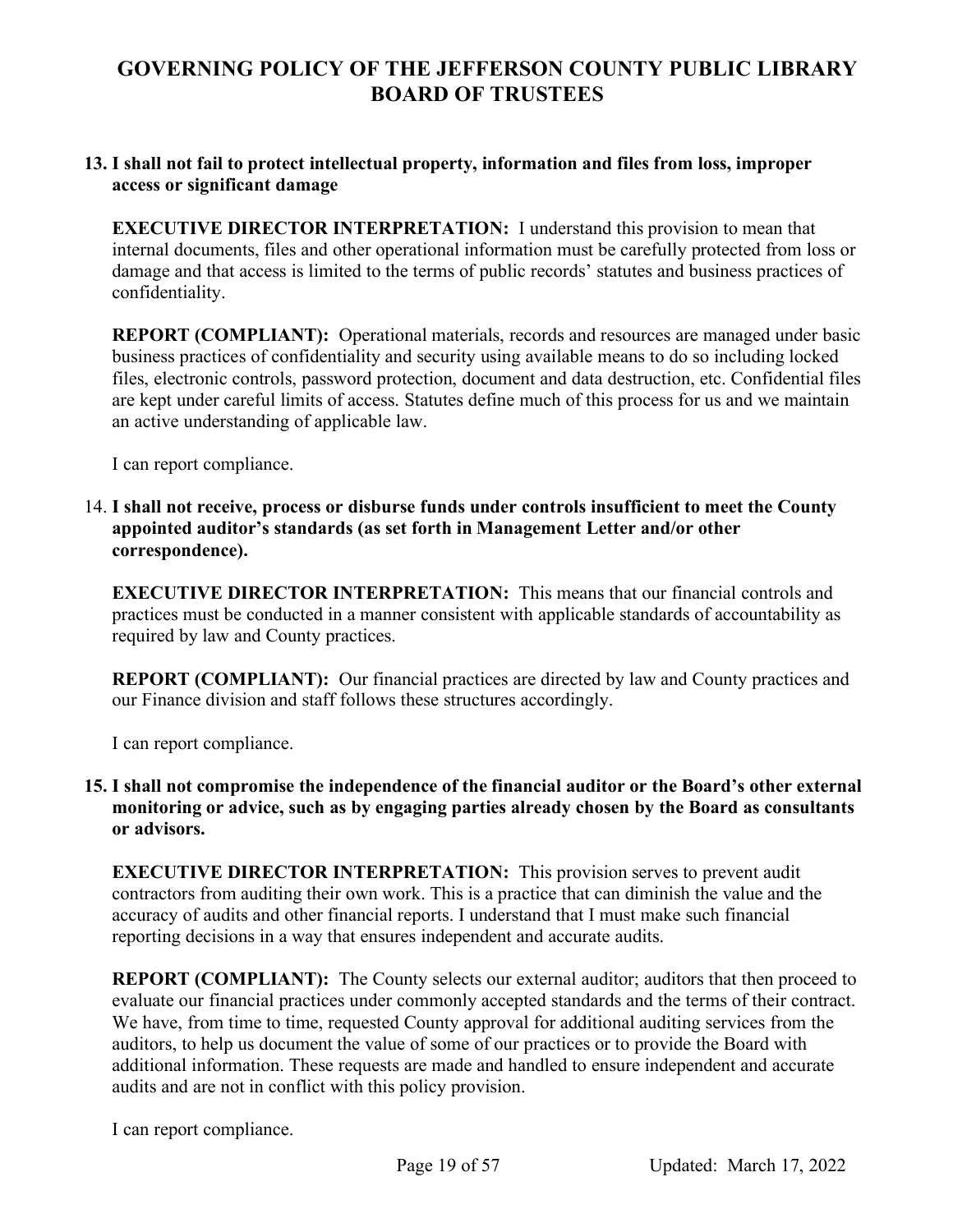# GOVERNING POLICY OF THE JEFFERSON COUNTY PUBLIC LIBRARY BOARD OF TRUSTEES

13. **I shall not fail to protect intellectual property, information and files from loss, improper access or significant damage**

    **EXECUTIVE DIRECTOR INTERPRETATION:** I understand this provision to mean that internal documents, files and other operational information must be carefully protected from loss or damage and that access is limited to the terms of public records' statutes and business practices of confidentiality.

    **REPORT (COMPLIANT):** Operational materials, records and resources are managed under basic business practices of confidentiality and security using available means to do so including locked files, electronic controls, password protection, document and data destruction, etc. Confidential files are kept under careful limits of access. Statutes define much of this process for us and we maintain an active understanding of applicable law.

    I can report compliance.

14. **I shall not receive, process or disburse funds under controls insufficient to meet the County appointed auditor's standards (as set forth in Management Letter and/or other correspondence).**

    **EXECUTIVE DIRECTOR INTERPRETATION:** This means that our financial controls and practices must be conducted in a manner consistent with applicable standards of accountability as required by law and County practices.

    **REPORT (COMPLIANT):** Our financial practices are directed by law and County practices and our Finance division and staff follows these structures accordingly.

    I can report compliance.

15. **I shall not compromise the independence of the financial auditor or the Board's other external monitoring or advice, such as by engaging parties already chosen by the Board as consultants or advisors.**

    **EXECUTIVE DIRECTOR INTERPRETATION:** This provision serves to prevent audit contractors from auditing their own work. This is a practice that can diminish the value and the accuracy of audits and other financial reports. I understand that I must make such financial reporting decisions in a way that ensures independent and accurate audits.

    **REPORT (COMPLIANT):** The County selects our external auditor; auditors that then proceed to evaluate our financial practices under commonly accepted standards and the terms of their contract. We have, from time to time, requested County approval for additional auditing services from the auditors, to help us document the value of some of our practices or to provide the Board with additional information. These requests are made and handled to ensure independent and accurate audits and are not in conflict with this policy provision.

    I can report compliance.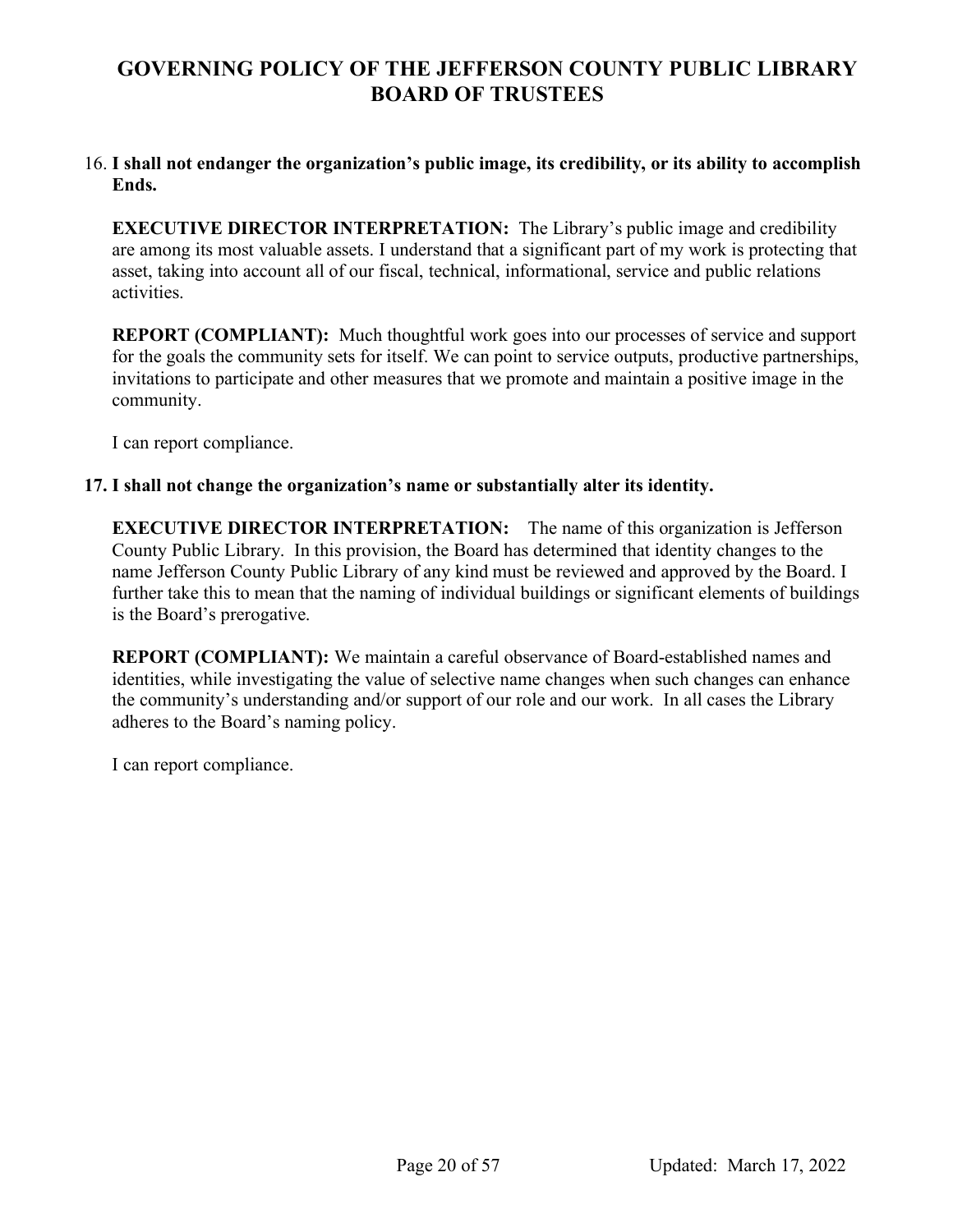16. **I shall not endanger the organization's public image, its credibility, or its ability to accomplish Ends.**

    **EXECUTIVE DIRECTOR INTERPRETATION:** The Library's public image and credibility are among its most valuable assets. I understand that a significant part of my work is protecting that asset, taking into account all of our fiscal, technical, informational, service and public relations activities.

    **REPORT (COMPLIANT):** Much thoughtful work goes into our processes of service and support for the goals the community sets for itself. We can point to service outputs, productive partnerships, invitations to participate and other measures that we promote and maintain a positive image in the community.

    I can report compliance.

17. **I shall not change the organization's name or substantially alter its identity.**

    **EXECUTIVE DIRECTOR INTERPRETATION:** The name of this organization is Jefferson County Public Library. In this provision, the Board has determined that identity changes to the name Jefferson County Public Library of any kind must be reviewed and approved by the Board. I further take this to mean that the naming of individual buildings or significant elements of buildings is the Board's prerogative.

    **REPORT (COMPLIANT):** We maintain a careful observance of Board-established names and identities, while investigating the value of selective name changes when such changes can enhance the community's understanding and/or support of our role and our work. In all cases the Library adheres to the Board's naming policy.

    I can report compliance.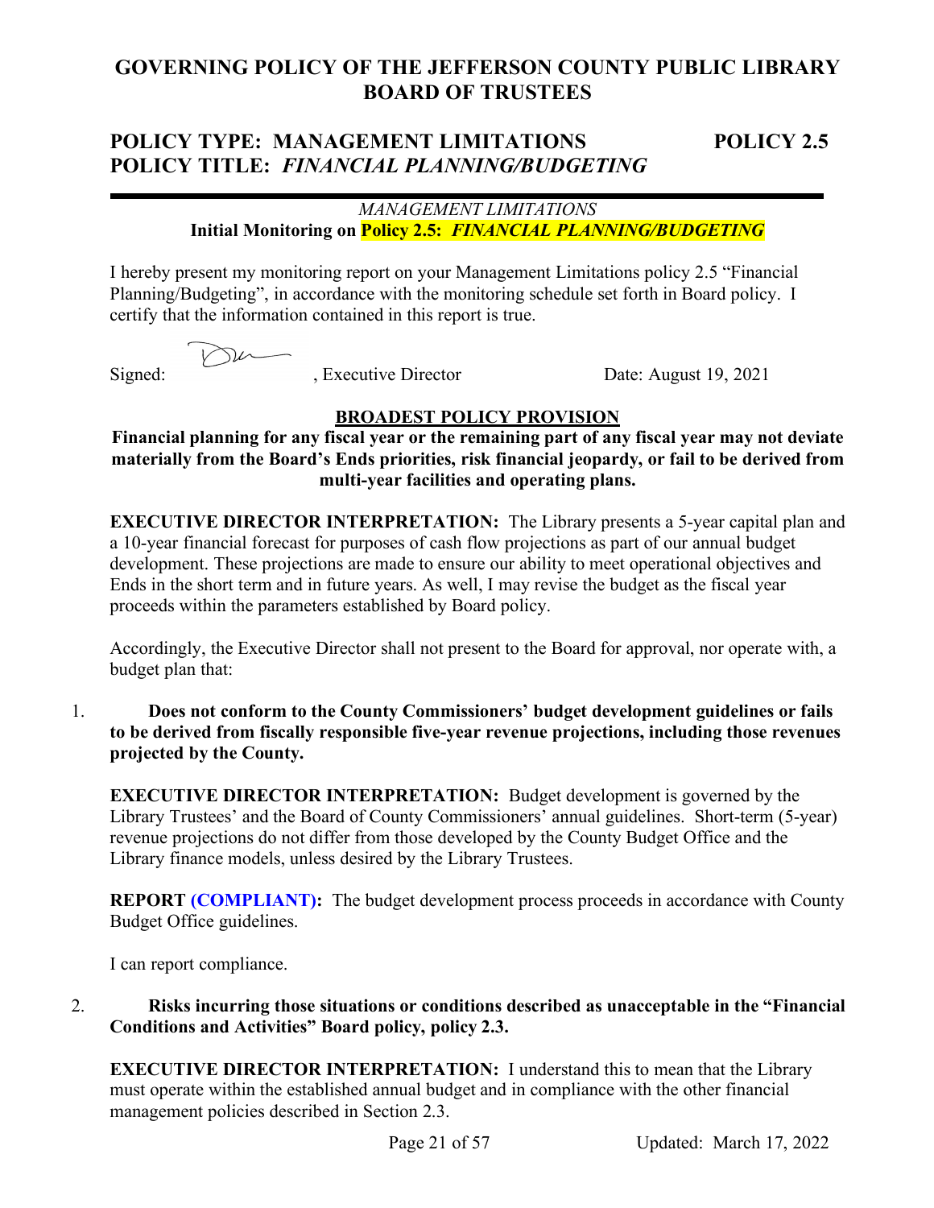# GOVERNING POLICY OF THE JEFFERSON COUNTY PUBLIC LIBRARY BOARD OF TRUSTEES

## POLICY TYPE: MANAGEMENT LIMITATIONS — POLICY 2.5
## POLICY TITLE: *FINANCIAL PLANNING/BUDGETING*

---

*MANAGEMENT LIMITATIONS*

**Initial Monitoring on Policy 2.5: *FINANCIAL PLANNING/BUDGETING***

I hereby present my monitoring report on your Management Limitations policy 2.5 "Financial Planning/Budgeting", in accordance with the monitoring schedule set forth in Board policy. I certify that the information contained in this report is true.

Signed: \_\_\_\_\_\_\_\_, Executive Director — Date: August 19, 2021

**BROADEST POLICY PROVISION**

**Financial planning for any fiscal year or the remaining part of any fiscal year may not deviate materially from the Board's Ends priorities, risk financial jeopardy, or fail to be derived from multi-year facilities and operating plans.**

**EXECUTIVE DIRECTOR INTERPRETATION:** The Library presents a 5-year capital plan and a 10-year financial forecast for purposes of cash flow projections as part of our annual budget development. These projections are made to ensure our ability to meet operational objectives and Ends in the short term and in future years. As well, I may revise the budget as the fiscal year proceeds within the parameters established by Board policy.

Accordingly, the Executive Director shall not present to the Board for approval, nor operate with, a budget plan that:

1. **Does not conform to the County Commissioners' budget development guidelines or fails to be derived from fiscally responsible five-year revenue projections, including those revenues projected by the County.**

   **EXECUTIVE DIRECTOR INTERPRETATION:** Budget development is governed by the Library Trustees' and the Board of County Commissioners' annual guidelines. Short-term (5-year) revenue projections do not differ from those developed by the County Budget Office and the Library finance models, unless desired by the Library Trustees.

   **REPORT (COMPLIANT):** The budget development process proceeds in accordance with County Budget Office guidelines.

   I can report compliance.

2. **Risks incurring those situations or conditions described as unacceptable in the "Financial Conditions and Activities" Board policy, policy 2.3.**

   **EXECUTIVE DIRECTOR INTERPRETATION:** I understand this to mean that the Library must operate within the established annual budget and in compliance with the other financial management policies described in Section 2.3.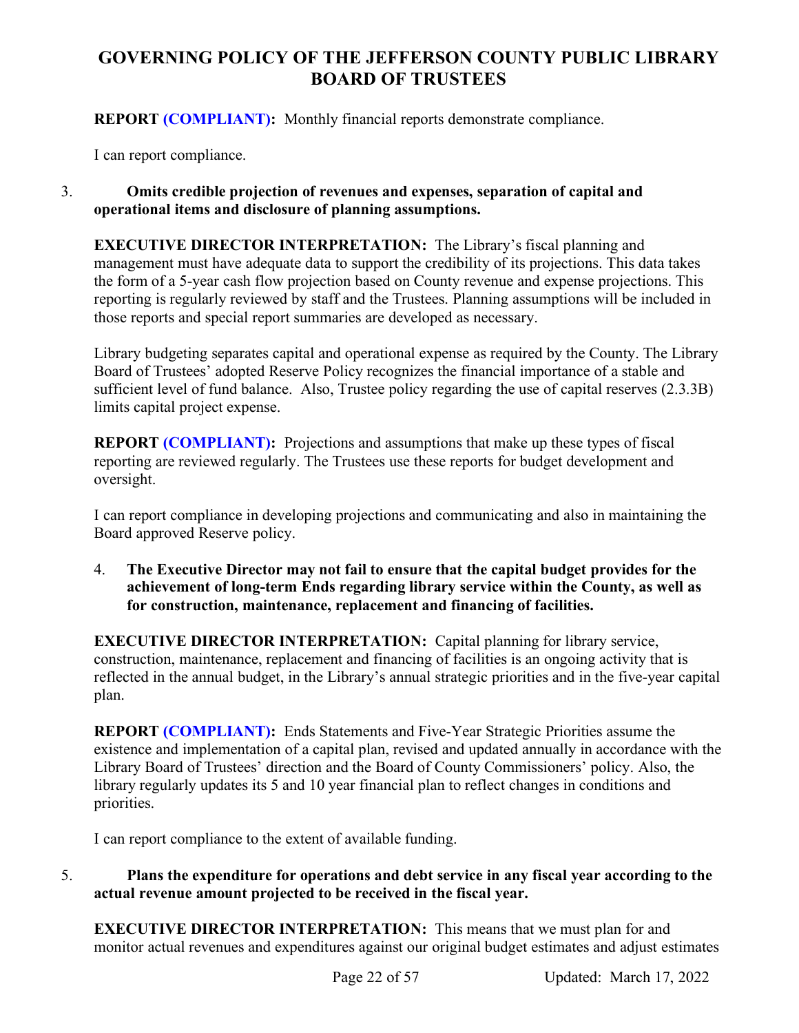# GOVERNING POLICY OF THE JEFFERSON COUNTY PUBLIC LIBRARY BOARD OF TRUSTEES

**REPORT (COMPLIANT):** Monthly financial reports demonstrate compliance.

I can report compliance.

3. **Omits credible projection of revenues and expenses, separation of capital and operational items and disclosure of planning assumptions.**

**EXECUTIVE DIRECTOR INTERPRETATION:** The Library's fiscal planning and management must have adequate data to support the credibility of its projections. This data takes the form of a 5-year cash flow projection based on County revenue and expense projections. This reporting is regularly reviewed by staff and the Trustees. Planning assumptions will be included in those reports and special report summaries are developed as necessary.

Library budgeting separates capital and operational expense as required by the County. The Library Board of Trustees' adopted Reserve Policy recognizes the financial importance of a stable and sufficient level of fund balance. Also, Trustee policy regarding the use of capital reserves (2.3.3B) limits capital project expense.

**REPORT (COMPLIANT):** Projections and assumptions that make up these types of fiscal reporting are reviewed regularly. The Trustees use these reports for budget development and oversight.

I can report compliance in developing projections and communicating and also in maintaining the Board approved Reserve policy.

4. **The Executive Director may not fail to ensure that the capital budget provides for the achievement of long-term Ends regarding library service within the County, as well as for construction, maintenance, replacement and financing of facilities.**

**EXECUTIVE DIRECTOR INTERPRETATION:** Capital planning for library service, construction, maintenance, replacement and financing of facilities is an ongoing activity that is reflected in the annual budget, in the Library's annual strategic priorities and in the five-year capital plan.

**REPORT (COMPLIANT):** Ends Statements and Five-Year Strategic Priorities assume the existence and implementation of a capital plan, revised and updated annually in accordance with the Library Board of Trustees' direction and the Board of County Commissioners' policy. Also, the library regularly updates its 5 and 10 year financial plan to reflect changes in conditions and priorities.

I can report compliance to the extent of available funding.

5. **Plans the expenditure for operations and debt service in any fiscal year according to the actual revenue amount projected to be received in the fiscal year.**

**EXECUTIVE DIRECTOR INTERPRETATION:** This means that we must plan for and monitor actual revenues and expenditures against our original budget estimates and adjust estimates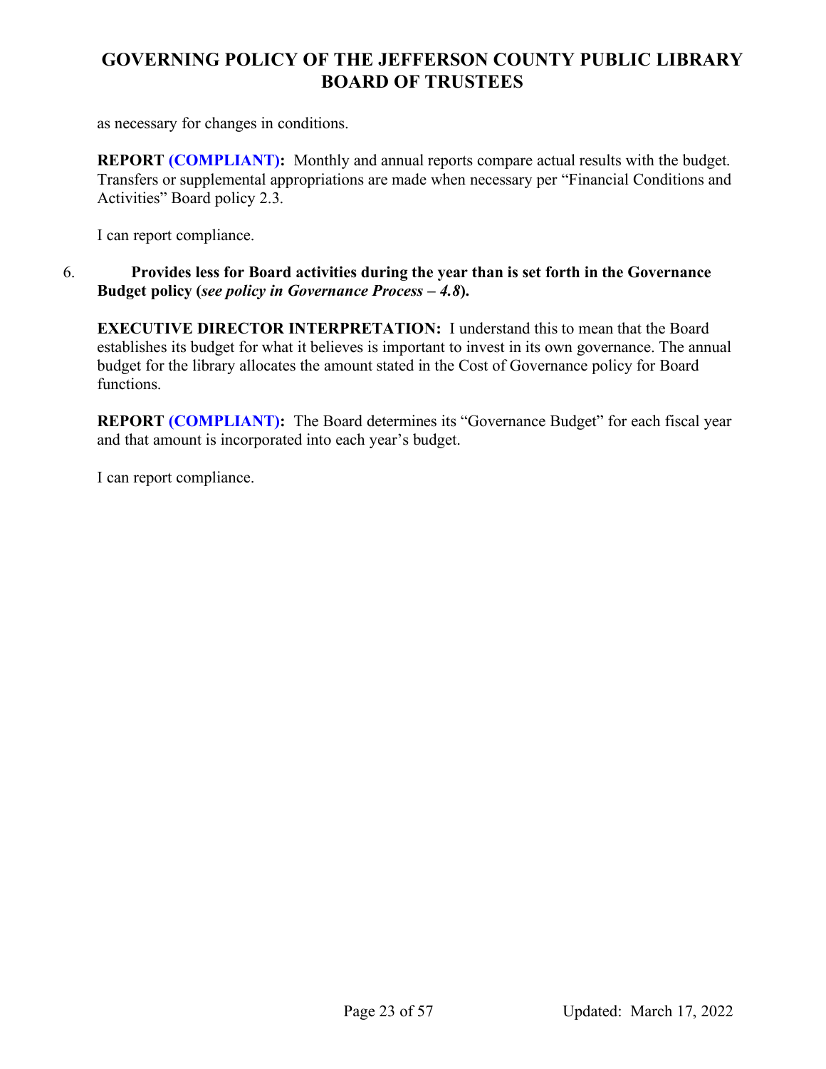as necessary for changes in conditions.

**REPORT (COMPLIANT):** Monthly and annual reports compare actual results with the budget. Transfers or supplemental appropriations are made when necessary per "Financial Conditions and Activities" Board policy 2.3.

I can report compliance.

6. **Provides less for Board activities during the year than is set forth in the Governance Budget policy (*see policy in Governance Process – 4.8*).**

**EXECUTIVE DIRECTOR INTERPRETATION:** I understand this to mean that the Board establishes its budget for what it believes is important to invest in its own governance. The annual budget for the library allocates the amount stated in the Cost of Governance policy for Board functions.

**REPORT (COMPLIANT):** The Board determines its "Governance Budget" for each fiscal year and that amount is incorporated into each year's budget.

I can report compliance.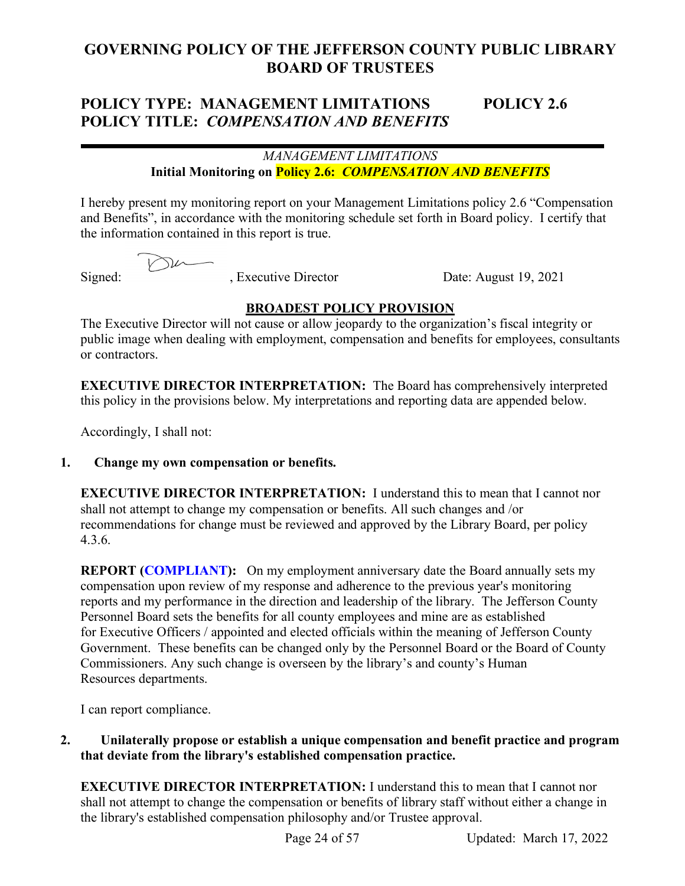# GOVERNING POLICY OF THE JEFFERSON COUNTY PUBLIC LIBRARY BOARD OF TRUSTEES

## POLICY TYPE: MANAGEMENT LIMITATIONS POLICY 2.6
## POLICY TITLE: *COMPENSATION AND BENEFITS*

---

*MANAGEMENT LIMITATIONS*

**Initial Monitoring on Policy 2.6: *COMPENSATION AND BENEFITS***

I hereby present my monitoring report on your Management Limitations policy 2.6 "Compensation and Benefits", in accordance with the monitoring schedule set forth in Board policy. I certify that the information contained in this report is true.

Signed: , Executive Director Date: August 19, 2021

**BROADEST POLICY PROVISION**

The Executive Director will not cause or allow jeopardy to the organization's fiscal integrity or public image when dealing with employment, compensation and benefits for employees, consultants or contractors.

**EXECUTIVE DIRECTOR INTERPRETATION:** The Board has comprehensively interpreted this policy in the provisions below. My interpretations and reporting data are appended below.

Accordingly, I shall not:

1. **Change my own compensation or benefits.**

   **EXECUTIVE DIRECTOR INTERPRETATION:** I understand this to mean that I cannot nor shall not attempt to change my compensation or benefits. All such changes and /or recommendations for change must be reviewed and approved by the Library Board, per policy 4.3.6.

   **REPORT (COMPLIANT):** On my employment anniversary date the Board annually sets my compensation upon review of my response and adherence to the previous year's monitoring reports and my performance in the direction and leadership of the library. The Jefferson County Personnel Board sets the benefits for all county employees and mine are as established for Executive Officers / appointed and elected officials within the meaning of Jefferson County Government. These benefits can be changed only by the Personnel Board or the Board of County Commissioners. Any such change is overseen by the library's and county's Human Resources departments.

   I can report compliance.

2. **Unilaterally propose or establish a unique compensation and benefit practice and program that deviate from the library's established compensation practice.**

   **EXECUTIVE DIRECTOR INTERPRETATION:** I understand this to mean that I cannot nor shall not attempt to change the compensation or benefits of library staff without either a change in the library's established compensation philosophy and/or Trustee approval.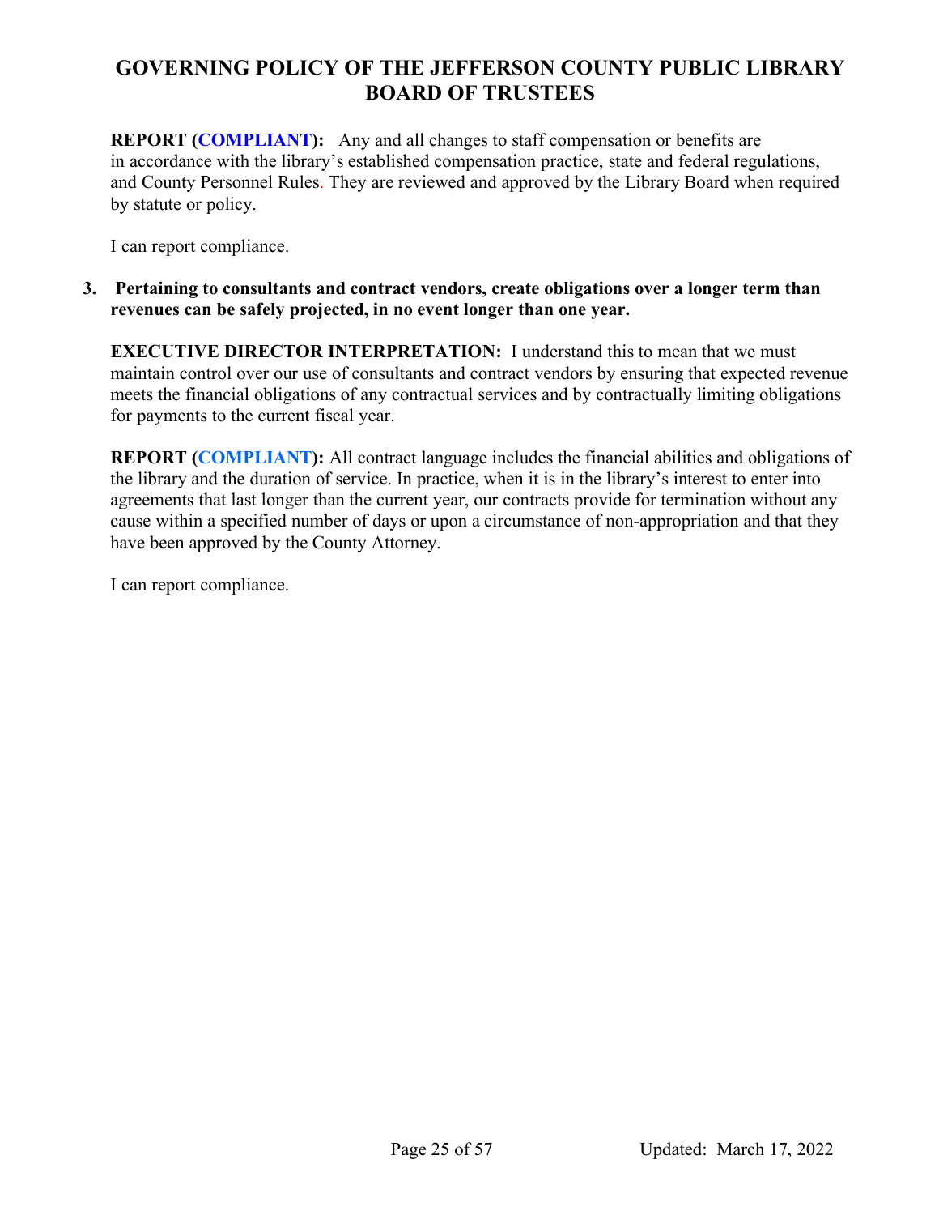**REPORT (COMPLIANT):** Any and all changes to staff compensation or benefits are in accordance with the library's established compensation practice, state and federal regulations, and County Personnel Rules. They are reviewed and approved by the Library Board when required by statute or policy.

I can report compliance.

3. **Pertaining to consultants and contract vendors, create obligations over a longer term than revenues can be safely projected, in no event longer than one year.**

**EXECUTIVE DIRECTOR INTERPRETATION:** I understand this to mean that we must maintain control over our use of consultants and contract vendors by ensuring that expected revenue meets the financial obligations of any contractual services and by contractually limiting obligations for payments to the current fiscal year.

**REPORT (COMPLIANT):** All contract language includes the financial abilities and obligations of the library and the duration of service. In practice, when it is in the library's interest to enter into agreements that last longer than the current year, our contracts provide for termination without any cause within a specified number of days or upon a circumstance of non-appropriation and that they have been approved by the County Attorney.

I can report compliance.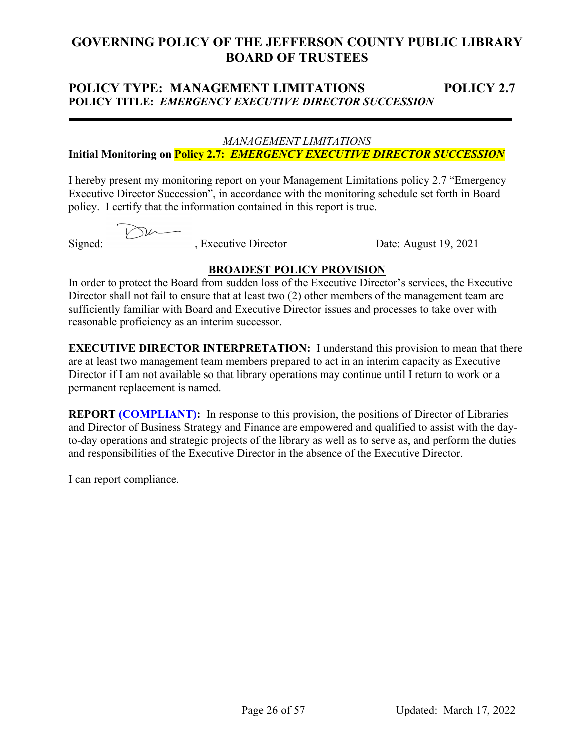# GOVERNING POLICY OF THE JEFFERSON COUNTY PUBLIC LIBRARY BOARD OF TRUSTEES

## POLICY TYPE: MANAGEMENT LIMITATIONS — POLICY 2.7
**POLICY TITLE:** ***EMERGENCY EXECUTIVE DIRECTOR SUCCESSION***

---

*MANAGEMENT LIMITATIONS*

**Initial Monitoring on Policy 2.7:** ***EMERGENCY EXECUTIVE DIRECTOR SUCCESSION***

I hereby present my monitoring report on your Management Limitations policy 2.7 "Emergency Executive Director Succession", in accordance with the monitoring schedule set forth in Board policy. I certify that the information contained in this report is true.

Signed: [signature], Executive Director — Date: August 19, 2021

**BROADEST POLICY PROVISION**

In order to protect the Board from sudden loss of the Executive Director's services, the Executive Director shall not fail to ensure that at least two (2) other members of the management team are sufficiently familiar with Board and Executive Director issues and processes to take over with reasonable proficiency as an interim successor.

**EXECUTIVE DIRECTOR INTERPRETATION:** I understand this provision to mean that there are at least two management team members prepared to act in an interim capacity as Executive Director if I am not available so that library operations may continue until I return to work or a permanent replacement is named.

**REPORT (COMPLIANT):** In response to this provision, the positions of Director of Libraries and Director of Business Strategy and Finance are empowered and qualified to assist with the day-to-day operations and strategic projects of the library as well as to serve as, and perform the duties and responsibilities of the Executive Director in the absence of the Executive Director.

I can report compliance.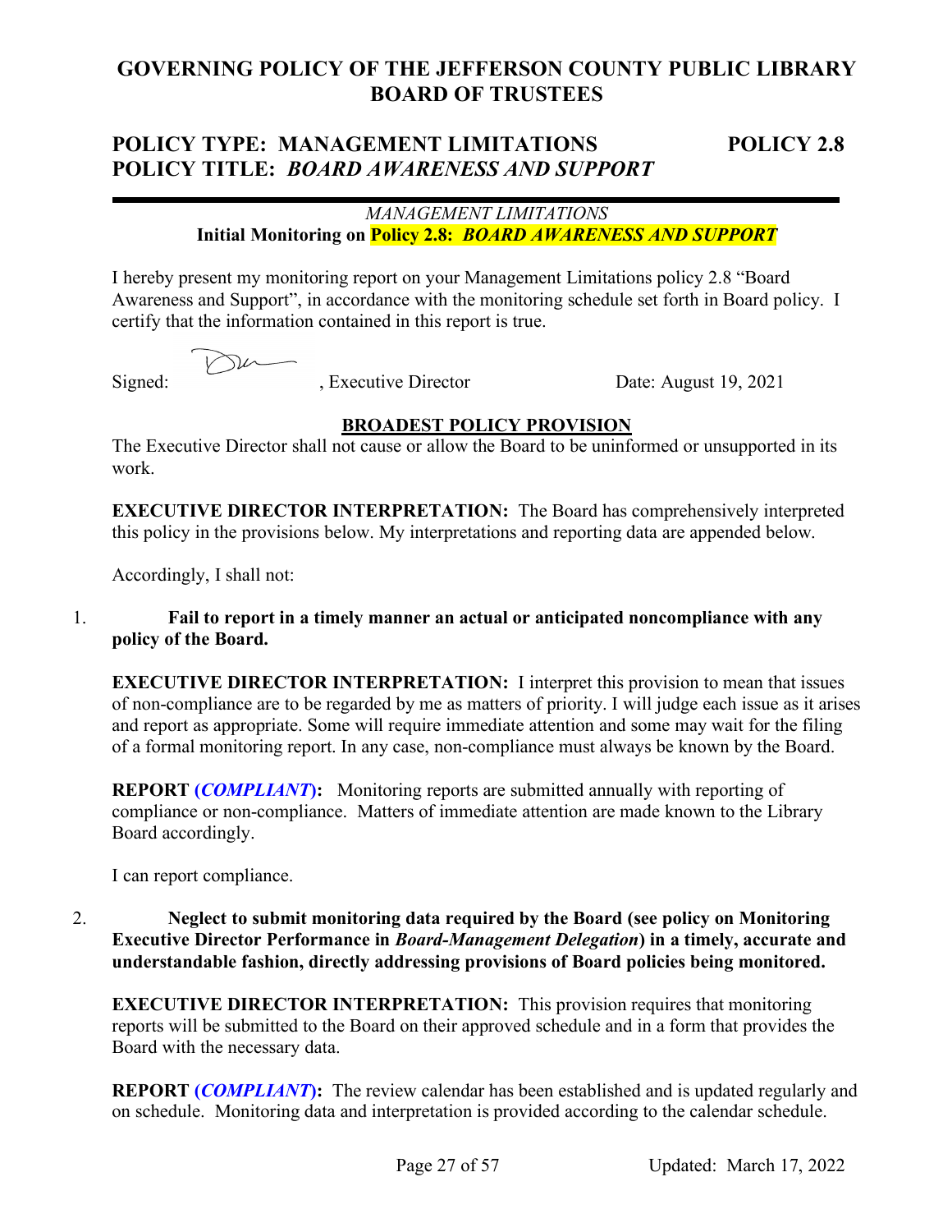# GOVERNING POLICY OF THE JEFFERSON COUNTY PUBLIC LIBRARY BOARD OF TRUSTEES

## POLICY TYPE: MANAGEMENT LIMITATIONS — POLICY 2.8
## POLICY TITLE: *BOARD AWARENESS AND SUPPORT*

---

*MANAGEMENT LIMITATIONS*

**Initial Monitoring on Policy 2.8: *BOARD AWARENESS AND SUPPORT***

I hereby present my monitoring report on your Management Limitations policy 2.8 "Board Awareness and Support", in accordance with the monitoring schedule set forth in Board policy. I certify that the information contained in this report is true.

Signed: ____________, Executive Director — Date: August 19, 2021

**BROADEST POLICY PROVISION**

The Executive Director shall not cause or allow the Board to be uninformed or unsupported in its work.

**EXECUTIVE DIRECTOR INTERPRETATION:** The Board has comprehensively interpreted this policy in the provisions below. My interpretations and reporting data are appended below.

Accordingly, I shall not:

1. **Fail to report in a timely manner an actual or anticipated noncompliance with any policy of the Board.**

   **EXECUTIVE DIRECTOR INTERPRETATION:** I interpret this provision to mean that issues of non-compliance are to be regarded by me as matters of priority. I will judge each issue as it arises and report as appropriate. Some will require immediate attention and some may wait for the filing of a formal monitoring report. In any case, non-compliance must always be known by the Board.

   **REPORT (*COMPLIANT*):** Monitoring reports are submitted annually with reporting of compliance or non-compliance. Matters of immediate attention are made known to the Library Board accordingly.

   I can report compliance.

2. **Neglect to submit monitoring data required by the Board (see policy on Monitoring Executive Director Performance in *Board-Management Delegation*) in a timely, accurate and understandable fashion, directly addressing provisions of Board policies being monitored.**

   **EXECUTIVE DIRECTOR INTERPRETATION:** This provision requires that monitoring reports will be submitted to the Board on their approved schedule and in a form that provides the Board with the necessary data.

   **REPORT (*COMPLIANT*):** The review calendar has been established and is updated regularly and on schedule. Monitoring data and interpretation is provided according to the calendar schedule.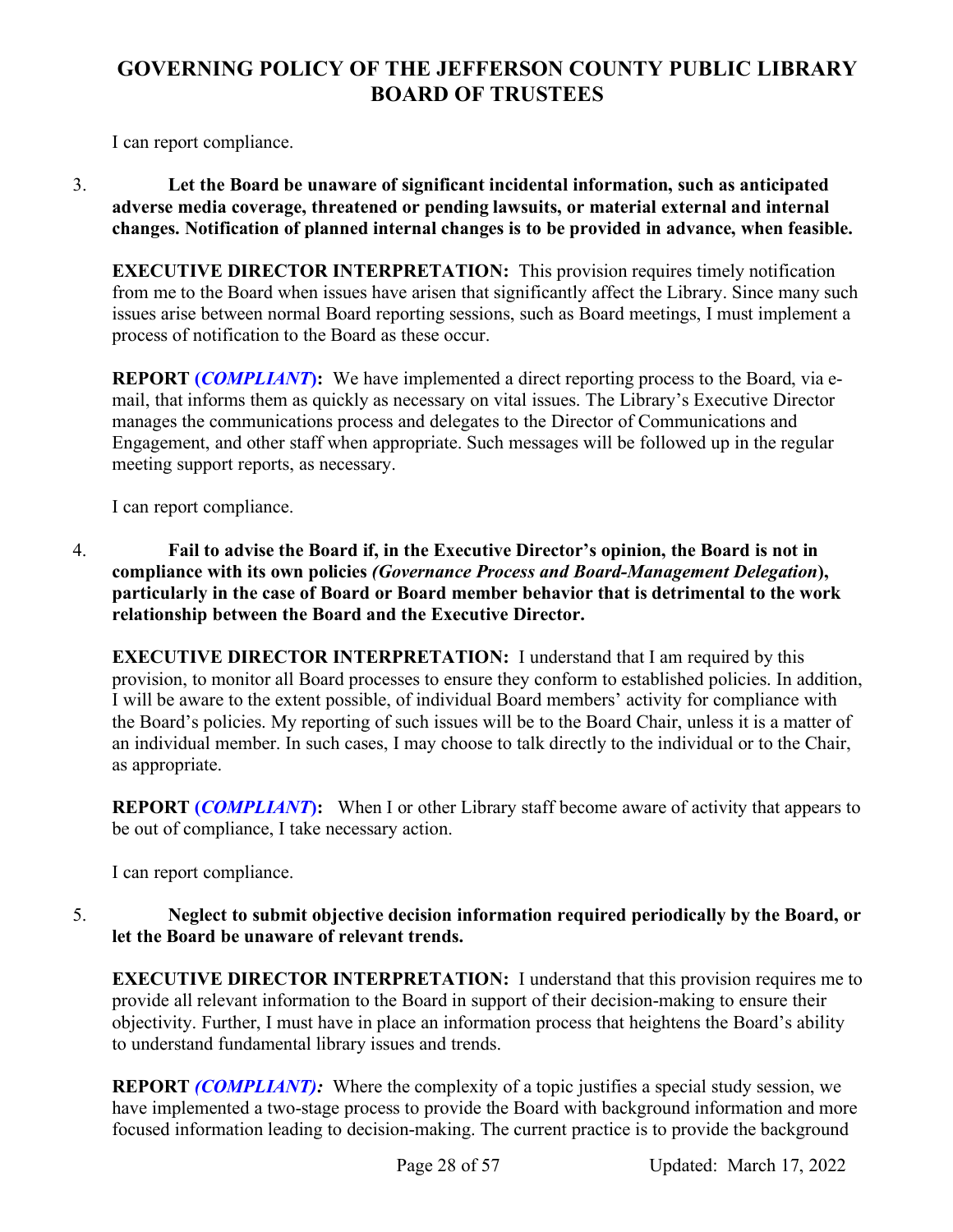I can report compliance.

3. **Let the Board be unaware of significant incidental information, such as anticipated adverse media coverage, threatened or pending lawsuits, or material external and internal changes. Notification of planned internal changes is to be provided in advance, when feasible.**

**EXECUTIVE DIRECTOR INTERPRETATION:** This provision requires timely notification from me to the Board when issues have arisen that significantly affect the Library. Since many such issues arise between normal Board reporting sessions, such as Board meetings, I must implement a process of notification to the Board as these occur.

**REPORT (*COMPLIANT*):** We have implemented a direct reporting process to the Board, via e-mail, that informs them as quickly as necessary on vital issues. The Library's Executive Director manages the communications process and delegates to the Director of Communications and Engagement, and other staff when appropriate. Such messages will be followed up in the regular meeting support reports, as necessary.

I can report compliance.

4. **Fail to advise the Board if, in the Executive Director's opinion, the Board is not in compliance with its own policies *(Governance Process and Board-Management Delegation)*, particularly in the case of Board or Board member behavior that is detrimental to the work relationship between the Board and the Executive Director.**

**EXECUTIVE DIRECTOR INTERPRETATION:** I understand that I am required by this provision, to monitor all Board processes to ensure they conform to established policies. In addition, I will be aware to the extent possible, of individual Board members' activity for compliance with the Board's policies. My reporting of such issues will be to the Board Chair, unless it is a matter of an individual member. In such cases, I may choose to talk directly to the individual or to the Chair, as appropriate.

**REPORT (*COMPLIANT*):** When I or other Library staff become aware of activity that appears to be out of compliance, I take necessary action.

I can report compliance.

5. **Neglect to submit objective decision information required periodically by the Board, or let the Board be unaware of relevant trends.**

**EXECUTIVE DIRECTOR INTERPRETATION:** I understand that this provision requires me to provide all relevant information to the Board in support of their decision-making to ensure their objectivity. Further, I must have in place an information process that heightens the Board's ability to understand fundamental library issues and trends.

**REPORT *(COMPLIANT):*** Where the complexity of a topic justifies a special study session, we have implemented a two-stage process to provide the Board with background information and more focused information leading to decision-making. The current practice is to provide the background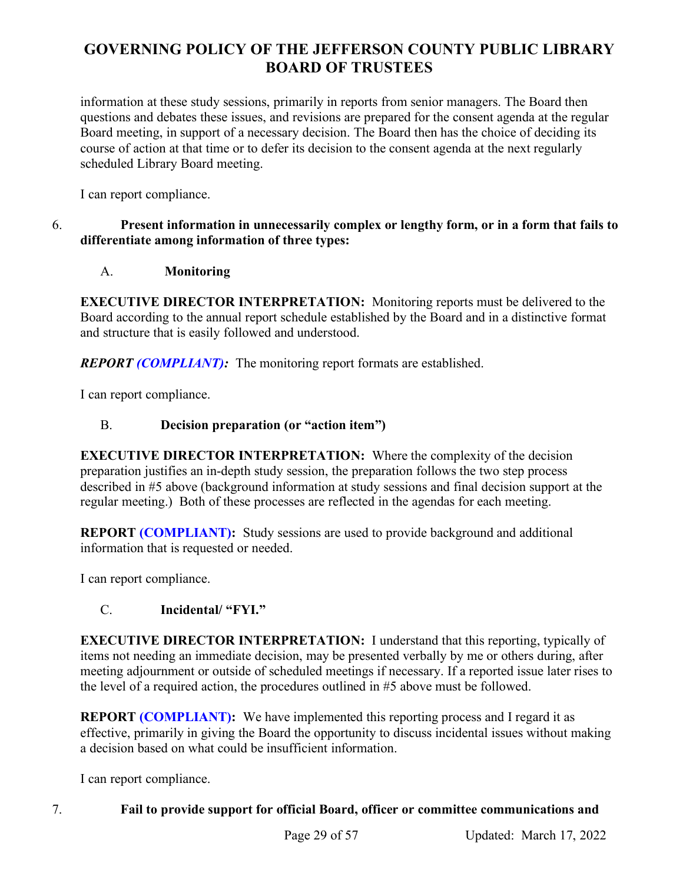information at these study sessions, primarily in reports from senior managers. The Board then questions and debates these issues, and revisions are prepared for the consent agenda at the regular Board meeting, in support of a necessary decision. The Board then has the choice of deciding its course of action at that time or to defer its decision to the consent agenda at the next regularly scheduled Library Board meeting.

I can report compliance.

6. **Present information in unnecessarily complex or lengthy form, or in a form that fails to differentiate among information of three types:**

A. **Monitoring**

**EXECUTIVE DIRECTOR INTERPRETATION:** Monitoring reports must be delivered to the Board according to the annual report schedule established by the Board and in a distinctive format and structure that is easily followed and understood.

***REPORT (COMPLIANT):*** The monitoring report formats are established.

I can report compliance.

B. **Decision preparation (or "action item")**

**EXECUTIVE DIRECTOR INTERPRETATION:** Where the complexity of the decision preparation justifies an in-depth study session, the preparation follows the two step process described in #5 above (background information at study sessions and final decision support at the regular meeting.) Both of these processes are reflected in the agendas for each meeting.

**REPORT (COMPLIANT):** Study sessions are used to provide background and additional information that is requested or needed.

I can report compliance.

C. **Incidental/ "FYI."**

**EXECUTIVE DIRECTOR INTERPRETATION:** I understand that this reporting, typically of items not needing an immediate decision, may be presented verbally by me or others during, after meeting adjournment or outside of scheduled meetings if necessary. If a reported issue later rises to the level of a required action, the procedures outlined in #5 above must be followed.

**REPORT (COMPLIANT):** We have implemented this reporting process and I regard it as effective, primarily in giving the Board the opportunity to discuss incidental issues without making a decision based on what could be insufficient information.

I can report compliance.

7. **Fail to provide support for official Board, officer or committee communications and**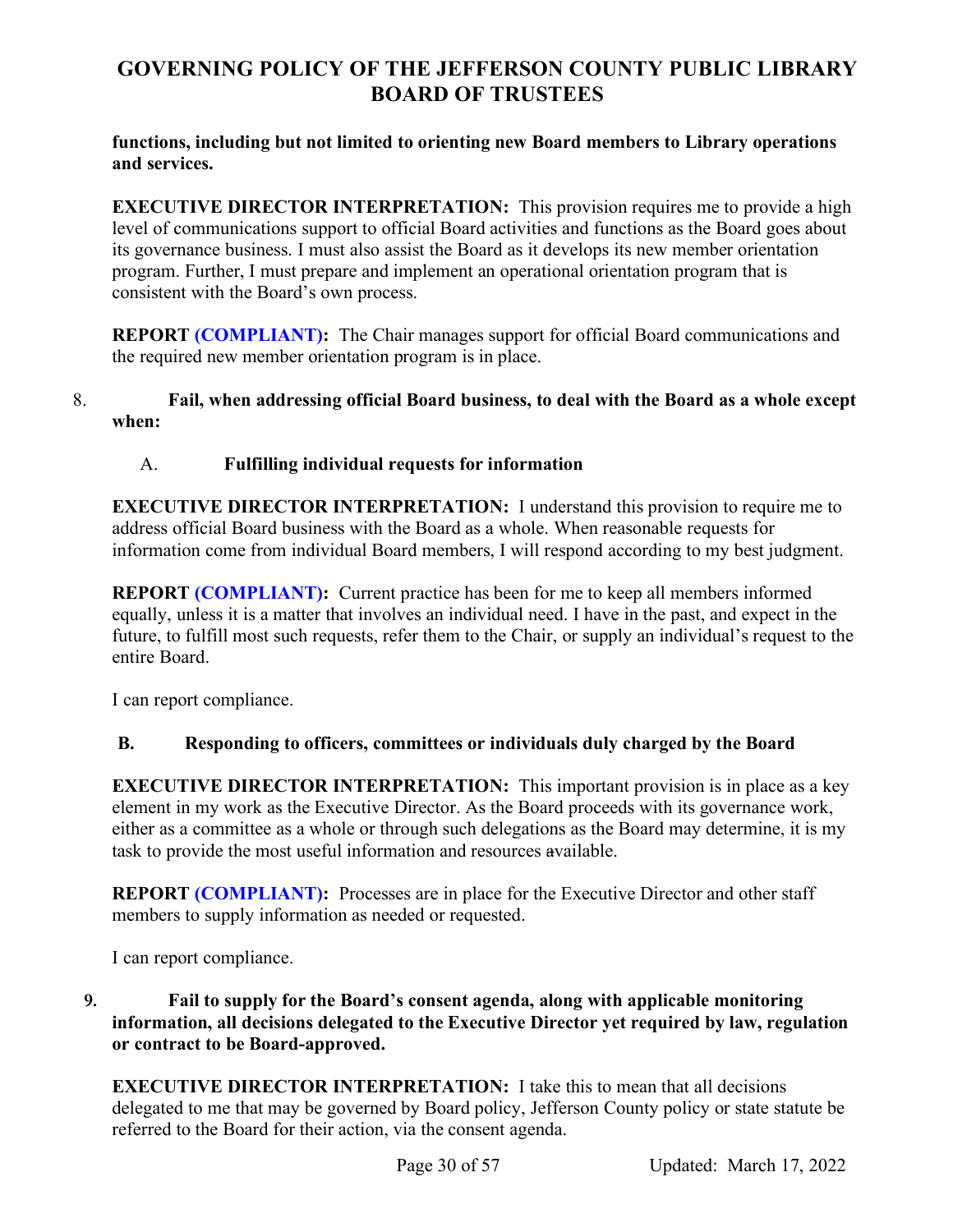**functions, including but not limited to orienting new Board members to Library operations and services.**

**EXECUTIVE DIRECTOR INTERPRETATION:** This provision requires me to provide a high level of communications support to official Board activities and functions as the Board goes about its governance business. I must also assist the Board as it develops its new member orientation program. Further, I must prepare and implement an operational orientation program that is consistent with the Board's own process.

**REPORT (COMPLIANT):** The Chair manages support for official Board communications and the required new member orientation program is in place.

8. **Fail, when addressing official Board business, to deal with the Board as a whole except when:**

   A. **Fulfilling individual requests for information**

**EXECUTIVE DIRECTOR INTERPRETATION:** I understand this provision to require me to address official Board business with the Board as a whole. When reasonable requests for information come from individual Board members, I will respond according to my best judgment.

**REPORT (COMPLIANT):** Current practice has been for me to keep all members informed equally, unless it is a matter that involves an individual need. I have in the past, and expect in the future, to fulfill most such requests, refer them to the Chair, or supply an individual's request to the entire Board.

I can report compliance.

   **B. Responding to officers, committees or individuals duly charged by the Board**

**EXECUTIVE DIRECTOR INTERPRETATION:** This important provision is in place as a key element in my work as the Executive Director. As the Board proceeds with its governance work, either as a committee as a whole or through such delegations as the Board may determine, it is my task to provide the most useful information and resources available.

**REPORT (COMPLIANT):** Processes are in place for the Executive Director and other staff members to supply information as needed or requested.

I can report compliance.

**9. Fail to supply for the Board's consent agenda, along with applicable monitoring information, all decisions delegated to the Executive Director yet required by law, regulation or contract to be Board-approved.**

**EXECUTIVE DIRECTOR INTERPRETATION:** I take this to mean that all decisions delegated to me that may be governed by Board policy, Jefferson County policy or state statute be referred to the Board for their action, via the consent agenda.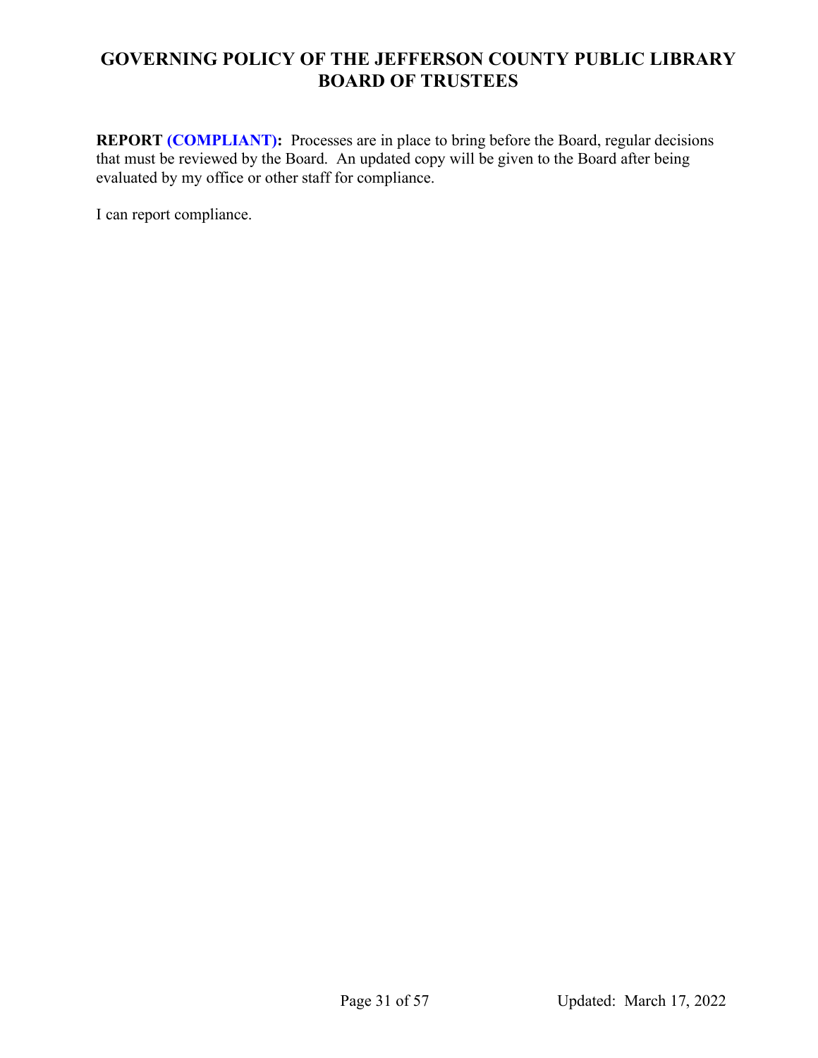**REPORT (COMPLIANT):** Processes are in place to bring before the Board, regular decisions that must be reviewed by the Board. An updated copy will be given to the Board after being evaluated by my office or other staff for compliance.

I can report compliance.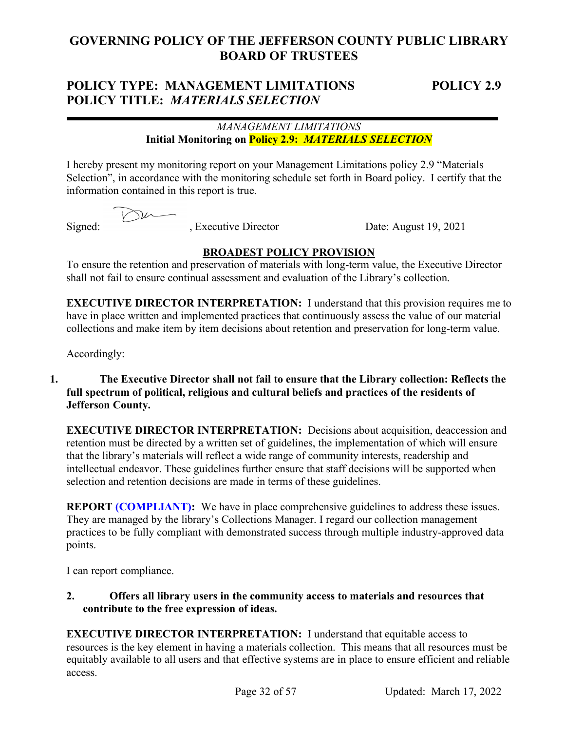# GOVERNING POLICY OF THE JEFFERSON COUNTY PUBLIC LIBRARY BOARD OF TRUSTEES

## POLICY TYPE: MANAGEMENT LIMITATIONS — POLICY 2.9
## POLICY TITLE: *MATERIALS SELECTION*

---

*MANAGEMENT LIMITATIONS*
**Initial Monitoring on Policy 2.9: *MATERIALS SELECTION***

I hereby present my monitoring report on your Management Limitations policy 2.9 "Materials Selection", in accordance with the monitoring schedule set forth in Board policy. I certify that the information contained in this report is true.

Signed: , Executive Director — Date: August 19, 2021

**BROADEST POLICY PROVISION**

To ensure the retention and preservation of materials with long-term value, the Executive Director shall not fail to ensure continual assessment and evaluation of the Library's collection.

**EXECUTIVE DIRECTOR INTERPRETATION:** I understand that this provision requires me to have in place written and implemented practices that continuously assess the value of our material collections and make item by item decisions about retention and preservation for long-term value.

Accordingly:

1. **The Executive Director shall not fail to ensure that the Library collection: Reflects the full spectrum of political, religious and cultural beliefs and practices of the residents of Jefferson County.**

**EXECUTIVE DIRECTOR INTERPRETATION:** Decisions about acquisition, deaccession and retention must be directed by a written set of guidelines, the implementation of which will ensure that the library's materials will reflect a wide range of community interests, readership and intellectual endeavor. These guidelines further ensure that staff decisions will be supported when selection and retention decisions are made in terms of these guidelines.

**REPORT (COMPLIANT):** We have in place comprehensive guidelines to address these issues. They are managed by the library's Collections Manager. I regard our collection management practices to be fully compliant with demonstrated success through multiple industry-approved data points.

I can report compliance.

2. **Offers all library users in the community access to materials and resources that contribute to the free expression of ideas.**

**EXECUTIVE DIRECTOR INTERPRETATION:** I understand that equitable access to resources is the key element in having a materials collection. This means that all resources must be equitably available to all users and that effective systems are in place to ensure efficient and reliable access.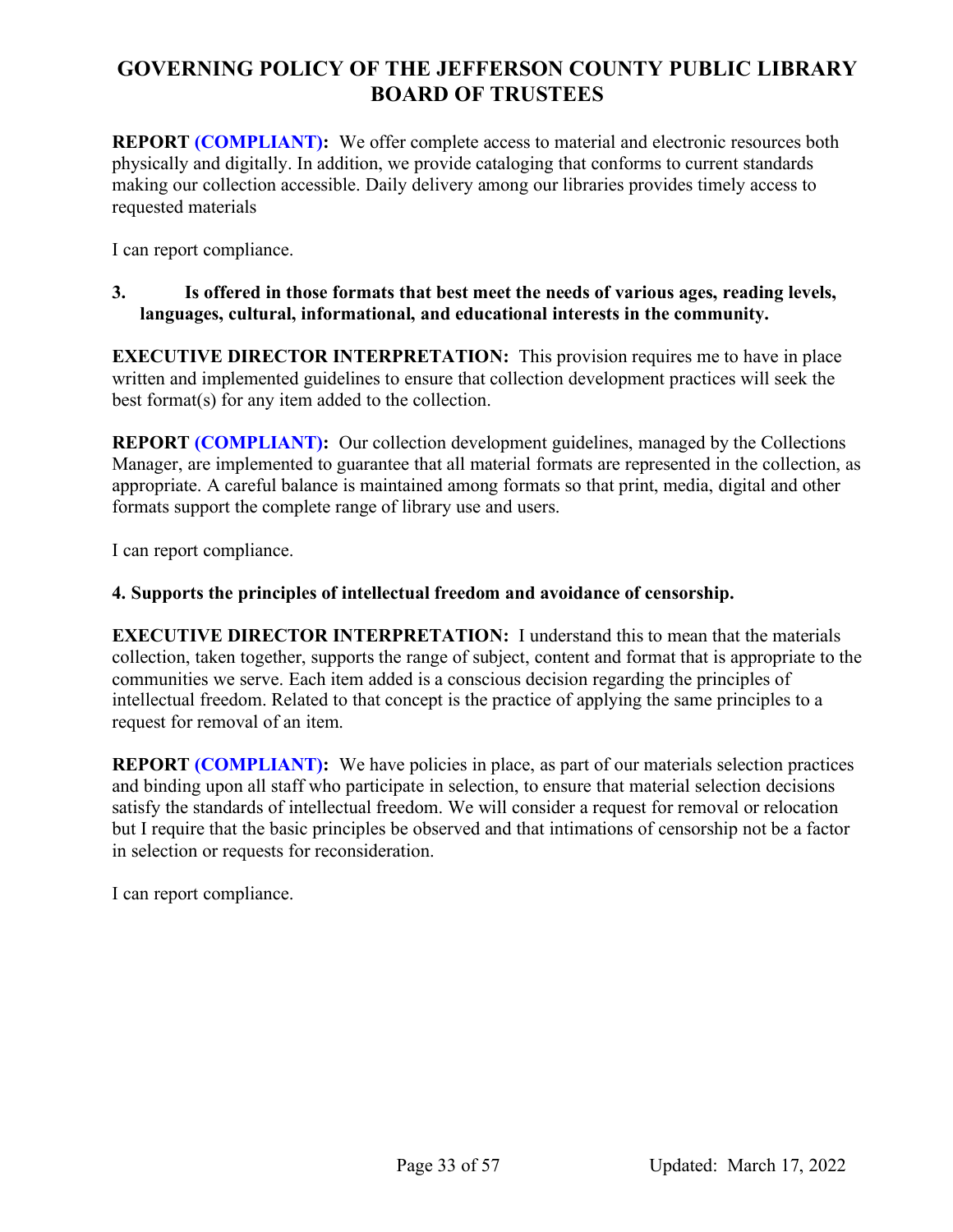# GOVERNING POLICY OF THE JEFFERSON COUNTY PUBLIC LIBRARY BOARD OF TRUSTEES

**REPORT (COMPLIANT):** We offer complete access to material and electronic resources both physically and digitally. In addition, we provide cataloging that conforms to current standards making our collection accessible. Daily delivery among our libraries provides timely access to requested materials

I can report compliance.

**3. Is offered in those formats that best meet the needs of various ages, reading levels, languages, cultural, informational, and educational interests in the community.**

**EXECUTIVE DIRECTOR INTERPRETATION:** This provision requires me to have in place written and implemented guidelines to ensure that collection development practices will seek the best format(s) for any item added to the collection.

**REPORT (COMPLIANT):** Our collection development guidelines, managed by the Collections Manager, are implemented to guarantee that all material formats are represented in the collection, as appropriate. A careful balance is maintained among formats so that print, media, digital and other formats support the complete range of library use and users.

I can report compliance.

**4. Supports the principles of intellectual freedom and avoidance of censorship.**

**EXECUTIVE DIRECTOR INTERPRETATION:** I understand this to mean that the materials collection, taken together, supports the range of subject, content and format that is appropriate to the communities we serve. Each item added is a conscious decision regarding the principles of intellectual freedom. Related to that concept is the practice of applying the same principles to a request for removal of an item.

**REPORT (COMPLIANT):** We have policies in place, as part of our materials selection practices and binding upon all staff who participate in selection, to ensure that material selection decisions satisfy the standards of intellectual freedom. We will consider a request for removal or relocation but I require that the basic principles be observed and that intimations of censorship not be a factor in selection or requests for reconsideration.

I can report compliance.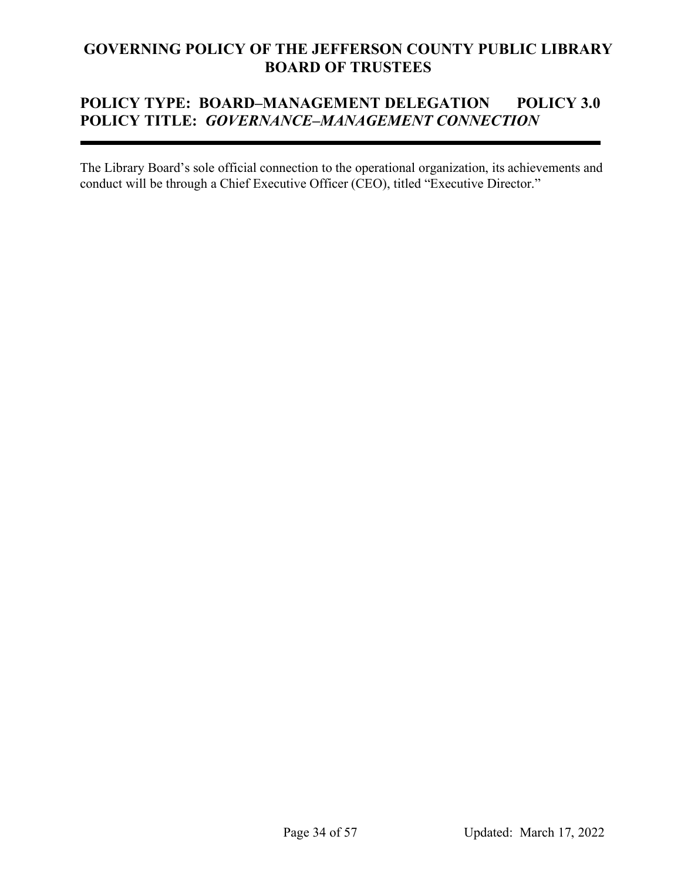# GOVERNING POLICY OF THE JEFFERSON COUNTY PUBLIC LIBRARY BOARD OF TRUSTEES

## POLICY TYPE: BOARD–MANAGEMENT DELEGATION POLICY 3.0
## POLICY TITLE: *GOVERNANCE–MANAGEMENT CONNECTION*

---

The Library Board's sole official connection to the operational organization, its achievements and conduct will be through a Chief Executive Officer (CEO), titled "Executive Director."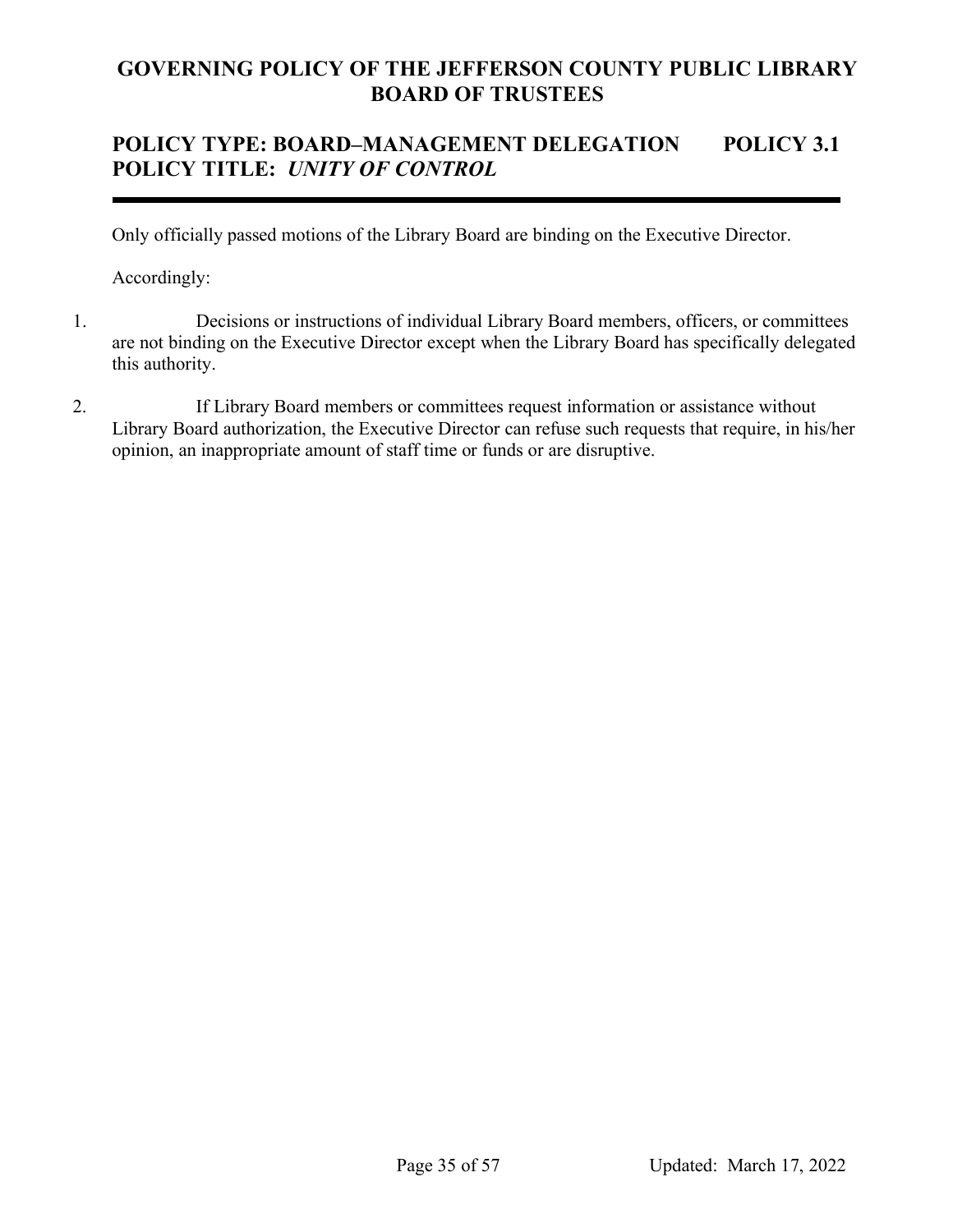# GOVERNING POLICY OF THE JEFFERSON COUNTY PUBLIC LIBRARY BOARD OF TRUSTEES

## POLICY TYPE: BOARD–MANAGEMENT DELEGATION POLICY 3.1
## POLICY TITLE: *UNITY OF CONTROL*

---

Only officially passed motions of the Library Board are binding on the Executive Director.

Accordingly:

1. Decisions or instructions of individual Library Board members, officers, or committees are not binding on the Executive Director except when the Library Board has specifically delegated this authority.

2. If Library Board members or committees request information or assistance without Library Board authorization, the Executive Director can refuse such requests that require, in his/her opinion, an inappropriate amount of staff time or funds or are disruptive.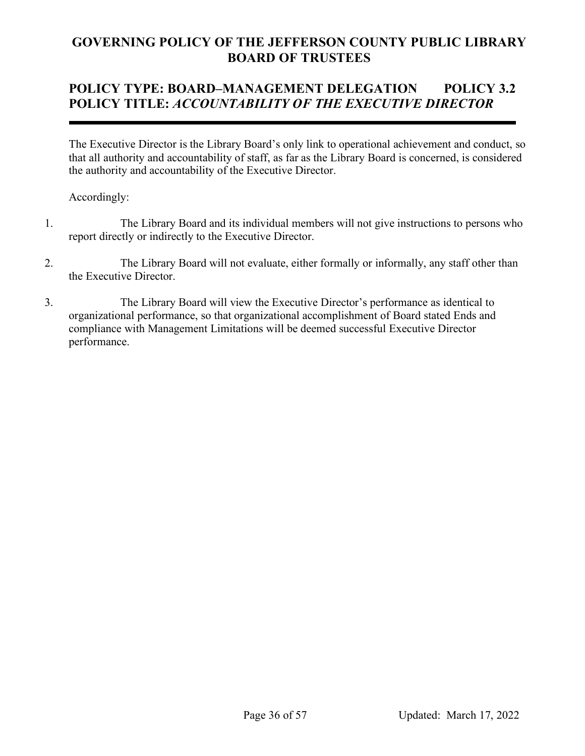# GOVERNING POLICY OF THE JEFFERSON COUNTY PUBLIC LIBRARY BOARD OF TRUSTEES

## POLICY TYPE: BOARD–MANAGEMENT DELEGATION POLICY 3.2
## POLICY TITLE: *ACCOUNTABILITY OF THE EXECUTIVE DIRECTOR*

---

The Executive Director is the Library Board's only link to operational achievement and conduct, so that all authority and accountability of staff, as far as the Library Board is concerned, is considered the authority and accountability of the Executive Director.

Accordingly:

1. The Library Board and its individual members will not give instructions to persons who report directly or indirectly to the Executive Director.

2. The Library Board will not evaluate, either formally or informally, any staff other than the Executive Director.

3. The Library Board will view the Executive Director's performance as identical to organizational performance, so that organizational accomplishment of Board stated Ends and compliance with Management Limitations will be deemed successful Executive Director performance.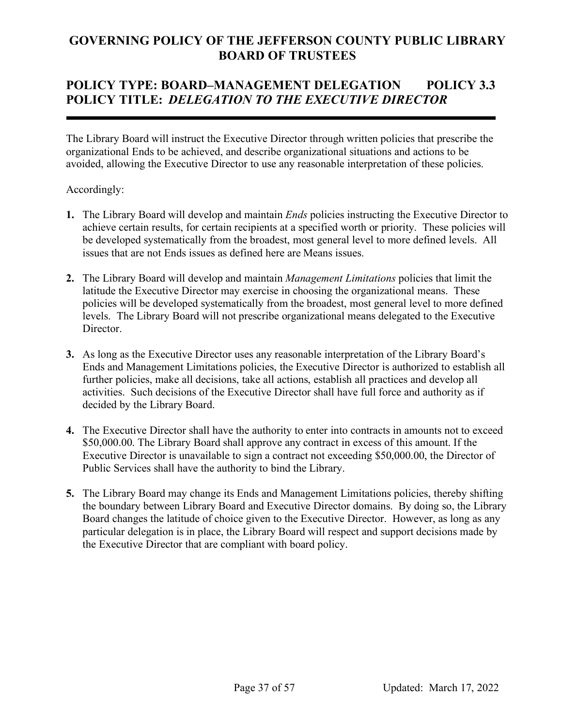# GOVERNING POLICY OF THE JEFFERSON COUNTY PUBLIC LIBRARY BOARD OF TRUSTEES

## POLICY TYPE: BOARD–MANAGEMENT DELEGATION POLICY 3.3
## POLICY TITLE: *DELEGATION TO THE EXECUTIVE DIRECTOR*

---

The Library Board will instruct the Executive Director through written policies that prescribe the organizational Ends to be achieved, and describe organizational situations and actions to be avoided, allowing the Executive Director to use any reasonable interpretation of these policies.

Accordingly:

**1.** The Library Board will develop and maintain *Ends* policies instructing the Executive Director to achieve certain results, for certain recipients at a specified worth or priority. These policies will be developed systematically from the broadest, most general level to more defined levels. All issues that are not Ends issues as defined here are Means issues.

**2.** The Library Board will develop and maintain *Management Limitations* policies that limit the latitude the Executive Director may exercise in choosing the organizational means. These policies will be developed systematically from the broadest, most general level to more defined levels. The Library Board will not prescribe organizational means delegated to the Executive Director.

**3.** As long as the Executive Director uses any reasonable interpretation of the Library Board's Ends and Management Limitations policies, the Executive Director is authorized to establish all further policies, make all decisions, take all actions, establish all practices and develop all activities. Such decisions of the Executive Director shall have full force and authority as if decided by the Library Board.

**4.** The Executive Director shall have the authority to enter into contracts in amounts not to exceed $50,000.00. The Library Board shall approve any contract in excess of this amount. If the Executive Director is unavailable to sign a contract not exceeding $50,000.00, the Director of Public Services shall have the authority to bind the Library.

**5.** The Library Board may change its Ends and Management Limitations policies, thereby shifting the boundary between Library Board and Executive Director domains. By doing so, the Library Board changes the latitude of choice given to the Executive Director. However, as long as any particular delegation is in place, the Library Board will respect and support decisions made by the Executive Director that are compliant with board policy.

Updated: March 17, 2022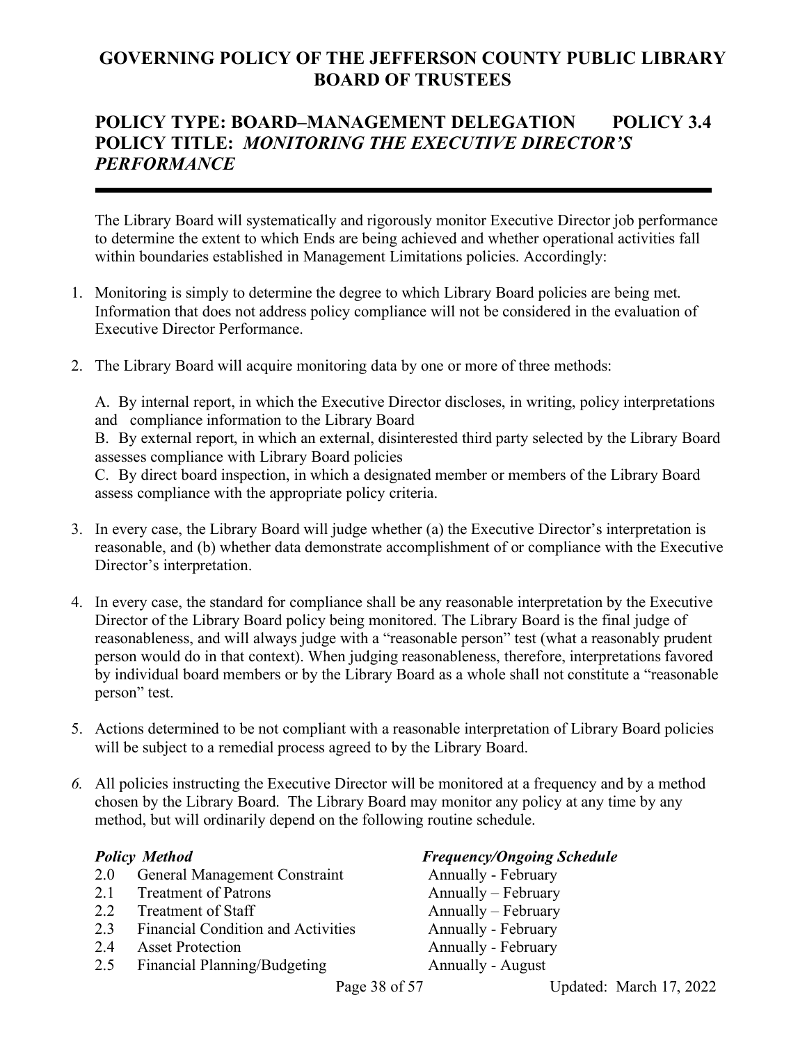# GOVERNING POLICY OF THE JEFFERSON COUNTY PUBLIC LIBRARY BOARD OF TRUSTEES

## POLICY TYPE: BOARD–MANAGEMENT DELEGATION POLICY 3.4
## POLICY TITLE: *MONITORING THE EXECUTIVE DIRECTOR'S PERFORMANCE*

---

The Library Board will systematically and rigorously monitor Executive Director job performance to determine the extent to which Ends are being achieved and whether operational activities fall within boundaries established in Management Limitations policies. Accordingly:

1. Monitoring is simply to determine the degree to which Library Board policies are being met. Information that does not address policy compliance will not be considered in the evaluation of Executive Director Performance.

2. The Library Board will acquire monitoring data by one or more of three methods:

   A. By internal report, in which the Executive Director discloses, in writing, policy interpretations and compliance information to the Library Board
   B. By external report, in which an external, disinterested third party selected by the Library Board assesses compliance with Library Board policies
   C. By direct board inspection, in which a designated member or members of the Library Board assess compliance with the appropriate policy criteria.

3. In every case, the Library Board will judge whether (a) the Executive Director's interpretation is reasonable, and (b) whether data demonstrate accomplishment of or compliance with the Executive Director's interpretation.

4. In every case, the standard for compliance shall be any reasonable interpretation by the Executive Director of the Library Board policy being monitored. The Library Board is the final judge of reasonableness, and will always judge with a "reasonable person" test (what a reasonably prudent person would do in that context). When judging reasonableness, therefore, interpretations favored by individual board members or by the Library Board as a whole shall not constitute a "reasonable person" test.

5. Actions determined to be not compliant with a reasonable interpretation of Library Board policies will be subject to a remedial process agreed to by the Library Board.

6. All policies instructing the Executive Director will be monitored at a frequency and by a method chosen by the Library Board. The Library Board may monitor any policy at any time by any method, but will ordinarily depend on the following routine schedule.

| *Policy* | *Method* | *Frequency/Ongoing Schedule* |
|---|---|---|
| 2.0 | General Management Constraint | Annually - February |
| 2.1 | Treatment of Patrons | Annually – February |
| 2.2 | Treatment of Staff | Annually – February |
| 2.3 | Financial Condition and Activities | Annually - February |
| 2.4 | Asset Protection | Annually - February |
| 2.5 | Financial Planning/Budgeting | Annually - August |

Updated: March 17, 2022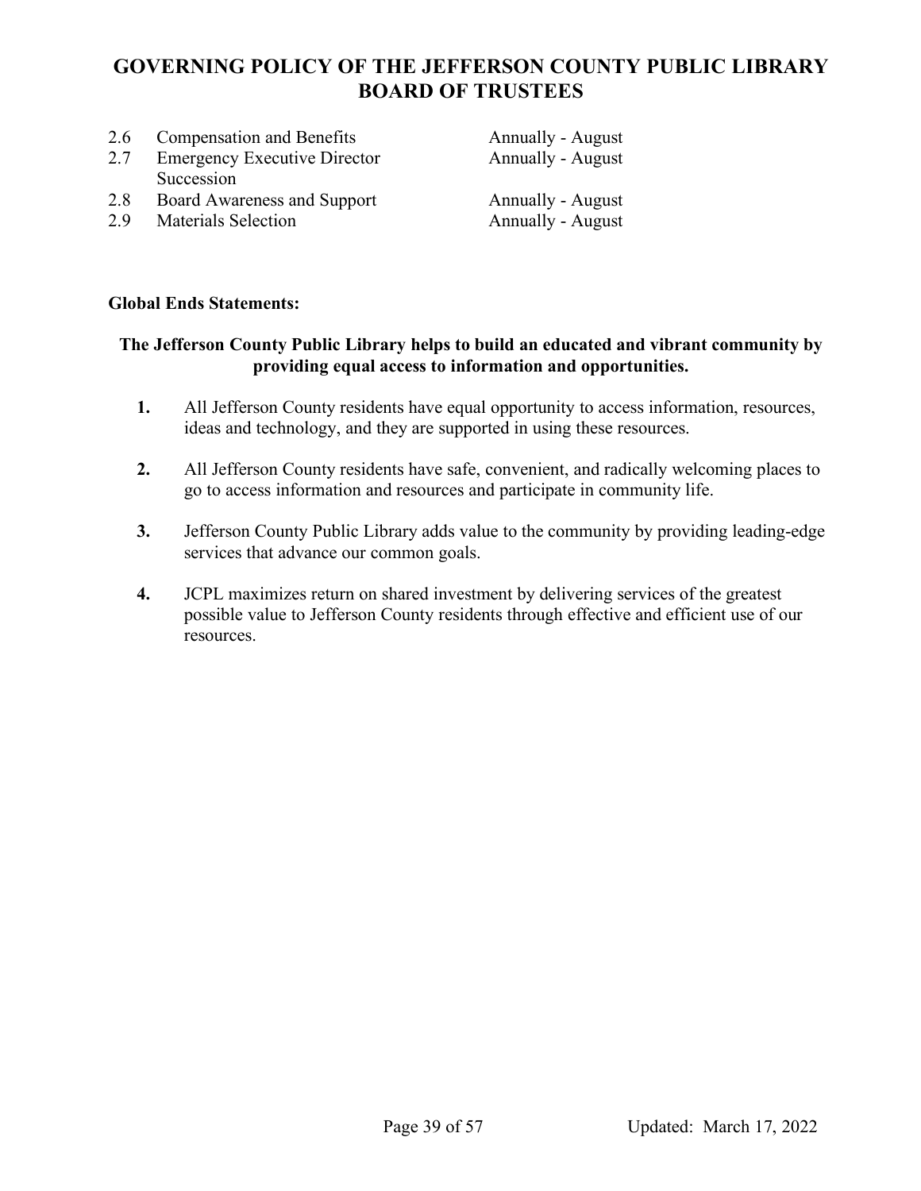| | | |
|---|---|---|
| 2.6 | Compensation and Benefits | Annually - August |
| 2.7 | Emergency Executive Director Succession | Annually - August |
| 2.8 | Board Awareness and Support | Annually - August |
| 2.9 | Materials Selection | Annually - August |

**Global Ends Statements:**

**The Jefferson County Public Library helps to build an educated and vibrant community by providing equal access to information and opportunities.**

**1.** All Jefferson County residents have equal opportunity to access information, resources, ideas and technology, and they are supported in using these resources.

**2.** All Jefferson County residents have safe, convenient, and radically welcoming places to go to access information and resources and participate in community life.

**3.** Jefferson County Public Library adds value to the community by providing leading-edge services that advance our common goals.

**4.** JCPL maximizes return on shared investment by delivering services of the greatest possible value to Jefferson County residents through effective and efficient use of our resources.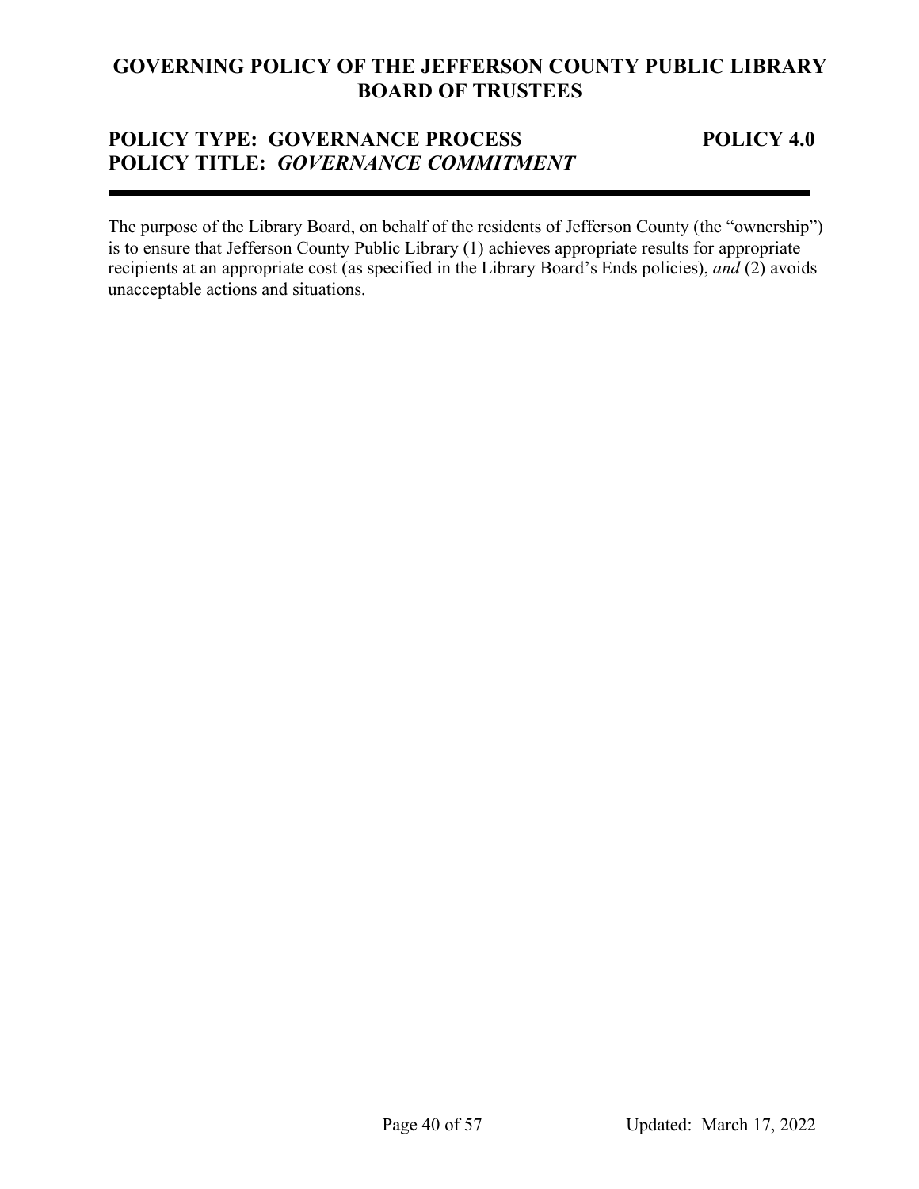# GOVERNING POLICY OF THE JEFFERSON COUNTY PUBLIC LIBRARY BOARD OF TRUSTEES

## POLICY TYPE: GOVERNANCE PROCESS — POLICY 4.0
## POLICY TITLE: *GOVERNANCE COMMITMENT*

---

The purpose of the Library Board, on behalf of the residents of Jefferson County (the "ownership") is to ensure that Jefferson County Public Library (1) achieves appropriate results for appropriate recipients at an appropriate cost (as specified in the Library Board's Ends policies), *and* (2) avoids unacceptable actions and situations.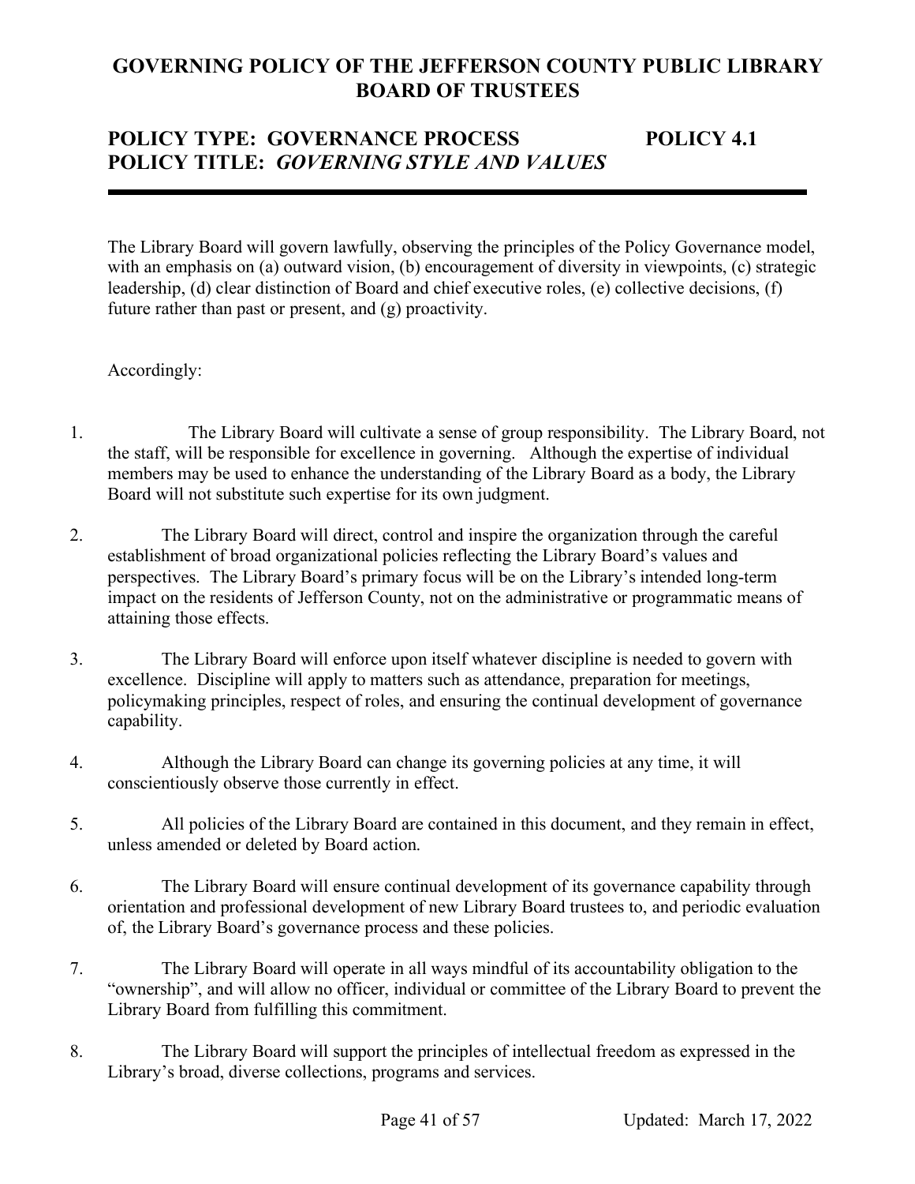# GOVERNING POLICY OF THE JEFFERSON COUNTY PUBLIC LIBRARY BOARD OF TRUSTEES

## POLICY TYPE: GOVERNANCE PROCESS POLICY 4.1
## POLICY TITLE: *GOVERNING STYLE AND VALUES*

---

The Library Board will govern lawfully, observing the principles of the Policy Governance model, with an emphasis on (a) outward vision, (b) encouragement of diversity in viewpoints, (c) strategic leadership, (d) clear distinction of Board and chief executive roles, (e) collective decisions, (f) future rather than past or present, and (g) proactivity.

Accordingly:

1. The Library Board will cultivate a sense of group responsibility. The Library Board, not the staff, will be responsible for excellence in governing. Although the expertise of individual members may be used to enhance the understanding of the Library Board as a body, the Library Board will not substitute such expertise for its own judgment.

2. The Library Board will direct, control and inspire the organization through the careful establishment of broad organizational policies reflecting the Library Board's values and perspectives. The Library Board's primary focus will be on the Library's intended long-term impact on the residents of Jefferson County, not on the administrative or programmatic means of attaining those effects.

3. The Library Board will enforce upon itself whatever discipline is needed to govern with excellence. Discipline will apply to matters such as attendance, preparation for meetings, policymaking principles, respect of roles, and ensuring the continual development of governance capability.

4. Although the Library Board can change its governing policies at any time, it will conscientiously observe those currently in effect.

5. All policies of the Library Board are contained in this document, and they remain in effect, unless amended or deleted by Board action.

6. The Library Board will ensure continual development of its governance capability through orientation and professional development of new Library Board trustees to, and periodic evaluation of, the Library Board's governance process and these policies.

7. The Library Board will operate in all ways mindful of its accountability obligation to the "ownership", and will allow no officer, individual or committee of the Library Board to prevent the Library Board from fulfilling this commitment.

8. The Library Board will support the principles of intellectual freedom as expressed in the Library's broad, diverse collections, programs and services.

Updated: March 17, 2022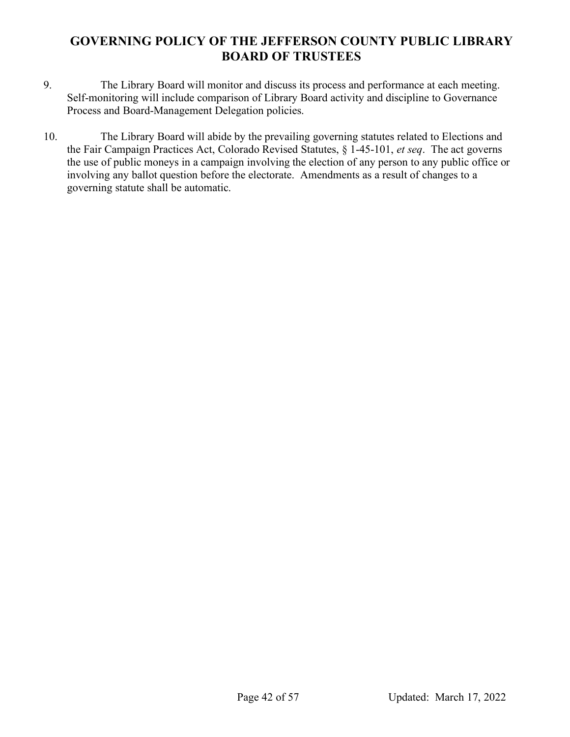9. The Library Board will monitor and discuss its process and performance at each meeting. Self-monitoring will include comparison of Library Board activity and discipline to Governance Process and Board-Management Delegation policies.

10. The Library Board will abide by the prevailing governing statutes related to Elections and the Fair Campaign Practices Act, Colorado Revised Statutes, § 1-45-101, *et seq*. The act governs the use of public moneys in a campaign involving the election of any person to any public office or involving any ballot question before the electorate. Amendments as a result of changes to a governing statute shall be automatic.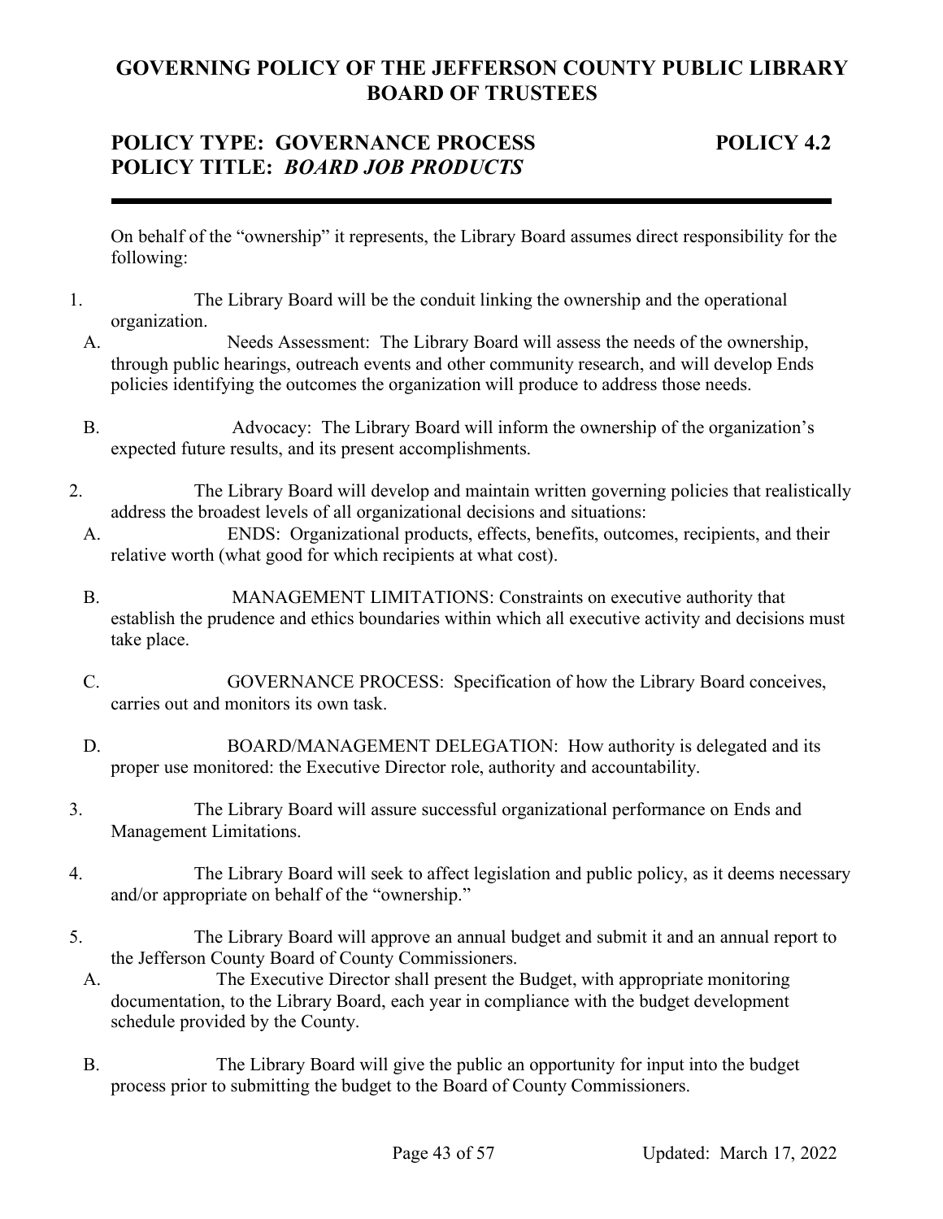## GOVERNING POLICY OF THE JEFFERSON COUNTY PUBLIC LIBRARY BOARD OF TRUSTEES

### POLICY TYPE: GOVERNANCE PROCESS — POLICY 4.2
### POLICY TITLE: *BOARD JOB PRODUCTS*

---

On behalf of the "ownership" it represents, the Library Board assumes direct responsibility for the following:

1. The Library Board will be the conduit linking the ownership and the operational organization.
   - A. Needs Assessment: The Library Board will assess the needs of the ownership, through public hearings, outreach events and other community research, and will develop Ends policies identifying the outcomes the organization will produce to address those needs.
   - B. Advocacy: The Library Board will inform the ownership of the organization's expected future results, and its present accomplishments.

2. The Library Board will develop and maintain written governing policies that realistically address the broadest levels of all organizational decisions and situations:
   - A. ENDS: Organizational products, effects, benefits, outcomes, recipients, and their relative worth (what good for which recipients at what cost).
   - B. MANAGEMENT LIMITATIONS: Constraints on executive authority that establish the prudence and ethics boundaries within which all executive activity and decisions must take place.
   - C. GOVERNANCE PROCESS: Specification of how the Library Board conceives, carries out and monitors its own task.
   - D. BOARD/MANAGEMENT DELEGATION: How authority is delegated and its proper use monitored: the Executive Director role, authority and accountability.

3. The Library Board will assure successful organizational performance on Ends and Management Limitations.

4. The Library Board will seek to affect legislation and public policy, as it deems necessary and/or appropriate on behalf of the "ownership."

5. The Library Board will approve an annual budget and submit it and an annual report to the Jefferson County Board of County Commissioners.
   - A. The Executive Director shall present the Budget, with appropriate monitoring documentation, to the Library Board, each year in compliance with the budget development schedule provided by the County.
   - B. The Library Board will give the public an opportunity for input into the budget process prior to submitting the budget to the Board of County Commissioners.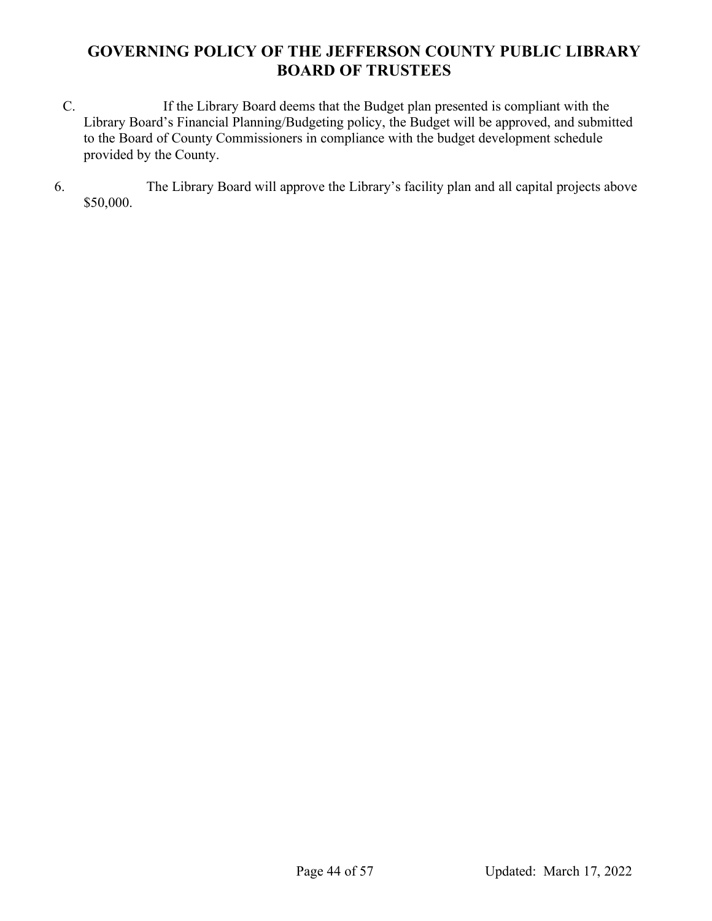C. If the Library Board deems that the Budget plan presented is compliant with the Library Board's Financial Planning/Budgeting policy, the Budget will be approved, and submitted to the Board of County Commissioners in compliance with the budget development schedule provided by the County.

6. The Library Board will approve the Library's facility plan and all capital projects above $50,000.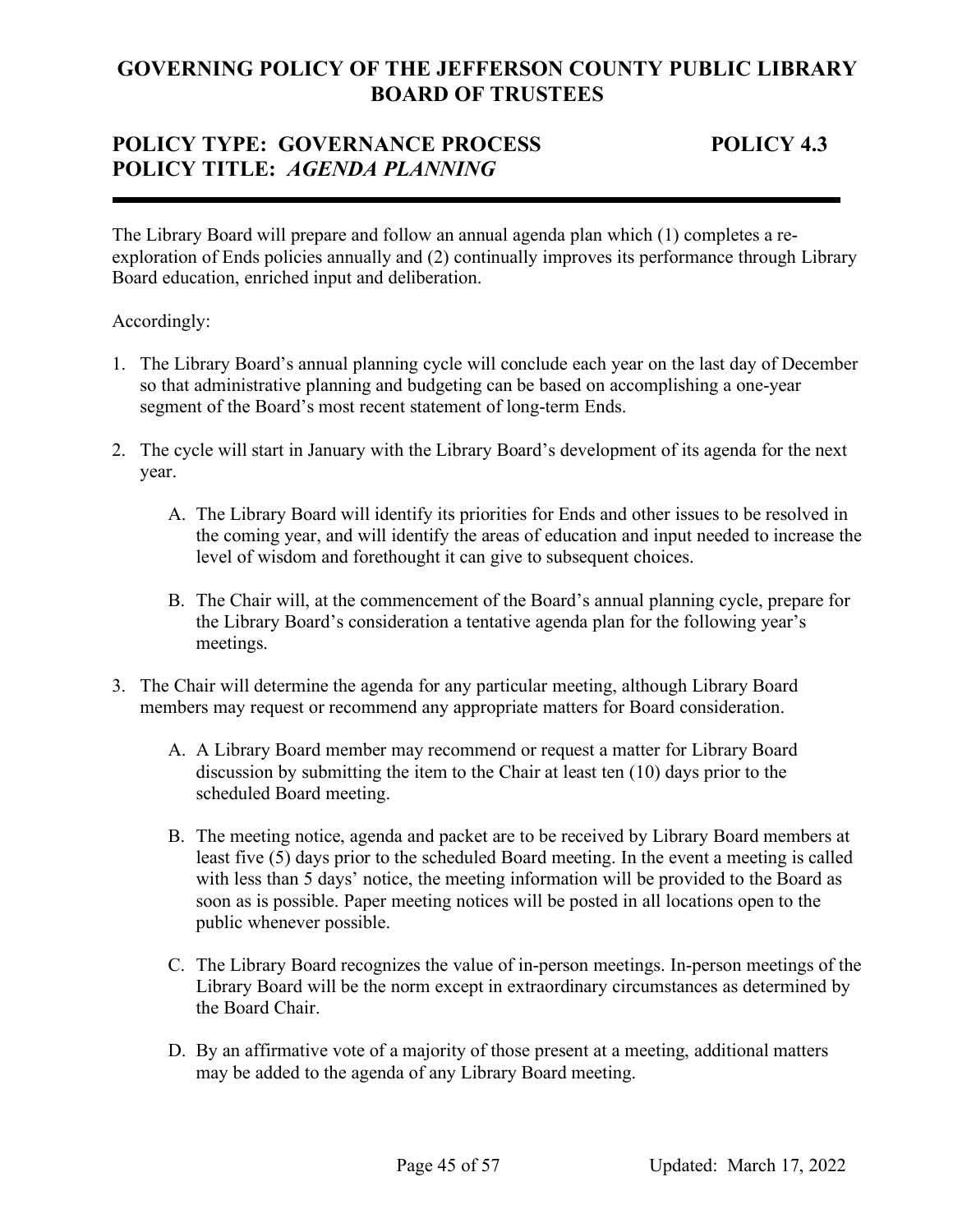# GOVERNING POLICY OF THE JEFFERSON COUNTY PUBLIC LIBRARY BOARD OF TRUSTEES

## POLICY TYPE: GOVERNANCE PROCESS — POLICY 4.3
## POLICY TITLE: *AGENDA PLANNING*

---

The Library Board will prepare and follow an annual agenda plan which (1) completes a re-exploration of Ends policies annually and (2) continually improves its performance through Library Board education, enriched input and deliberation.

Accordingly:

1. The Library Board's annual planning cycle will conclude each year on the last day of December so that administrative planning and budgeting can be based on accomplishing a one-year segment of the Board's most recent statement of long-term Ends.

2. The cycle will start in January with the Library Board's development of its agenda for the next year.

   A. The Library Board will identify its priorities for Ends and other issues to be resolved in the coming year, and will identify the areas of education and input needed to increase the level of wisdom and forethought it can give to subsequent choices.

   B. The Chair will, at the commencement of the Board's annual planning cycle, prepare for the Library Board's consideration a tentative agenda plan for the following year's meetings.

3. The Chair will determine the agenda for any particular meeting, although Library Board members may request or recommend any appropriate matters for Board consideration.

   A. A Library Board member may recommend or request a matter for Library Board discussion by submitting the item to the Chair at least ten (10) days prior to the scheduled Board meeting.

   B. The meeting notice, agenda and packet are to be received by Library Board members at least five (5) days prior to the scheduled Board meeting. In the event a meeting is called with less than 5 days' notice, the meeting information will be provided to the Board as soon as is possible. Paper meeting notices will be posted in all locations open to the public whenever possible.

   C. The Library Board recognizes the value of in-person meetings. In-person meetings of the Library Board will be the norm except in extraordinary circumstances as determined by the Board Chair.

   D. By an affirmative vote of a majority of those present at a meeting, additional matters may be added to the agenda of any Library Board meeting.

Updated: March 17, 2022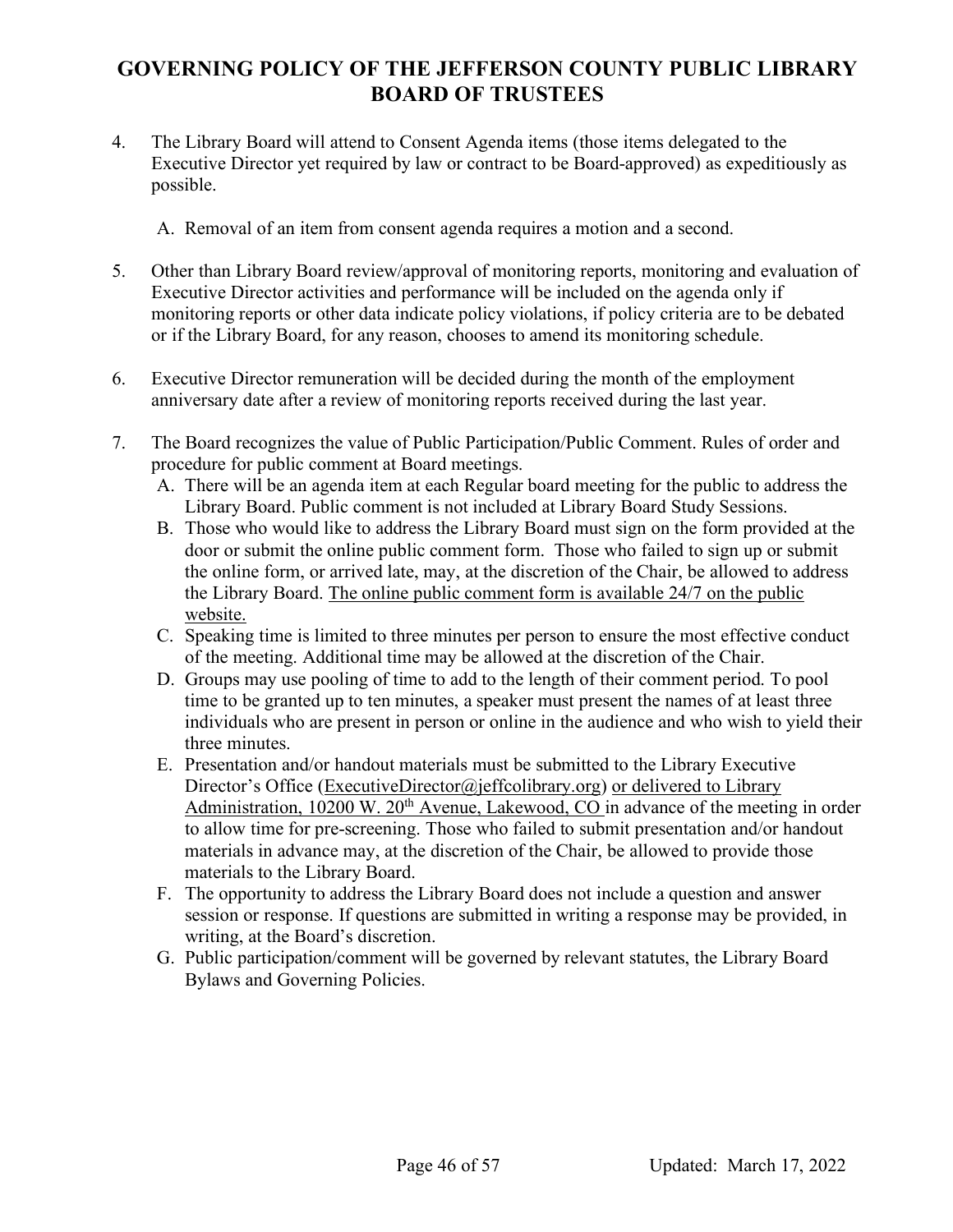# GOVERNING POLICY OF THE JEFFERSON COUNTY PUBLIC LIBRARY BOARD OF TRUSTEES

4. The Library Board will attend to Consent Agenda items (those items delegated to the Executive Director yet required by law or contract to be Board-approved) as expeditiously as possible.

   A. Removal of an item from consent agenda requires a motion and a second.

5. Other than Library Board review/approval of monitoring reports, monitoring and evaluation of Executive Director activities and performance will be included on the agenda only if monitoring reports or other data indicate policy violations, if policy criteria are to be debated or if the Library Board, for any reason, chooses to amend its monitoring schedule.

6. Executive Director remuneration will be decided during the month of the employment anniversary date after a review of monitoring reports received during the last year.

7. The Board recognizes the value of Public Participation/Public Comment. Rules of order and procedure for public comment at Board meetings.
   A. There will be an agenda item at each Regular board meeting for the public to address the Library Board. Public comment is not included at Library Board Study Sessions.
   B. Those who would like to address the Library Board must sign on the form provided at the door or submit the online public comment form. Those who failed to sign up or submit the online form, or arrived late, may, at the discretion of the Chair, be allowed to address the Library Board. <u>The online public comment form is available 24/7 on the public website.</u>
   C. Speaking time is limited to three minutes per person to ensure the most effective conduct of the meeting. Additional time may be allowed at the discretion of the Chair.
   D. Groups may use pooling of time to add to the length of their comment period. To pool time to be granted up to ten minutes, a speaker must present the names of at least three individuals who are present in person or online in the audience and who wish to yield their three minutes.
   E. Presentation and/or handout materials must be submitted to the Library Executive Director's Office (ExecutiveDirector@jeffcolibrary.org) <u>or delivered to Library Administration, 10200 W. 20th Avenue, Lakewood, CO</u> in advance of the meeting in order to allow time for pre-screening. Those who failed to submit presentation and/or handout materials in advance may, at the discretion of the Chair, be allowed to provide those materials to the Library Board.
   F. The opportunity to address the Library Board does not include a question and answer session or response. If questions are submitted in writing a response may be provided, in writing, at the Board's discretion.
   G. Public participation/comment will be governed by relevant statutes, the Library Board Bylaws and Governing Policies.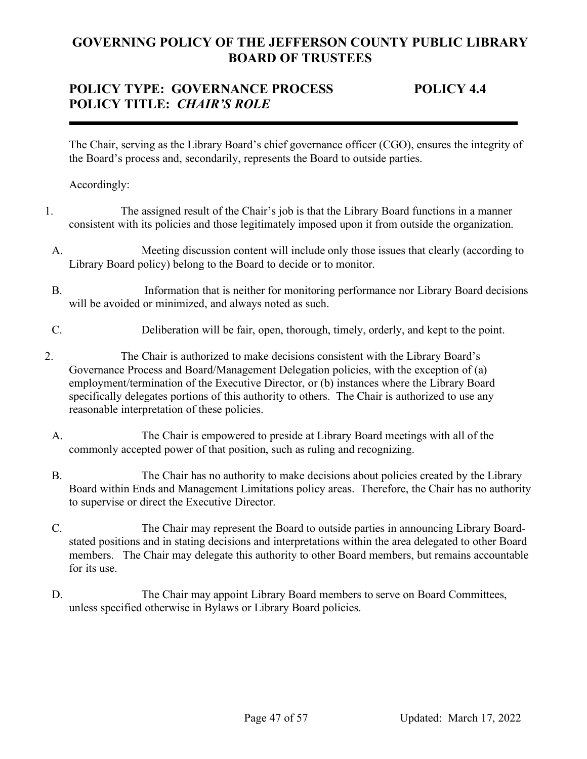# GOVERNING POLICY OF THE JEFFERSON COUNTY PUBLIC LIBRARY BOARD OF TRUSTEES

## POLICY TYPE: GOVERNANCE PROCESS — POLICY 4.4
## POLICY TITLE: *CHAIR'S ROLE*

---

The Chair, serving as the Library Board's chief governance officer (CGO), ensures the integrity of the Board's process and, secondarily, represents the Board to outside parties.

Accordingly:

1. The assigned result of the Chair's job is that the Library Board functions in a manner consistent with its policies and those legitimately imposed upon it from outside the organization.

   A. Meeting discussion content will include only those issues that clearly (according to Library Board policy) belong to the Board to decide or to monitor.

   B. Information that is neither for monitoring performance nor Library Board decisions will be avoided or minimized, and always noted as such.

   C. Deliberation will be fair, open, thorough, timely, orderly, and kept to the point.

2. The Chair is authorized to make decisions consistent with the Library Board's Governance Process and Board/Management Delegation policies, with the exception of (a) employment/termination of the Executive Director, or (b) instances where the Library Board specifically delegates portions of this authority to others. The Chair is authorized to use any reasonable interpretation of these policies.

   A. The Chair is empowered to preside at Library Board meetings with all of the commonly accepted power of that position, such as ruling and recognizing.

   B. The Chair has no authority to make decisions about policies created by the Library Board within Ends and Management Limitations policy areas. Therefore, the Chair has no authority to supervise or direct the Executive Director.

   C. The Chair may represent the Board to outside parties in announcing Library Board-stated positions and in stating decisions and interpretations within the area delegated to other Board members. The Chair may delegate this authority to other Board members, but remains accountable for its use.

   D. The Chair may appoint Library Board members to serve on Board Committees, unless specified otherwise in Bylaws or Library Board policies.

Updated: March 17, 2022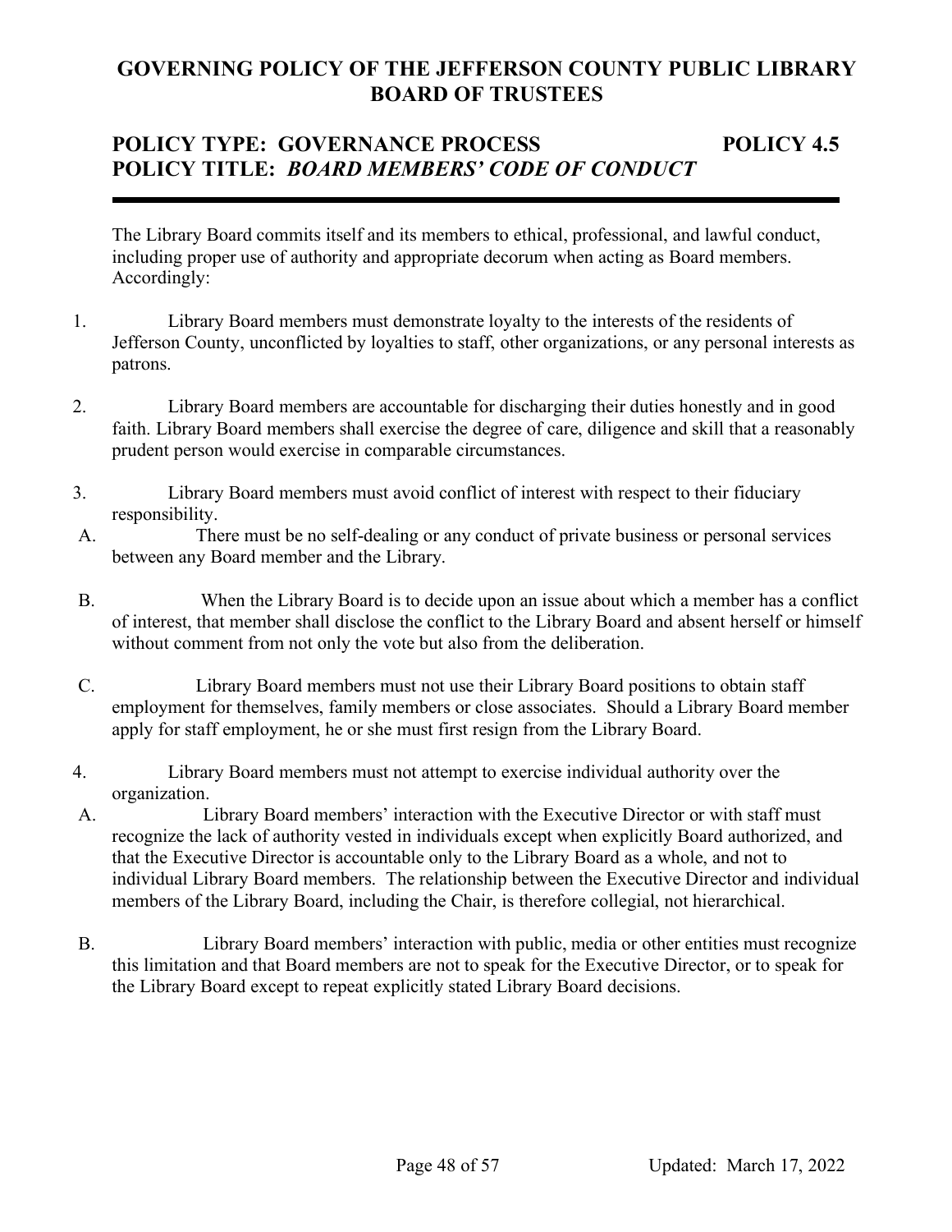# GOVERNING POLICY OF THE JEFFERSON COUNTY PUBLIC LIBRARY BOARD OF TRUSTEES

## POLICY TYPE: GOVERNANCE PROCESS — POLICY 4.5
## POLICY TITLE: *BOARD MEMBERS' CODE OF CONDUCT*

---

The Library Board commits itself and its members to ethical, professional, and lawful conduct, including proper use of authority and appropriate decorum when acting as Board members. Accordingly:

1. Library Board members must demonstrate loyalty to the interests of the residents of Jefferson County, unconflicted by loyalties to staff, other organizations, or any personal interests as patrons.

2. Library Board members are accountable for discharging their duties honestly and in good faith. Library Board members shall exercise the degree of care, diligence and skill that a reasonably prudent person would exercise in comparable circumstances.

3. Library Board members must avoid conflict of interest with respect to their fiduciary responsibility.

   A. There must be no self-dealing or any conduct of private business or personal services between any Board member and the Library.

   B. When the Library Board is to decide upon an issue about which a member has a conflict of interest, that member shall disclose the conflict to the Library Board and absent herself or himself without comment from not only the vote but also from the deliberation.

   C. Library Board members must not use their Library Board positions to obtain staff employment for themselves, family members or close associates. Should a Library Board member apply for staff employment, he or she must first resign from the Library Board.

4. Library Board members must not attempt to exercise individual authority over the organization.

   A. Library Board members' interaction with the Executive Director or with staff must recognize the lack of authority vested in individuals except when explicitly Board authorized, and that the Executive Director is accountable only to the Library Board as a whole, and not to individual Library Board members. The relationship between the Executive Director and individual members of the Library Board, including the Chair, is therefore collegial, not hierarchical.

   B. Library Board members' interaction with public, media or other entities must recognize this limitation and that Board members are not to speak for the Executive Director, or to speak for the Library Board except to repeat explicitly stated Library Board decisions.

Updated: March 17, 2022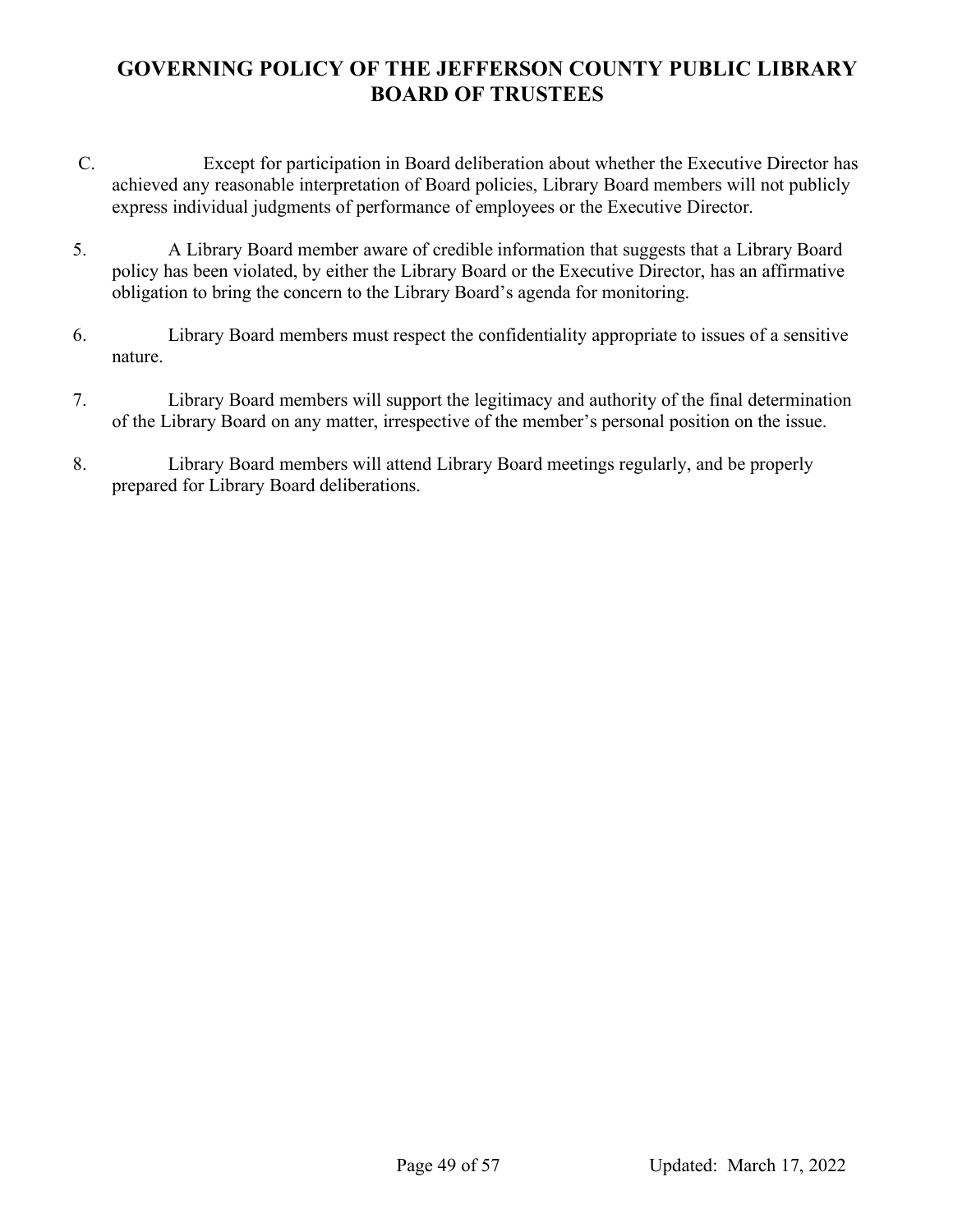C. Except for participation in Board deliberation about whether the Executive Director has achieved any reasonable interpretation of Board policies, Library Board members will not publicly express individual judgments of performance of employees or the Executive Director.

5. A Library Board member aware of credible information that suggests that a Library Board policy has been violated, by either the Library Board or the Executive Director, has an affirmative obligation to bring the concern to the Library Board's agenda for monitoring.

6. Library Board members must respect the confidentiality appropriate to issues of a sensitive nature.

7. Library Board members will support the legitimacy and authority of the final determination of the Library Board on any matter, irrespective of the member's personal position on the issue.

8. Library Board members will attend Library Board meetings regularly, and be properly prepared for Library Board deliberations.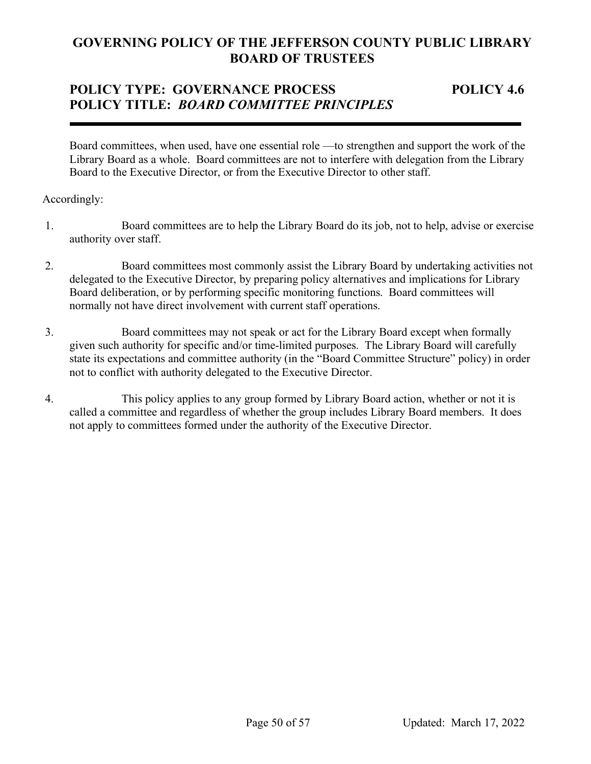## GOVERNING POLICY OF THE JEFFERSON COUNTY PUBLIC LIBRARY BOARD OF TRUSTEES

### POLICY TYPE: GOVERNANCE PROCESS — POLICY 4.6
### POLICY TITLE: *BOARD COMMITTEE PRINCIPLES*

---

Board committees, when used, have one essential role —to strengthen and support the work of the Library Board as a whole. Board committees are not to interfere with delegation from the Library Board to the Executive Director, or from the Executive Director to other staff.

Accordingly:

1. Board committees are to help the Library Board do its job, not to help, advise or exercise authority over staff.

2. Board committees most commonly assist the Library Board by undertaking activities not delegated to the Executive Director, by preparing policy alternatives and implications for Library Board deliberation, or by performing specific monitoring functions. Board committees will normally not have direct involvement with current staff operations.

3. Board committees may not speak or act for the Library Board except when formally given such authority for specific and/or time-limited purposes. The Library Board will carefully state its expectations and committee authority (in the "Board Committee Structure" policy) in order not to conflict with authority delegated to the Executive Director.

4. This policy applies to any group formed by Library Board action, whether or not it is called a committee and regardless of whether the group includes Library Board members. It does not apply to committees formed under the authority of the Executive Director.

Updated: March 17, 2022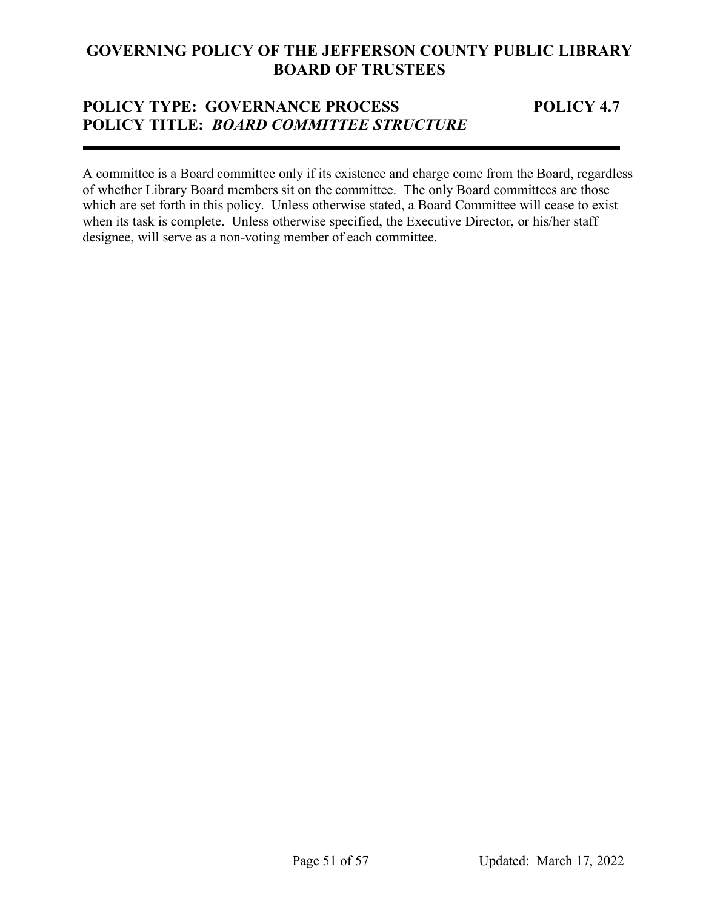## GOVERNING POLICY OF THE JEFFERSON COUNTY PUBLIC LIBRARY BOARD OF TRUSTEES

**POLICY TYPE: GOVERNANCE PROCESS** **POLICY 4.7**
**POLICY TITLE:** ***BOARD COMMITTEE STRUCTURE***

---

A committee is a Board committee only if its existence and charge come from the Board, regardless of whether Library Board members sit on the committee. The only Board committees are those which are set forth in this policy. Unless otherwise stated, a Board Committee will cease to exist when its task is complete. Unless otherwise specified, the Executive Director, or his/her staff designee, will serve as a non-voting member of each committee.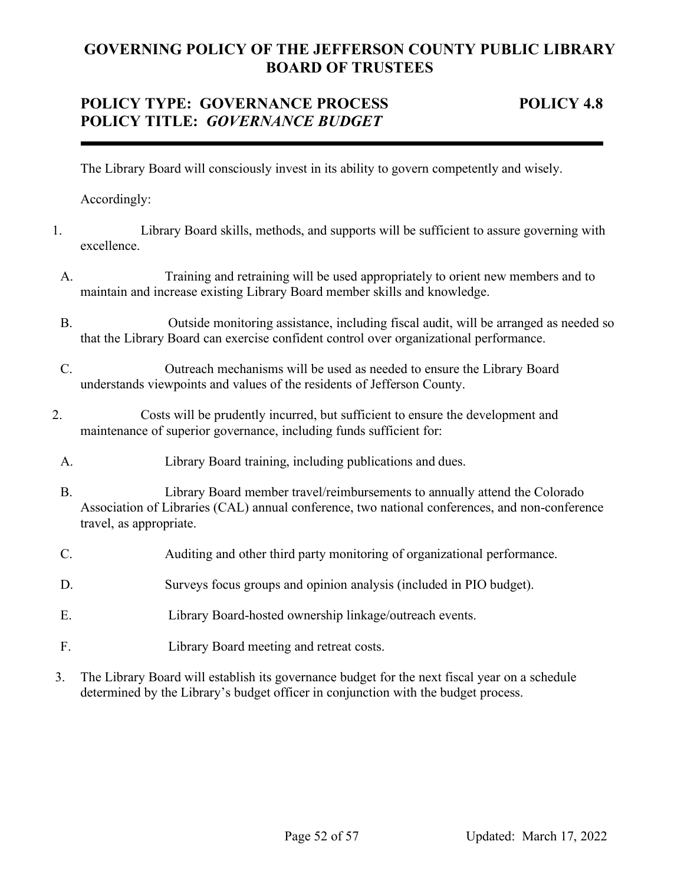# GOVERNING POLICY OF THE JEFFERSON COUNTY PUBLIC LIBRARY BOARD OF TRUSTEES

## POLICY TYPE: GOVERNANCE PROCESS — POLICY 4.8
## POLICY TITLE: *GOVERNANCE BUDGET*

---

The Library Board will consciously invest in its ability to govern competently and wisely.

Accordingly:

1. Library Board skills, methods, and supports will be sufficient to assure governing with excellence.

   A. Training and retraining will be used appropriately to orient new members and to maintain and increase existing Library Board member skills and knowledge.

   B. Outside monitoring assistance, including fiscal audit, will be arranged as needed so that the Library Board can exercise confident control over organizational performance.

   C. Outreach mechanisms will be used as needed to ensure the Library Board understands viewpoints and values of the residents of Jefferson County.

2. Costs will be prudently incurred, but sufficient to ensure the development and maintenance of superior governance, including funds sufficient for:

   A. Library Board training, including publications and dues.

   B. Library Board member travel/reimbursements to annually attend the Colorado Association of Libraries (CAL) annual conference, two national conferences, and non-conference travel, as appropriate.

   C. Auditing and other third party monitoring of organizational performance.

   D. Surveys focus groups and opinion analysis (included in PIO budget).

   E. Library Board-hosted ownership linkage/outreach events.

   F. Library Board meeting and retreat costs.

3. The Library Board will establish its governance budget for the next fiscal year on a schedule determined by the Library's budget officer in conjunction with the budget process.

Updated: March 17, 2022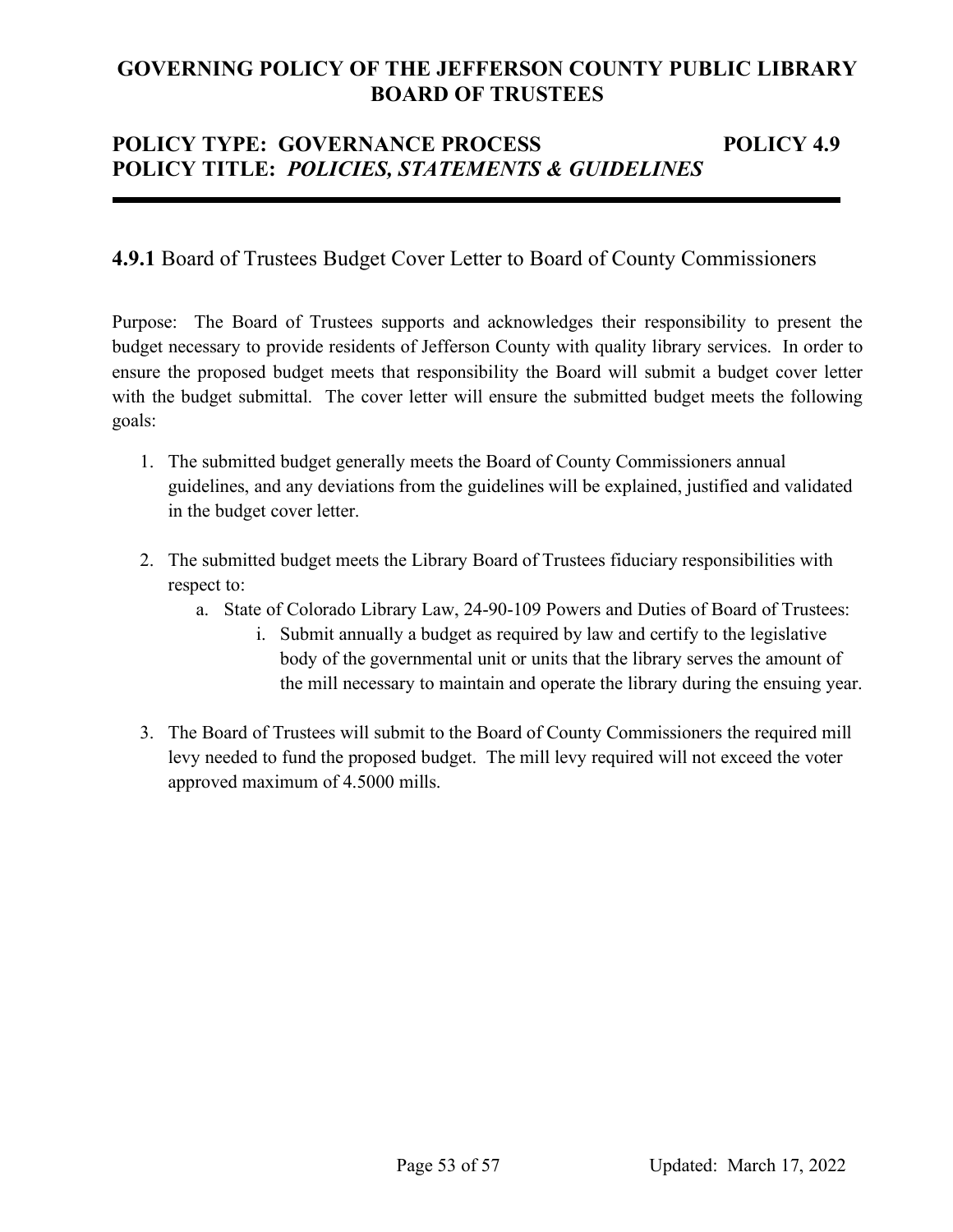# GOVERNING POLICY OF THE JEFFERSON COUNTY PUBLIC LIBRARY BOARD OF TRUSTEES

## POLICY TYPE: GOVERNANCE PROCESS POLICY 4.9
## POLICY TITLE: *POLICIES, STATEMENTS & GUIDELINES*

---

### **4.9.1** Board of Trustees Budget Cover Letter to Board of County Commissioners

Purpose: The Board of Trustees supports and acknowledges their responsibility to present the budget necessary to provide residents of Jefferson County with quality library services. In order to ensure the proposed budget meets that responsibility the Board will submit a budget cover letter with the budget submittal. The cover letter will ensure the submitted budget meets the following goals:

1. The submitted budget generally meets the Board of County Commissioners annual guidelines, and any deviations from the guidelines will be explained, justified and validated in the budget cover letter.

2. The submitted budget meets the Library Board of Trustees fiduciary responsibilities with respect to:
   a. State of Colorado Library Law, 24-90-109 Powers and Duties of Board of Trustees:
      i. Submit annually a budget as required by law and certify to the legislative body of the governmental unit or units that the library serves the amount of the mill necessary to maintain and operate the library during the ensuing year.

3. The Board of Trustees will submit to the Board of County Commissioners the required mill levy needed to fund the proposed budget. The mill levy required will not exceed the voter approved maximum of 4.5000 mills.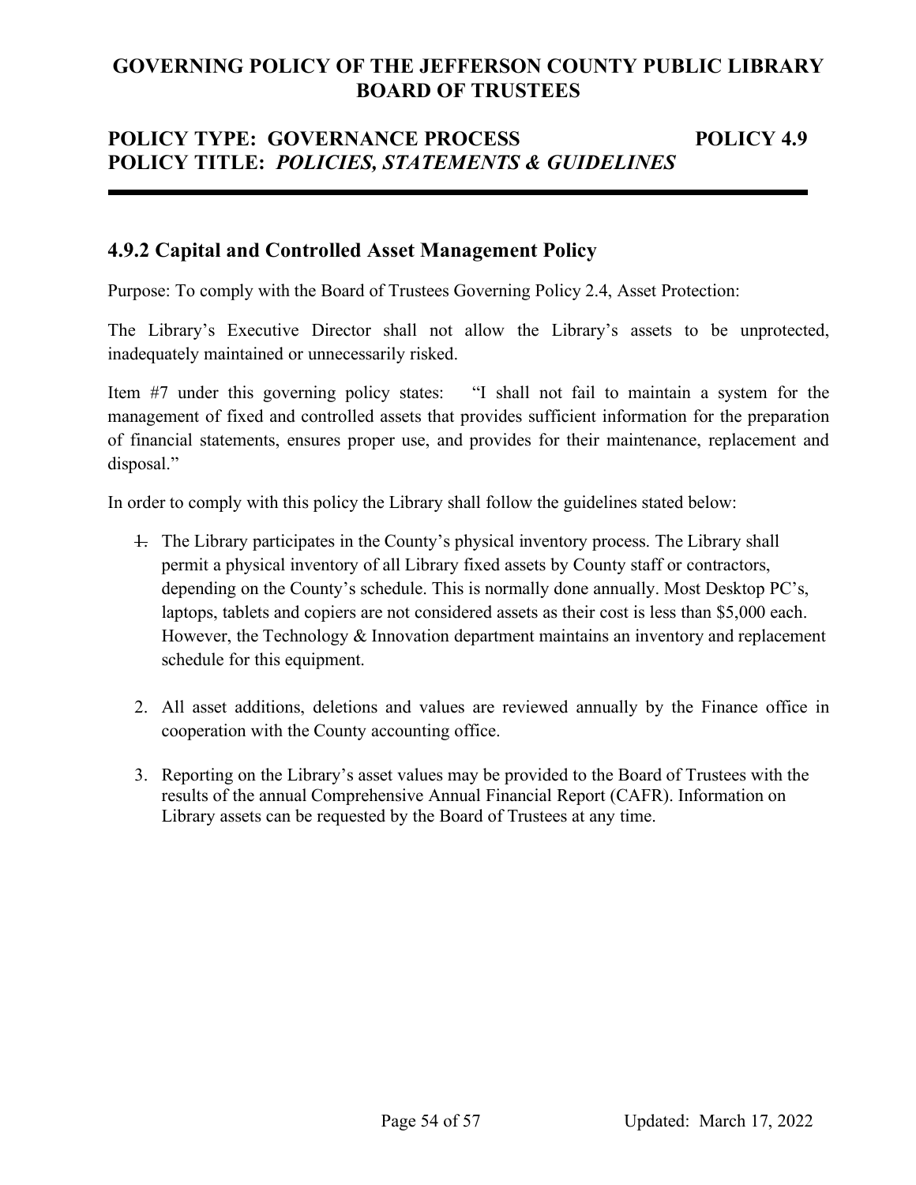# GOVERNING POLICY OF THE JEFFERSON COUNTY PUBLIC LIBRARY BOARD OF TRUSTEES

## POLICY TYPE: GOVERNANCE PROCESS POLICY 4.9
## POLICY TITLE: *POLICIES, STATEMENTS & GUIDELINES*

---

### 4.9.2 Capital and Controlled Asset Management Policy

Purpose: To comply with the Board of Trustees Governing Policy 2.4, Asset Protection:

The Library's Executive Director shall not allow the Library's assets to be unprotected, inadequately maintained or unnecessarily risked.

Item #7 under this governing policy states: "I shall not fail to maintain a system for the management of fixed and controlled assets that provides sufficient information for the preparation of financial statements, ensures proper use, and provides for their maintenance, replacement and disposal."

In order to comply with this policy the Library shall follow the guidelines stated below:

1. The Library participates in the County's physical inventory process. The Library shall permit a physical inventory of all Library fixed assets by County staff or contractors, depending on the County's schedule. This is normally done annually. Most Desktop PC's, laptops, tablets and copiers are not considered assets as their cost is less than $5,000 each. However, the Technology & Innovation department maintains an inventory and replacement schedule for this equipment.

2. All asset additions, deletions and values are reviewed annually by the Finance office in cooperation with the County accounting office.

3. Reporting on the Library's asset values may be provided to the Board of Trustees with the results of the annual Comprehensive Annual Financial Report (CAFR). Information on Library assets can be requested by the Board of Trustees at any time.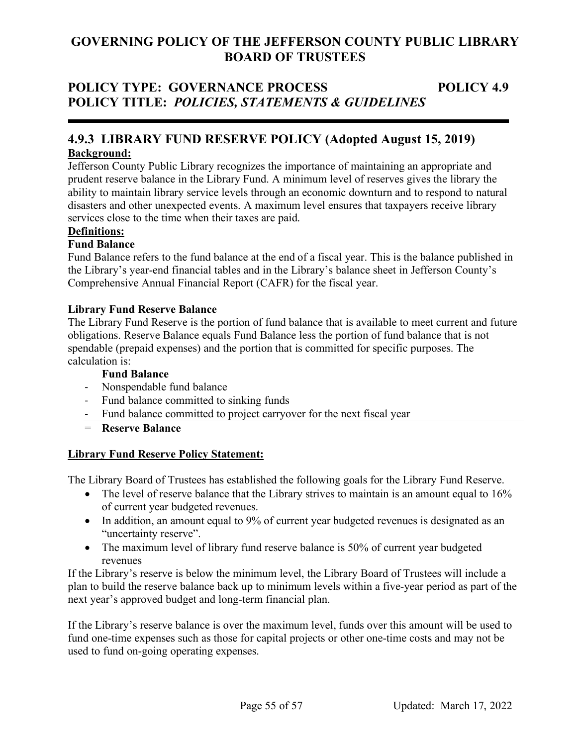# GOVERNING POLICY OF THE JEFFERSON COUNTY PUBLIC LIBRARY BOARD OF TRUSTEES

## POLICY TYPE: GOVERNANCE PROCESS POLICY 4.9
## POLICY TITLE: *POLICIES, STATEMENTS & GUIDELINES*

---

## 4.9.3 LIBRARY FUND RESERVE POLICY (Adopted August 15, 2019)

**Background:**

Jefferson County Public Library recognizes the importance of maintaining an appropriate and prudent reserve balance in the Library Fund. A minimum level of reserves gives the library the ability to maintain library service levels through an economic downturn and to respond to natural disasters and other unexpected events. A maximum level ensures that taxpayers receive library services close to the time when their taxes are paid.

**Definitions:**

**Fund Balance**

Fund Balance refers to the fund balance at the end of a fiscal year. This is the balance published in the Library's year-end financial tables and in the Library's balance sheet in Jefferson County's Comprehensive Annual Financial Report (CAFR) for the fiscal year.

**Library Fund Reserve Balance**

The Library Fund Reserve is the portion of fund balance that is available to meet current and future obligations. Reserve Balance equals Fund Balance less the portion of fund balance that is not spendable (prepaid expenses) and the portion that is committed for specific purposes. The calculation is:

**Fund Balance**
- Nonspendable fund balance
- Fund balance committed to sinking funds
- Fund balance committed to project carryover for the next fiscal year

= **Reserve Balance**

**Library Fund Reserve Policy Statement:**

The Library Board of Trustees has established the following goals for the Library Fund Reserve.

- The level of reserve balance that the Library strives to maintain is an amount equal to 16% of current year budgeted revenues.
- In addition, an amount equal to 9% of current year budgeted revenues is designated as an "uncertainty reserve".
- The maximum level of library fund reserve balance is 50% of current year budgeted revenues

If the Library's reserve is below the minimum level, the Library Board of Trustees will include a plan to build the reserve balance back up to minimum levels within a five-year period as part of the next year's approved budget and long-term financial plan.

If the Library's reserve balance is over the maximum level, funds over this amount will be used to fund one-time expenses such as those for capital projects or other one-time costs and may not be used to fund on-going operating expenses.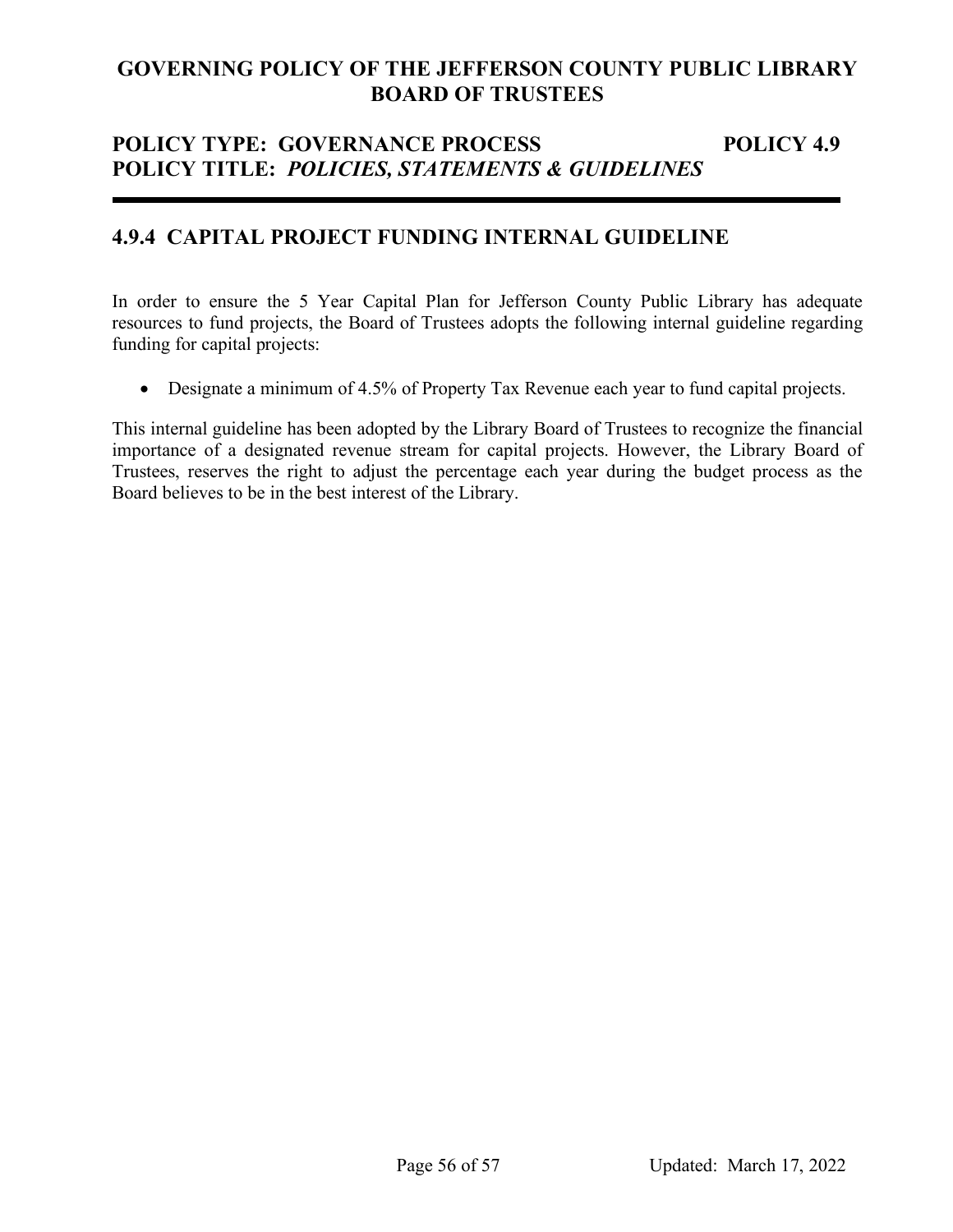# GOVERNING POLICY OF THE JEFFERSON COUNTY PUBLIC LIBRARY BOARD OF TRUSTEES

**POLICY TYPE: GOVERNANCE PROCESS** **POLICY 4.9**
**POLICY TITLE:** ***POLICIES, STATEMENTS & GUIDELINES***

---

## 4.9.4 CAPITAL PROJECT FUNDING INTERNAL GUIDELINE

In order to ensure the 5 Year Capital Plan for Jefferson County Public Library has adequate resources to fund projects, the Board of Trustees adopts the following internal guideline regarding funding for capital projects:

- Designate a minimum of 4.5% of Property Tax Revenue each year to fund capital projects.

This internal guideline has been adopted by the Library Board of Trustees to recognize the financial importance of a designated revenue stream for capital projects. However, the Library Board of Trustees, reserves the right to adjust the percentage each year during the budget process as the Board believes to be in the best interest of the Library.

Updated: March 17, 2022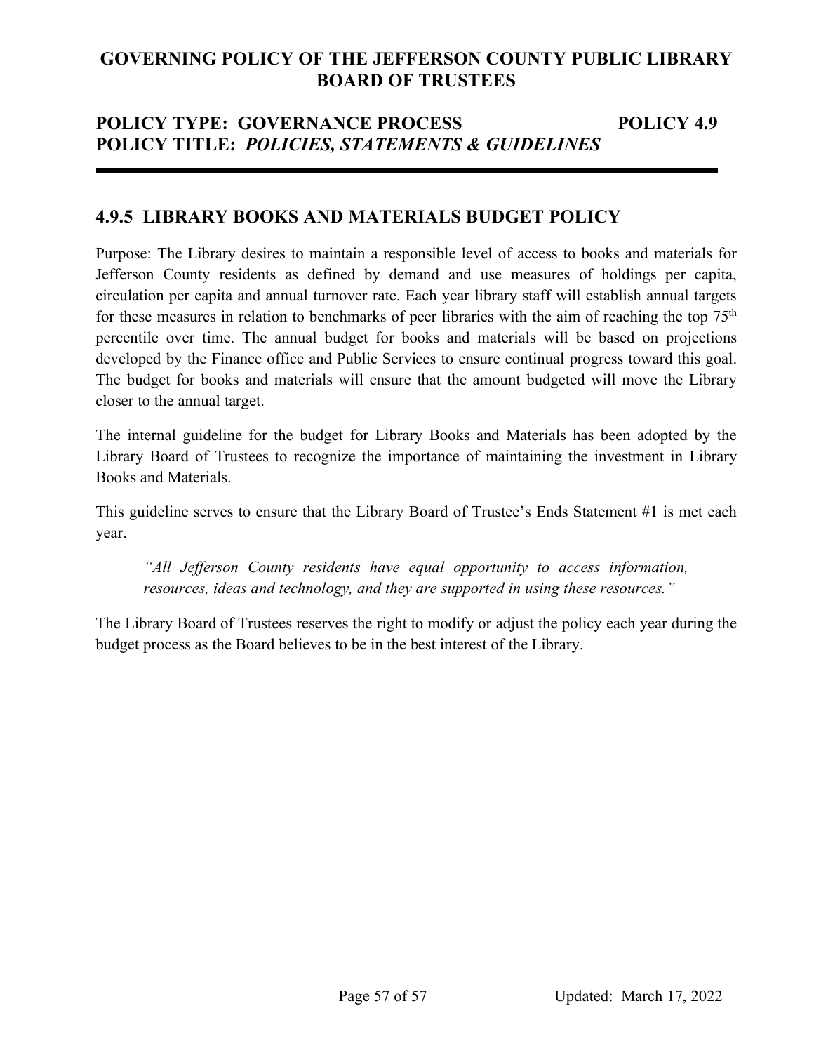# GOVERNING POLICY OF THE JEFFERSON COUNTY PUBLIC LIBRARY BOARD OF TRUSTEES

**POLICY TYPE: GOVERNANCE PROCESS** **POLICY 4.9**
**POLICY TITLE:** ***POLICIES, STATEMENTS & GUIDELINES***

---

## 4.9.5 LIBRARY BOOKS AND MATERIALS BUDGET POLICY

Purpose: The Library desires to maintain a responsible level of access to books and materials for Jefferson County residents as defined by demand and use measures of holdings per capita, circulation per capita and annual turnover rate. Each year library staff will establish annual targets for these measures in relation to benchmarks of peer libraries with the aim of reaching the top 75th percentile over time. The annual budget for books and materials will be based on projections developed by the Finance office and Public Services to ensure continual progress toward this goal. The budget for books and materials will ensure that the amount budgeted will move the Library closer to the annual target.

The internal guideline for the budget for Library Books and Materials has been adopted by the Library Board of Trustees to recognize the importance of maintaining the investment in Library Books and Materials.

This guideline serves to ensure that the Library Board of Trustee's Ends Statement #1 is met each year.

> *"All Jefferson County residents have equal opportunity to access information, resources, ideas and technology, and they are supported in using these resources."*

The Library Board of Trustees reserves the right to modify or adjust the policy each year during the budget process as the Board believes to be in the best interest of the Library.